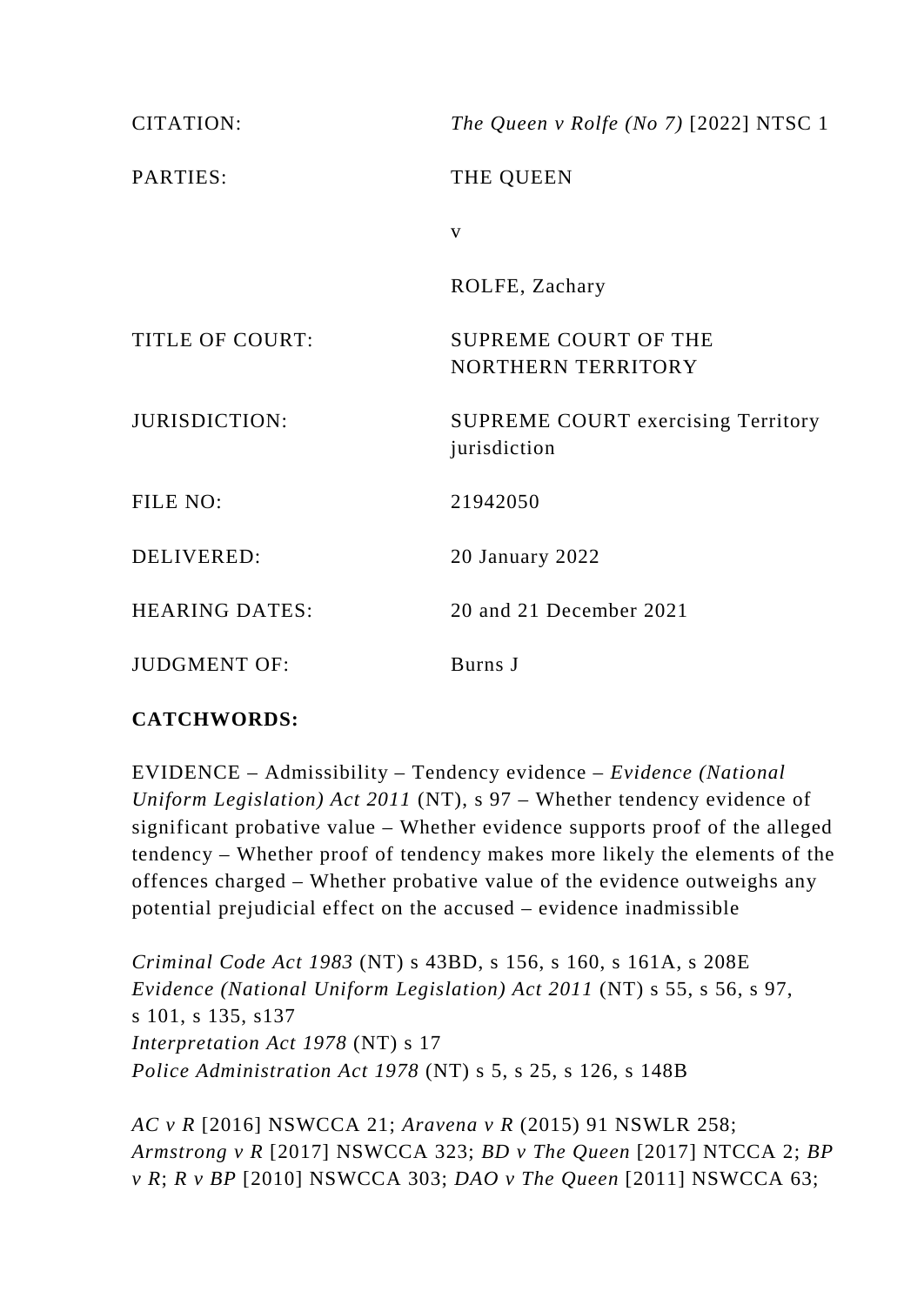| | |
|---|---|
| CITATION: | *The Queen v Rolfe (No 7)* [2022] NTSC 1 |
| PARTIES: | THE QUEEN |
| | v |
| | ROLFE, Zachary |
| TITLE OF COURT: | SUPREME COURT OF THE NORTHERN TERRITORY |
| JURISDICTION: | SUPREME COURT exercising Territory jurisdiction |
| FILE NO: | 21942050 |
| DELIVERED: | 20 January 2022 |
| HEARING DATES: | 20 and 21 December 2021 |
| JUDGMENT OF: | Burns J |

**CATCHWORDS:**

EVIDENCE – Admissibility – Tendency evidence – *Evidence (National Uniform Legislation) Act 2011* (NT), s 97 – Whether tendency evidence of significant probative value – Whether evidence supports proof of the alleged tendency – Whether proof of tendency makes more likely the elements of the offences charged – Whether probative value of the evidence outweighs any potential prejudicial effect on the accused – evidence inadmissible

*Criminal Code Act 1983* (NT) s 43BD, s 156, s 160, s 161A, s 208E
*Evidence (National Uniform Legislation) Act 2011* (NT) s 55, s 56, s 97, s 101, s 135, s137
*Interpretation Act 1978* (NT) s 17
*Police Administration Act 1978* (NT) s 5, s 25, s 126, s 148B

*AC v R* [2016] NSWCCA 21; *Aravena v R* (2015) 91 NSWLR 258; *Armstrong v R* [2017] NSWCCA 323; *BD v The Queen* [2017] NTCCA 2; *BP v R*; *R v BP* [2010] NSWCCA 303; *DAO v The Queen* [2011] NSWCCA 63;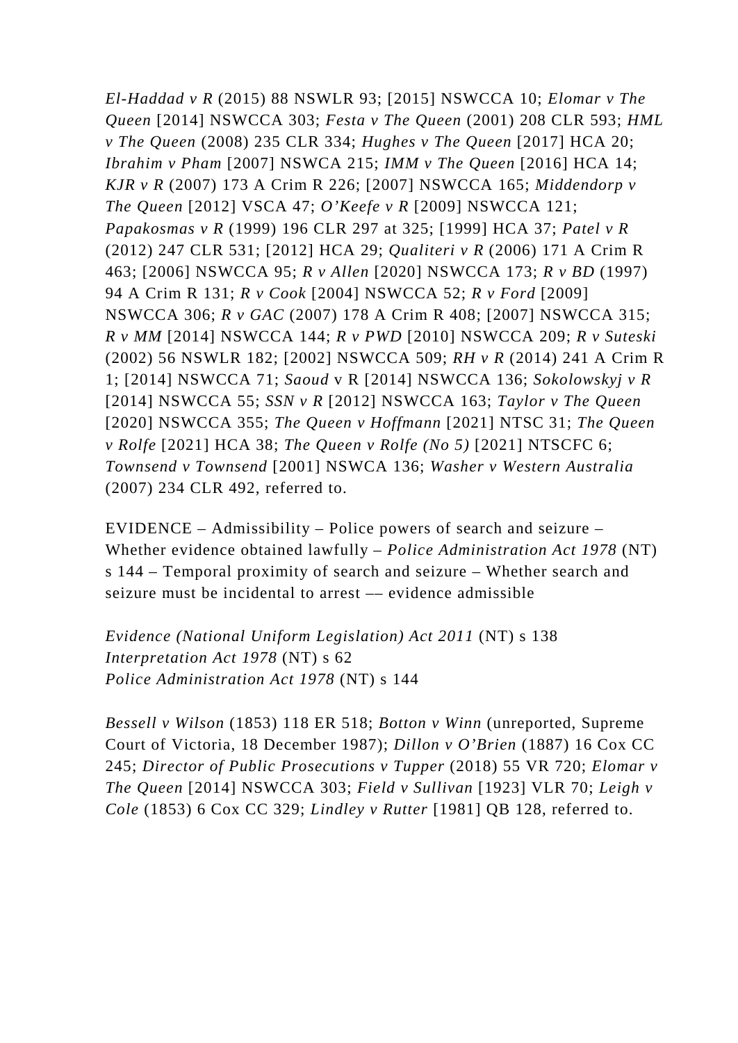*El-Haddad v R* (2015) 88 NSWLR 93; [2015] NSWCCA 10; *Elomar v The Queen* [2014] NSWCCA 303; *Festa v The Queen* (2001) 208 CLR 593; *HML v The Queen* (2008) 235 CLR 334; *Hughes v The Queen* [2017] HCA 20; *Ibrahim v Pham* [2007] NSWCA 215; *IMM v The Queen* [2016] HCA 14; *KJR v R* (2007) 173 A Crim R 226; [2007] NSWCCA 165; *Middendorp v The Queen* [2012] VSCA 47; *O'Keefe v R* [2009] NSWCCA 121; *Papakosmas v R* (1999) 196 CLR 297 at 325; [1999] HCA 37; *Patel v R* (2012) 247 CLR 531; [2012] HCA 29; *Qualiteri v R* (2006) 171 A Crim R 463; [2006] NSWCCA 95; *R v Allen* [2020] NSWCCA 173; *R v BD* (1997) 94 A Crim R 131; *R v Cook* [2004] NSWCCA 52; *R v Ford* [2009] NSWCCA 306; *R v GAC* (2007) 178 A Crim R 408; [2007] NSWCCA 315; *R v MM* [2014] NSWCCA 144; *R v PWD* [2010] NSWCCA 209; *R v Suteski* (2002) 56 NSWLR 182; [2002] NSWCCA 509; *RH v R* (2014) 241 A Crim R 1; [2014] NSWCCA 71; *Saoud* v R [2014] NSWCCA 136; *Sokolowskyj v R* [2014] NSWCCA 55; *SSN v R* [2012] NSWCCA 163; *Taylor v The Queen* [2020] NSWCCA 355; *The Queen v Hoffmann* [2021] NTSC 31; *The Queen v Rolfe* [2021] HCA 38; *The Queen v Rolfe (No 5)* [2021] NTSCFC 6; *Townsend v Townsend* [2001] NSWCA 136; *Washer v Western Australia* (2007) 234 CLR 492, referred to.

EVIDENCE – Admissibility – Police powers of search and seizure – Whether evidence obtained lawfully – *Police Administration Act 1978* (NT) s 144 – Temporal proximity of search and seizure – Whether search and seizure must be incidental to arrest –– evidence admissible

*Evidence (National Uniform Legislation) Act 2011* (NT) s 138
*Interpretation Act 1978* (NT) s 62
*Police Administration Act 1978* (NT) s 144

*Bessell v Wilson* (1853) 118 ER 518; *Botton v Winn* (unreported, Supreme Court of Victoria, 18 December 1987); *Dillon v O'Brien* (1887) 16 Cox CC 245; *Director of Public Prosecutions v Tupper* (2018) 55 VR 720; *Elomar v The Queen* [2014] NSWCCA 303; *Field v Sullivan* [1923] VLR 70; *Leigh v Cole* (1853) 6 Cox CC 329; *Lindley v Rutter* [1981] QB 128, referred to.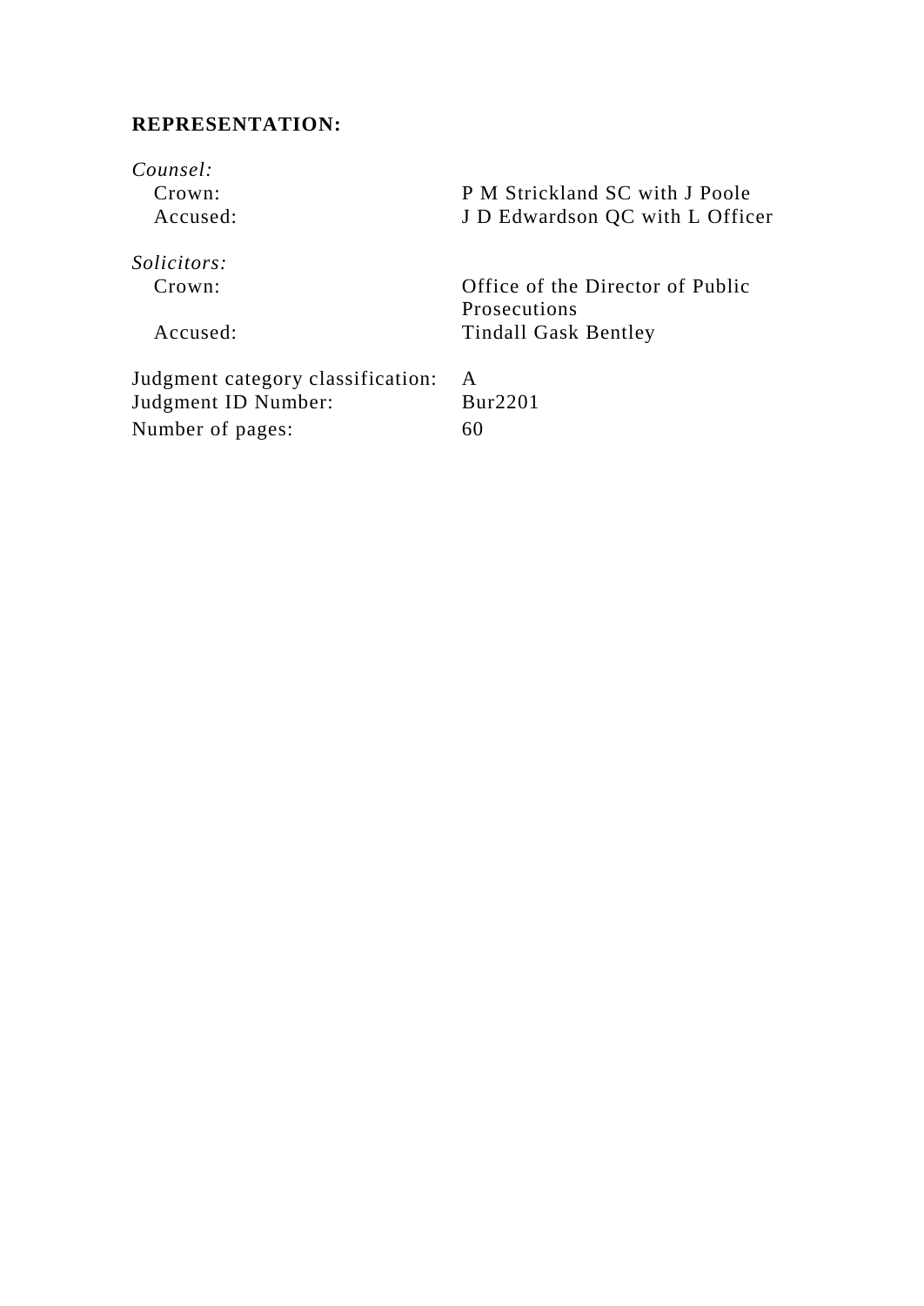**REPRESENTATION:**

| | |
|---|---|
| *Counsel:* | |
| Crown: | P M Strickland SC with J Poole |
| Accused: | J D Edwardson QC with L Officer |
| | |
| *Solicitors:* | |
| Crown: | Office of the Director of Public Prosecutions |
| Accused: | Tindall Gask Bentley |
| | |
| Judgment category classification: | A |
| Judgment ID Number: | Bur2201 |
| Number of pages: | 60 |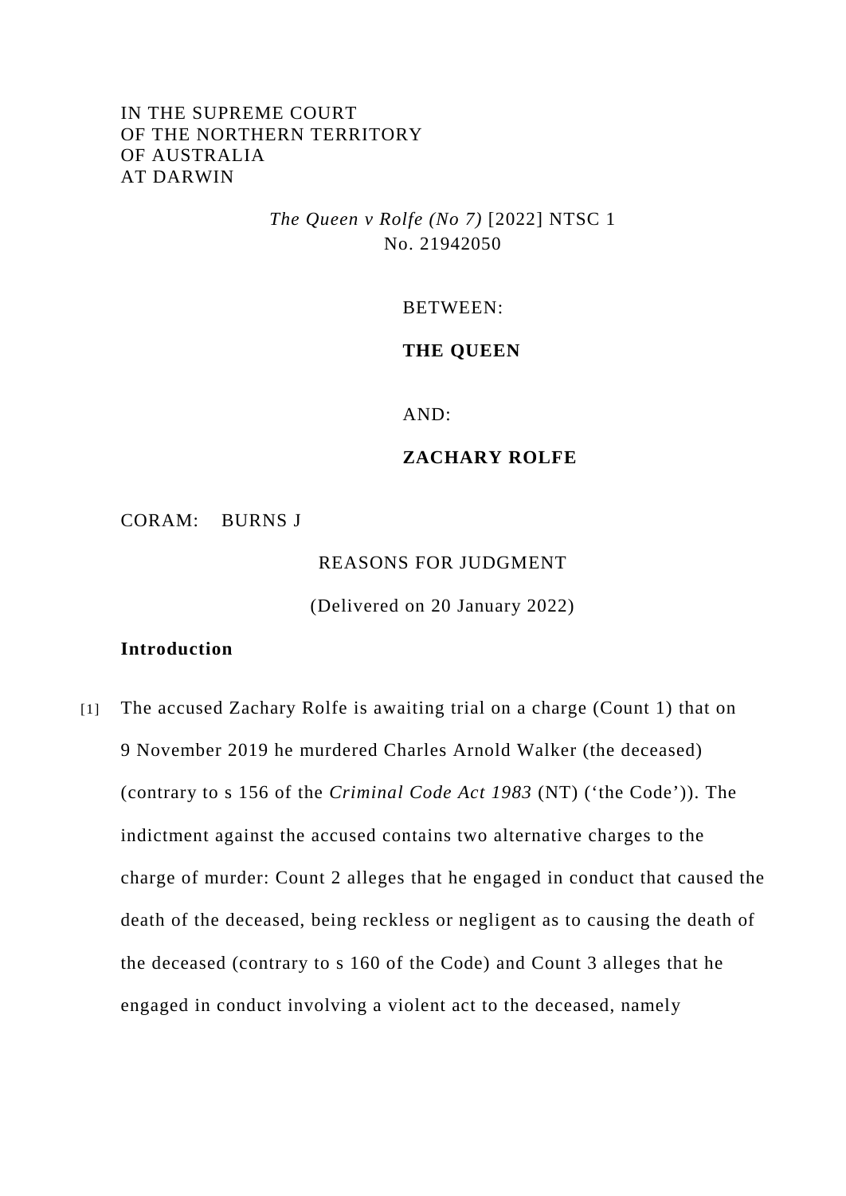IN THE SUPREME COURT
OF THE NORTHERN TERRITORY
OF AUSTRALIA
AT DARWIN

*The Queen v Rolfe (No 7)* [2022] NTSC 1
No. 21942050

BETWEEN:

**THE QUEEN**

AND:

**ZACHARY ROLFE**

CORAM: BURNS J

REASONS FOR JUDGMENT

(Delivered on 20 January 2022)

**Introduction**

[1] The accused Zachary Rolfe is awaiting trial on a charge (Count 1) that on 9 November 2019 he murdered Charles Arnold Walker (the deceased) (contrary to s 156 of the *Criminal Code Act 1983* (NT) ('the Code')). The indictment against the accused contains two alternative charges to the charge of murder: Count 2 alleges that he engaged in conduct that caused the death of the deceased, being reckless or negligent as to causing the death of the deceased (contrary to s 160 of the Code) and Count 3 alleges that he engaged in conduct involving a violent act to the deceased, namely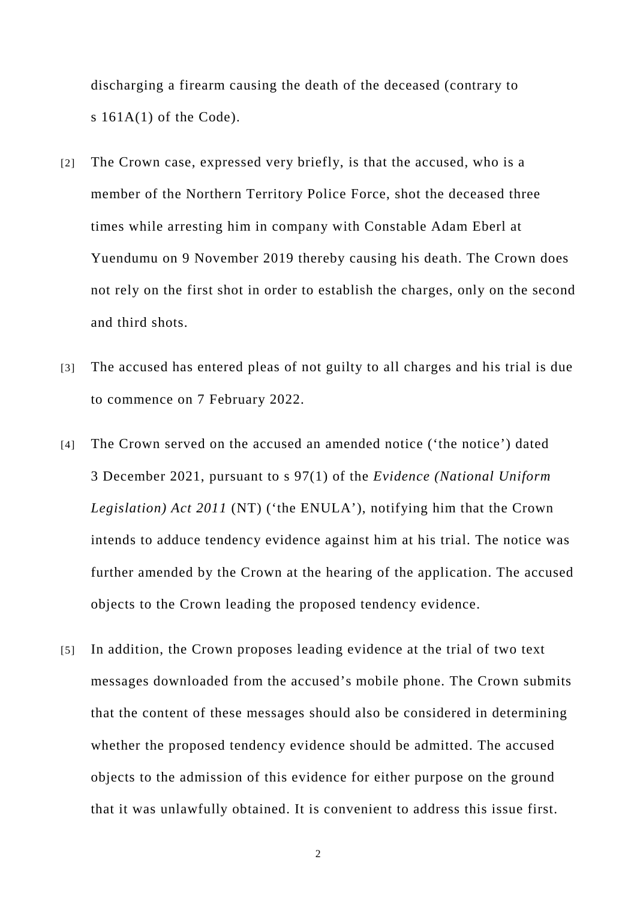discharging a firearm causing the death of the deceased (contrary to s 161A(1) of the Code).

[2] The Crown case, expressed very briefly, is that the accused, who is a member of the Northern Territory Police Force, shot the deceased three times while arresting him in company with Constable Adam Eberl at Yuendumu on 9 November 2019 thereby causing his death. The Crown does not rely on the first shot in order to establish the charges, only on the second and third shots.

[3] The accused has entered pleas of not guilty to all charges and his trial is due to commence on 7 February 2022.

[4] The Crown served on the accused an amended notice ('the notice') dated 3 December 2021, pursuant to s 97(1) of the *Evidence (National Uniform Legislation) Act 2011* (NT) ('the ENULA'), notifying him that the Crown intends to adduce tendency evidence against him at his trial. The notice was further amended by the Crown at the hearing of the application. The accused objects to the Crown leading the proposed tendency evidence.

[5] In addition, the Crown proposes leading evidence at the trial of two text messages downloaded from the accused's mobile phone. The Crown submits that the content of these messages should also be considered in determining whether the proposed tendency evidence should be admitted. The accused objects to the admission of this evidence for either purpose on the ground that it was unlawfully obtained. It is convenient to address this issue first.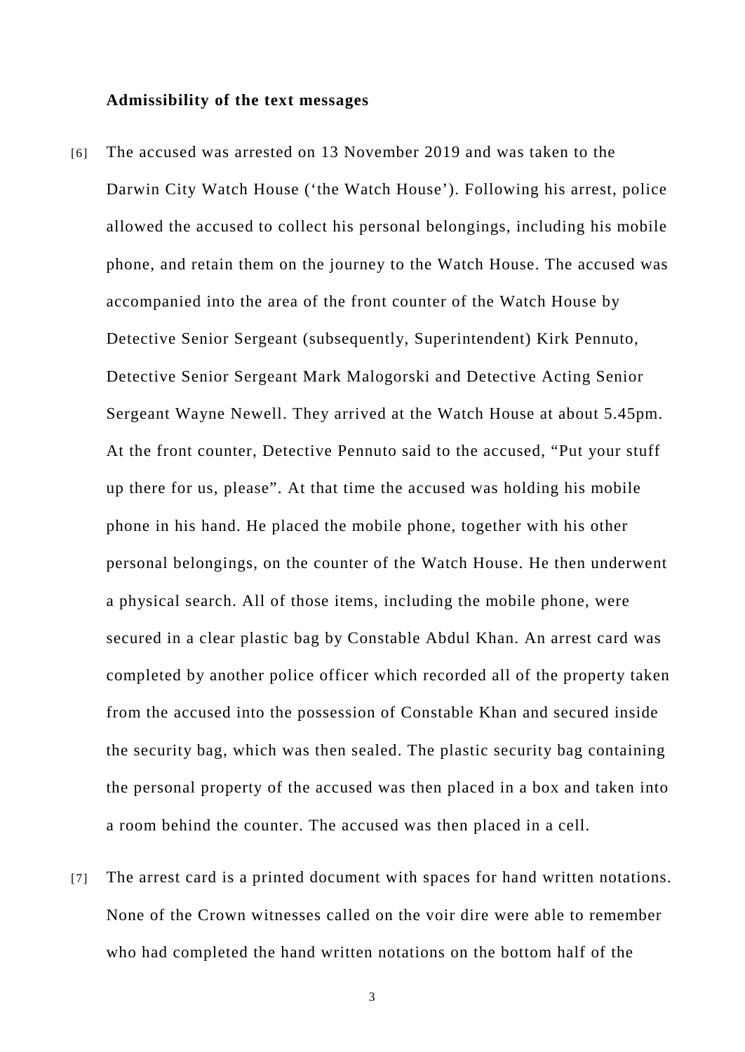**Admissibility of the text messages**

[6] The accused was arrested on 13 November 2019 and was taken to the Darwin City Watch House (‘the Watch House’). Following his arrest, police allowed the accused to collect his personal belongings, including his mobile phone, and retain them on the journey to the Watch House. The accused was accompanied into the area of the front counter of the Watch House by Detective Senior Sergeant (subsequently, Superintendent) Kirk Pennuto, Detective Senior Sergeant Mark Malogorski and Detective Acting Senior Sergeant Wayne Newell. They arrived at the Watch House at about 5.45pm. At the front counter, Detective Pennuto said to the accused, “Put your stuff up there for us, please”. At that time the accused was holding his mobile phone in his hand. He placed the mobile phone, together with his other personal belongings, on the counter of the Watch House. He then underwent a physical search. All of those items, including the mobile phone, were secured in a clear plastic bag by Constable Abdul Khan. An arrest card was completed by another police officer which recorded all of the property taken from the accused into the possession of Constable Khan and secured inside the security bag, which was then sealed. The plastic security bag containing the personal property of the accused was then placed in a box and taken into a room behind the counter. The accused was then placed in a cell.

[7] The arrest card is a printed document with spaces for hand written notations. None of the Crown witnesses called on the voir dire were able to remember who had completed the hand written notations on the bottom half of the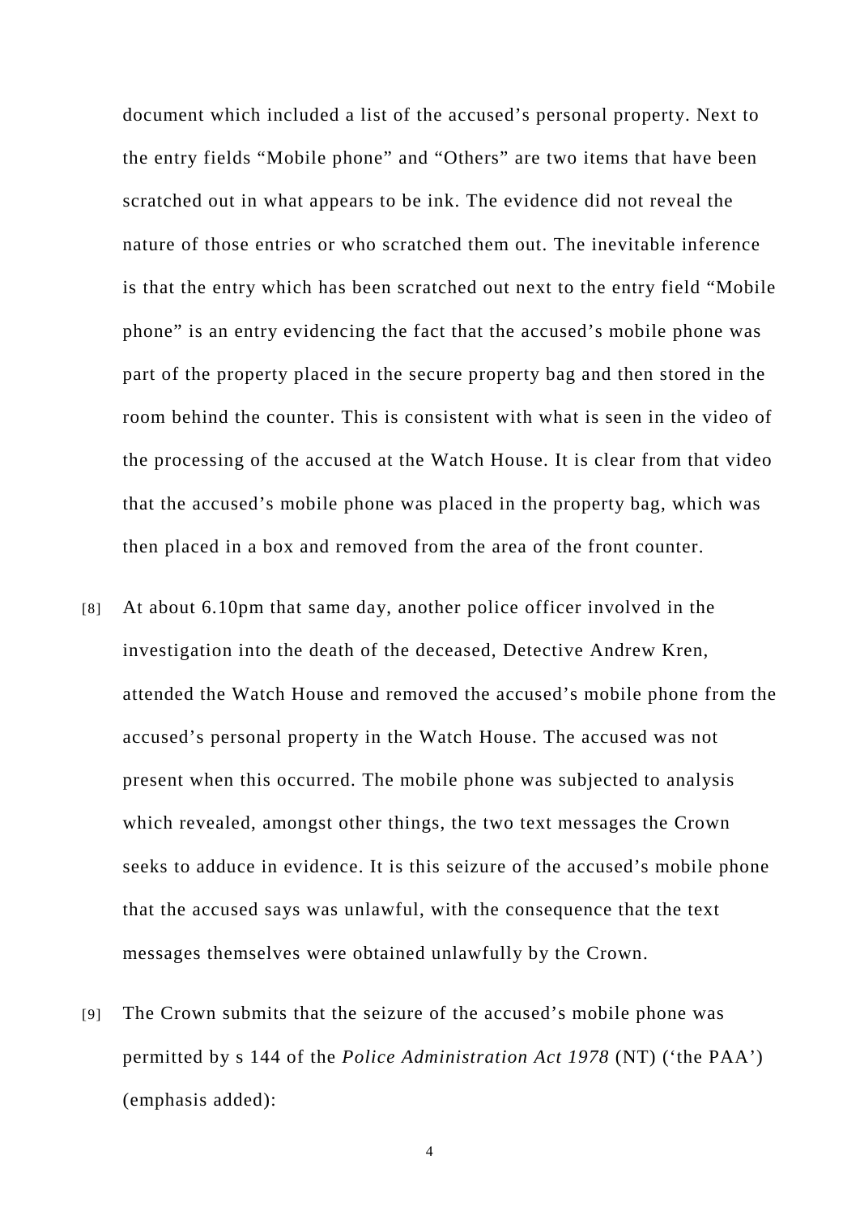document which included a list of the accused's personal property. Next to the entry fields "Mobile phone" and "Others" are two items that have been scratched out in what appears to be ink. The evidence did not reveal the nature of those entries or who scratched them out. The inevitable inference is that the entry which has been scratched out next to the entry field "Mobile phone" is an entry evidencing the fact that the accused's mobile phone was part of the property placed in the secure property bag and then stored in the room behind the counter. This is consistent with what is seen in the video of the processing of the accused at the Watch House. It is clear from that video that the accused's mobile phone was placed in the property bag, which was then placed in a box and removed from the area of the front counter.

[8] At about 6.10pm that same day, another police officer involved in the investigation into the death of the deceased, Detective Andrew Kren, attended the Watch House and removed the accused's mobile phone from the accused's personal property in the Watch House. The accused was not present when this occurred. The mobile phone was subjected to analysis which revealed, amongst other things, the two text messages the Crown seeks to adduce in evidence. It is this seizure of the accused's mobile phone that the accused says was unlawful, with the consequence that the text messages themselves were obtained unlawfully by the Crown.

[9] The Crown submits that the seizure of the accused's mobile phone was permitted by s 144 of the *Police Administration Act 1978* (NT) ('the PAA') (emphasis added):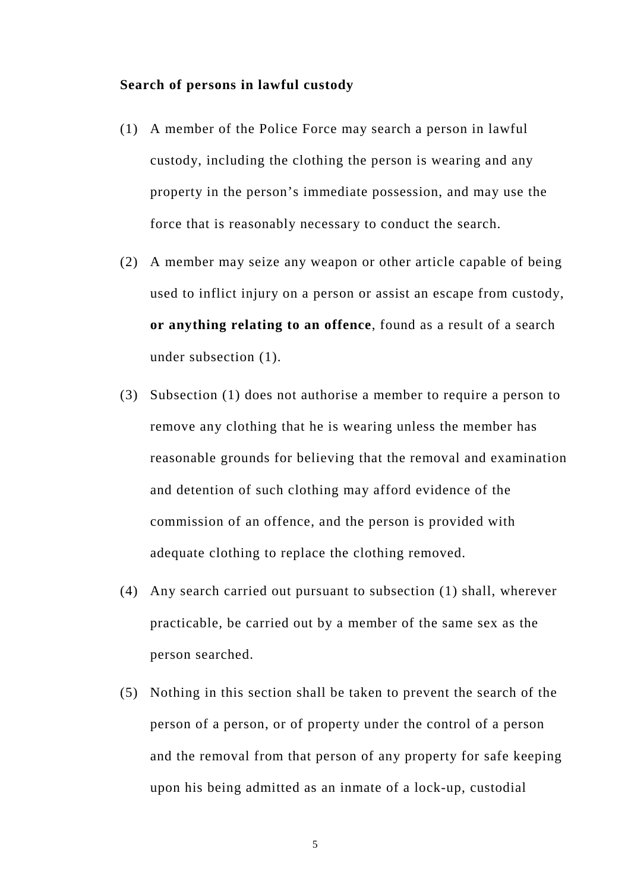**Search of persons in lawful custody**

(1) A member of the Police Force may search a person in lawful custody, including the clothing the person is wearing and any property in the person's immediate possession, and may use the force that is reasonably necessary to conduct the search.

(2) A member may seize any weapon or other article capable of being used to inflict injury on a person or assist an escape from custody, **or anything relating to an offence**, found as a result of a search under subsection (1).

(3) Subsection (1) does not authorise a member to require a person to remove any clothing that he is wearing unless the member has reasonable grounds for believing that the removal and examination and detention of such clothing may afford evidence of the commission of an offence, and the person is provided with adequate clothing to replace the clothing removed.

(4) Any search carried out pursuant to subsection (1) shall, wherever practicable, be carried out by a member of the same sex as the person searched.

(5) Nothing in this section shall be taken to prevent the search of the person of a person, or of property under the control of a person and the removal from that person of any property for safe keeping upon his being admitted as an inmate of a lock-up, custodial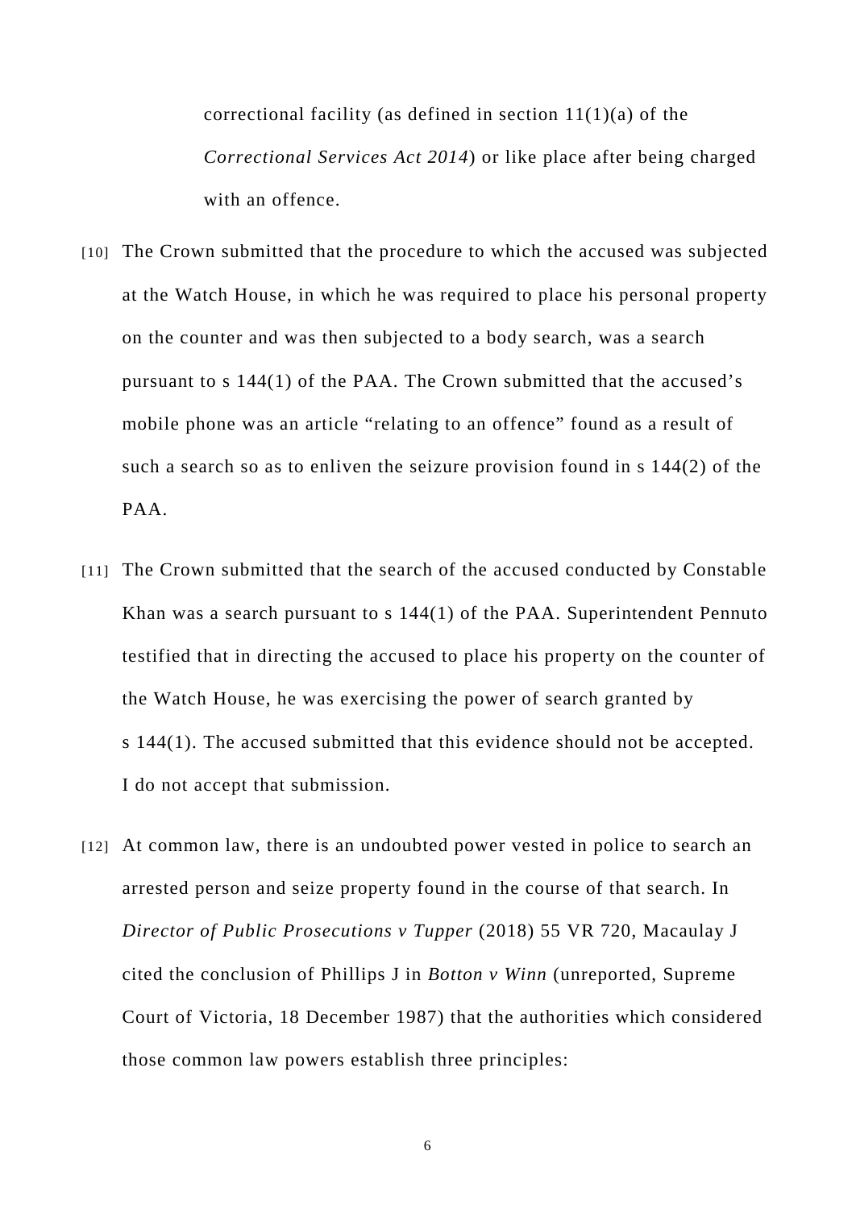correctional facility (as defined in section 11(1)(a) of the *Correctional Services Act 2014*) or like place after being charged with an offence.

[10] The Crown submitted that the procedure to which the accused was subjected at the Watch House, in which he was required to place his personal property on the counter and was then subjected to a body search, was a search pursuant to s 144(1) of the PAA. The Crown submitted that the accused's mobile phone was an article "relating to an offence" found as a result of such a search so as to enliven the seizure provision found in s 144(2) of the PAA.

[11] The Crown submitted that the search of the accused conducted by Constable Khan was a search pursuant to s 144(1) of the PAA. Superintendent Pennuto testified that in directing the accused to place his property on the counter of the Watch House, he was exercising the power of search granted by s 144(1). The accused submitted that this evidence should not be accepted. I do not accept that submission.

[12] At common law, there is an undoubted power vested in police to search an arrested person and seize property found in the course of that search. In *Director of Public Prosecutions v Tupper* (2018) 55 VR 720, Macaulay J cited the conclusion of Phillips J in *Botton v Winn* (unreported, Supreme Court of Victoria, 18 December 1987) that the authorities which considered those common law powers establish three principles: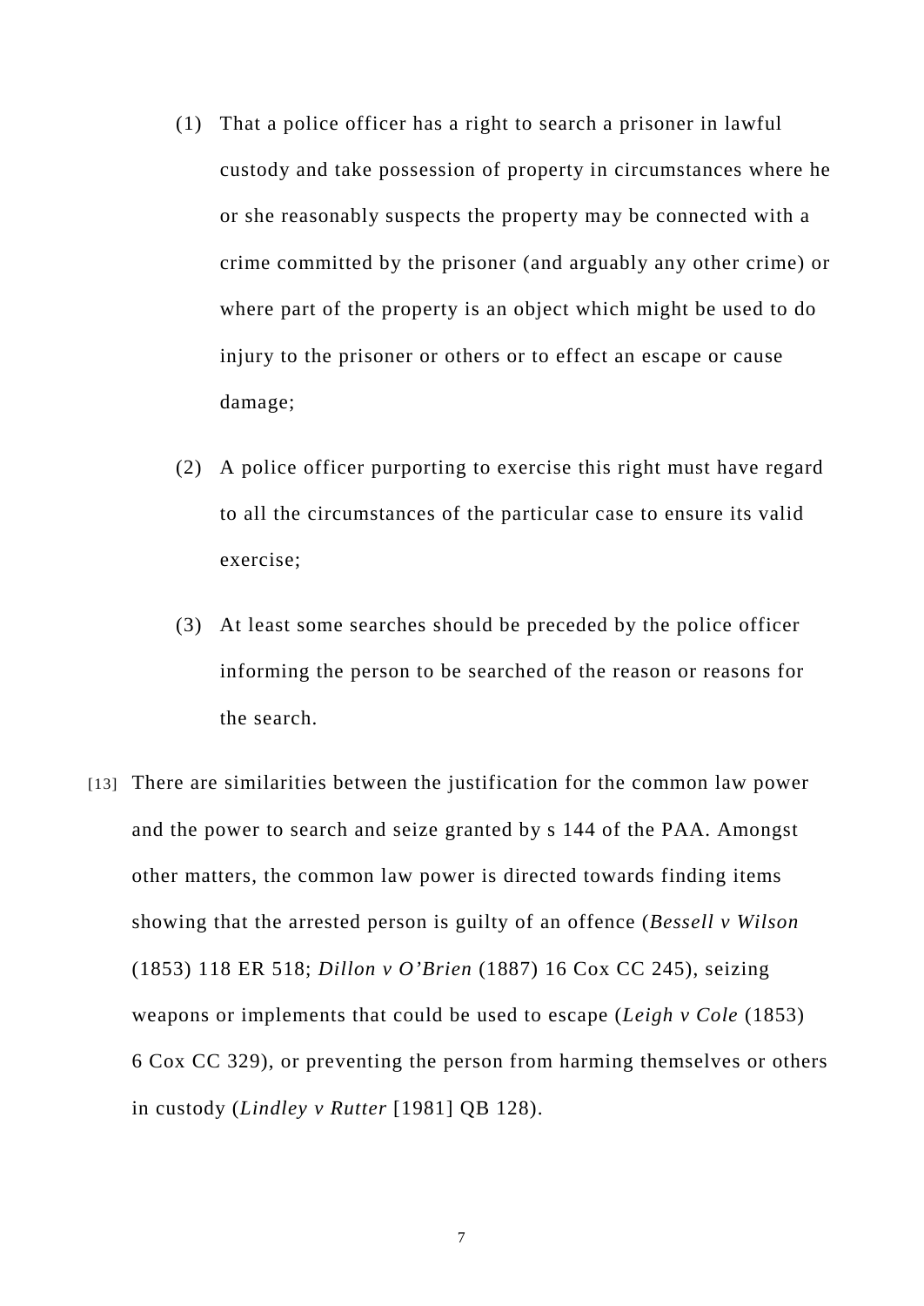(1) That a police officer has a right to search a prisoner in lawful custody and take possession of property in circumstances where he or she reasonably suspects the property may be connected with a crime committed by the prisoner (and arguably any other crime) or where part of the property is an object which might be used to do injury to the prisoner or others or to effect an escape or cause damage;

(2) A police officer purporting to exercise this right must have regard to all the circumstances of the particular case to ensure its valid exercise;

(3) At least some searches should be preceded by the police officer informing the person to be searched of the reason or reasons for the search.

[13] There are similarities between the justification for the common law power and the power to search and seize granted by s 144 of the PAA. Amongst other matters, the common law power is directed towards finding items showing that the arrested person is guilty of an offence (*Bessell v Wilson* (1853) 118 ER 518; *Dillon v O'Brien* (1887) 16 Cox CC 245), seizing weapons or implements that could be used to escape (*Leigh v Cole* (1853) 6 Cox CC 329), or preventing the person from harming themselves or others in custody (*Lindley v Rutter* [1981] QB 128).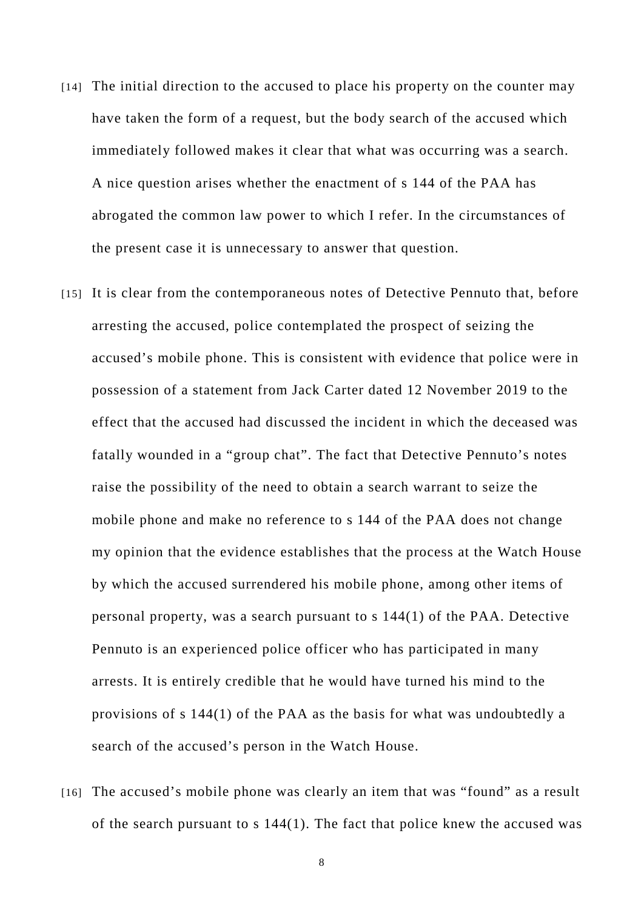[14] The initial direction to the accused to place his property on the counter may have taken the form of a request, but the body search of the accused which immediately followed makes it clear that what was occurring was a search. A nice question arises whether the enactment of s 144 of the PAA has abrogated the common law power to which I refer. In the circumstances of the present case it is unnecessary to answer that question.

[15] It is clear from the contemporaneous notes of Detective Pennuto that, before arresting the accused, police contemplated the prospect of seizing the accused's mobile phone. This is consistent with evidence that police were in possession of a statement from Jack Carter dated 12 November 2019 to the effect that the accused had discussed the incident in which the deceased was fatally wounded in a "group chat". The fact that Detective Pennuto's notes raise the possibility of the need to obtain a search warrant to seize the mobile phone and make no reference to s 144 of the PAA does not change my opinion that the evidence establishes that the process at the Watch House by which the accused surrendered his mobile phone, among other items of personal property, was a search pursuant to s 144(1) of the PAA. Detective Pennuto is an experienced police officer who has participated in many arrests. It is entirely credible that he would have turned his mind to the provisions of s 144(1) of the PAA as the basis for what was undoubtedly a search of the accused's person in the Watch House.

[16] The accused's mobile phone was clearly an item that was "found" as a result of the search pursuant to s 144(1). The fact that police knew the accused was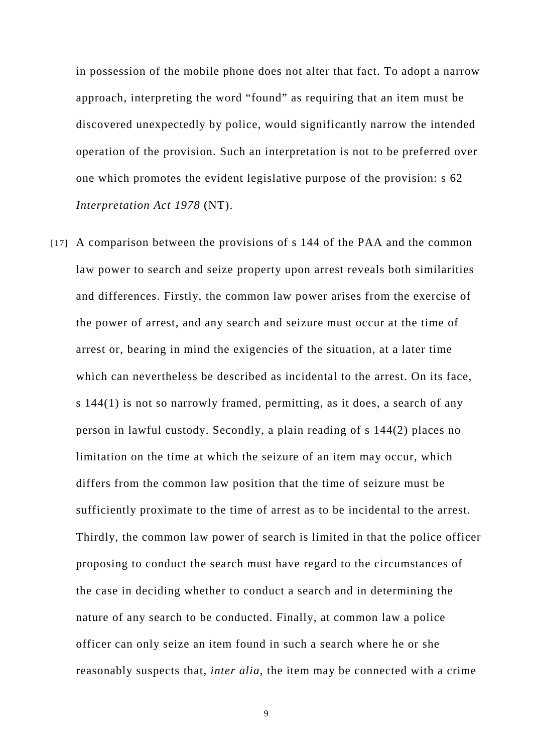in possession of the mobile phone does not alter that fact. To adopt a narrow approach, interpreting the word “found” as requiring that an item must be discovered unexpectedly by police, would significantly narrow the intended operation of the provision. Such an interpretation is not to be preferred over one which promotes the evident legislative purpose of the provision: s 62 *Interpretation Act 1978* (NT).

[17] A comparison between the provisions of s 144 of the PAA and the common law power to search and seize property upon arrest reveals both similarities and differences. Firstly, the common law power arises from the exercise of the power of arrest, and any search and seizure must occur at the time of arrest or, bearing in mind the exigencies of the situation, at a later time which can nevertheless be described as incidental to the arrest. On its face, s 144(1) is not so narrowly framed, permitting, as it does, a search of any person in lawful custody. Secondly, a plain reading of s 144(2) places no limitation on the time at which the seizure of an item may occur, which differs from the common law position that the time of seizure must be sufficiently proximate to the time of arrest as to be incidental to the arrest. Thirdly, the common law power of search is limited in that the police officer proposing to conduct the search must have regard to the circumstances of the case in deciding whether to conduct a search and in determining the nature of any search to be conducted. Finally, at common law a police officer can only seize an item found in such a search where he or she reasonably suspects that, *inter alia*, the item may be connected with a crime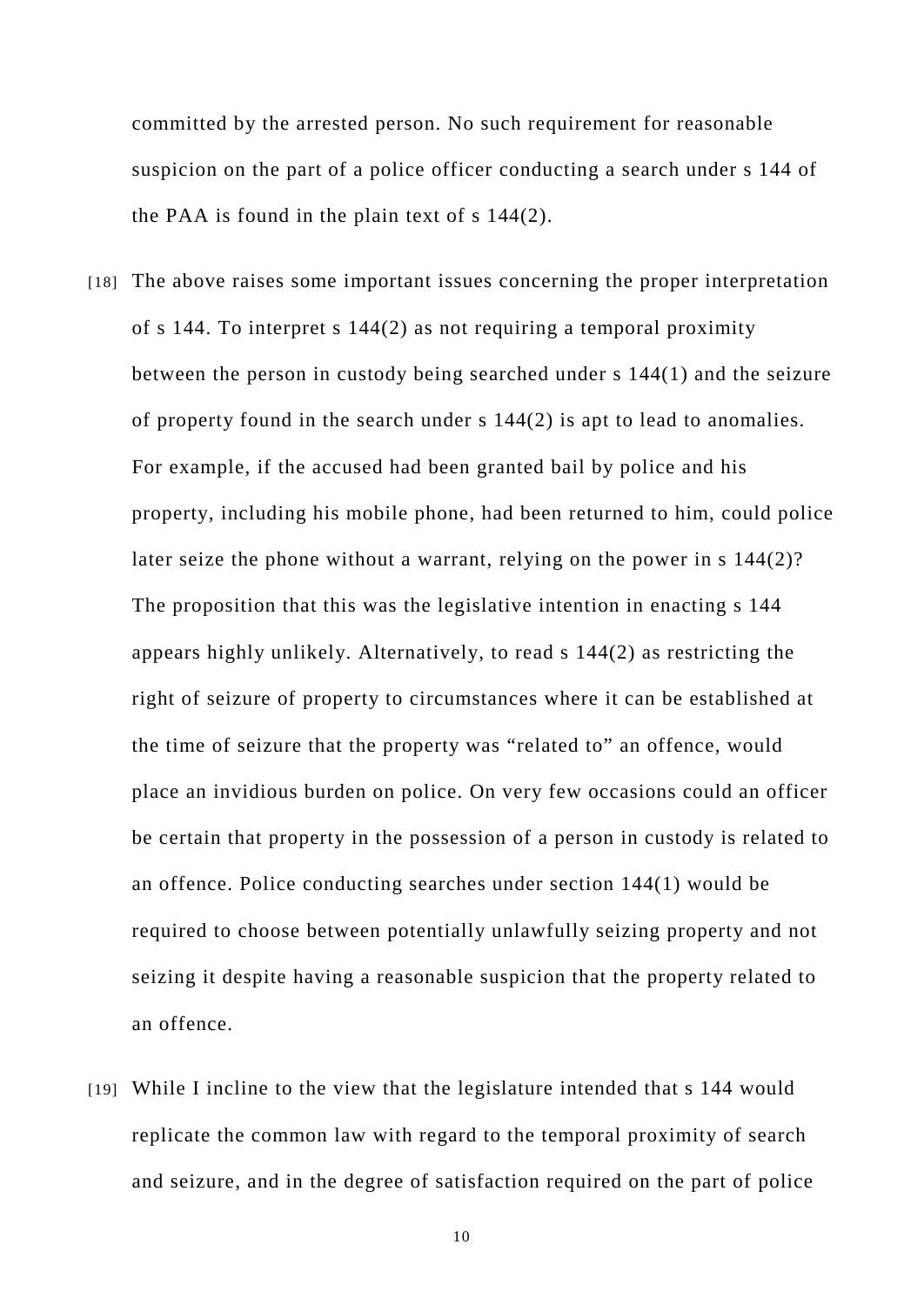committed by the arrested person. No such requirement for reasonable suspicion on the part of a police officer conducting a search under s 144 of the PAA is found in the plain text of s 144(2).

[18] The above raises some important issues concerning the proper interpretation of s 144. To interpret s 144(2) as not requiring a temporal proximity between the person in custody being searched under s 144(1) and the seizure of property found in the search under s 144(2) is apt to lead to anomalies. For example, if the accused had been granted bail by police and his property, including his mobile phone, had been returned to him, could police later seize the phone without a warrant, relying on the power in s 144(2)? The proposition that this was the legislative intention in enacting s 144 appears highly unlikely. Alternatively, to read s 144(2) as restricting the right of seizure of property to circumstances where it can be established at the time of seizure that the property was "related to" an offence, would place an invidious burden on police. On very few occasions could an officer be certain that property in the possession of a person in custody is related to an offence. Police conducting searches under section 144(1) would be required to choose between potentially unlawfully seizing property and not seizing it despite having a reasonable suspicion that the property related to an offence.

[19] While I incline to the view that the legislature intended that s 144 would replicate the common law with regard to the temporal proximity of search and seizure, and in the degree of satisfaction required on the part of police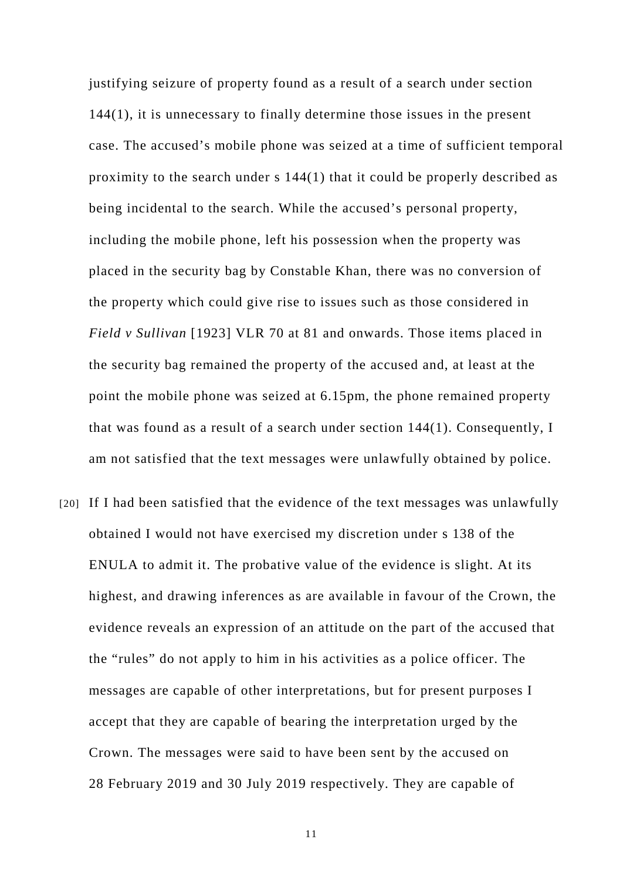justifying seizure of property found as a result of a search under section 144(1), it is unnecessary to finally determine those issues in the present case. The accused's mobile phone was seized at a time of sufficient temporal proximity to the search under s 144(1) that it could be properly described as being incidental to the search. While the accused's personal property, including the mobile phone, left his possession when the property was placed in the security bag by Constable Khan, there was no conversion of the property which could give rise to issues such as those considered in *Field v Sullivan* [1923] VLR 70 at 81 and onwards. Those items placed in the security bag remained the property of the accused and, at least at the point the mobile phone was seized at 6.15pm, the phone remained property that was found as a result of a search under section 144(1). Consequently, I am not satisfied that the text messages were unlawfully obtained by police.

[20] If I had been satisfied that the evidence of the text messages was unlawfully obtained I would not have exercised my discretion under s 138 of the ENULA to admit it. The probative value of the evidence is slight. At its highest, and drawing inferences as are available in favour of the Crown, the evidence reveals an expression of an attitude on the part of the accused that the "rules" do not apply to him in his activities as a police officer. The messages are capable of other interpretations, but for present purposes I accept that they are capable of bearing the interpretation urged by the Crown. The messages were said to have been sent by the accused on 28 February 2019 and 30 July 2019 respectively. They are capable of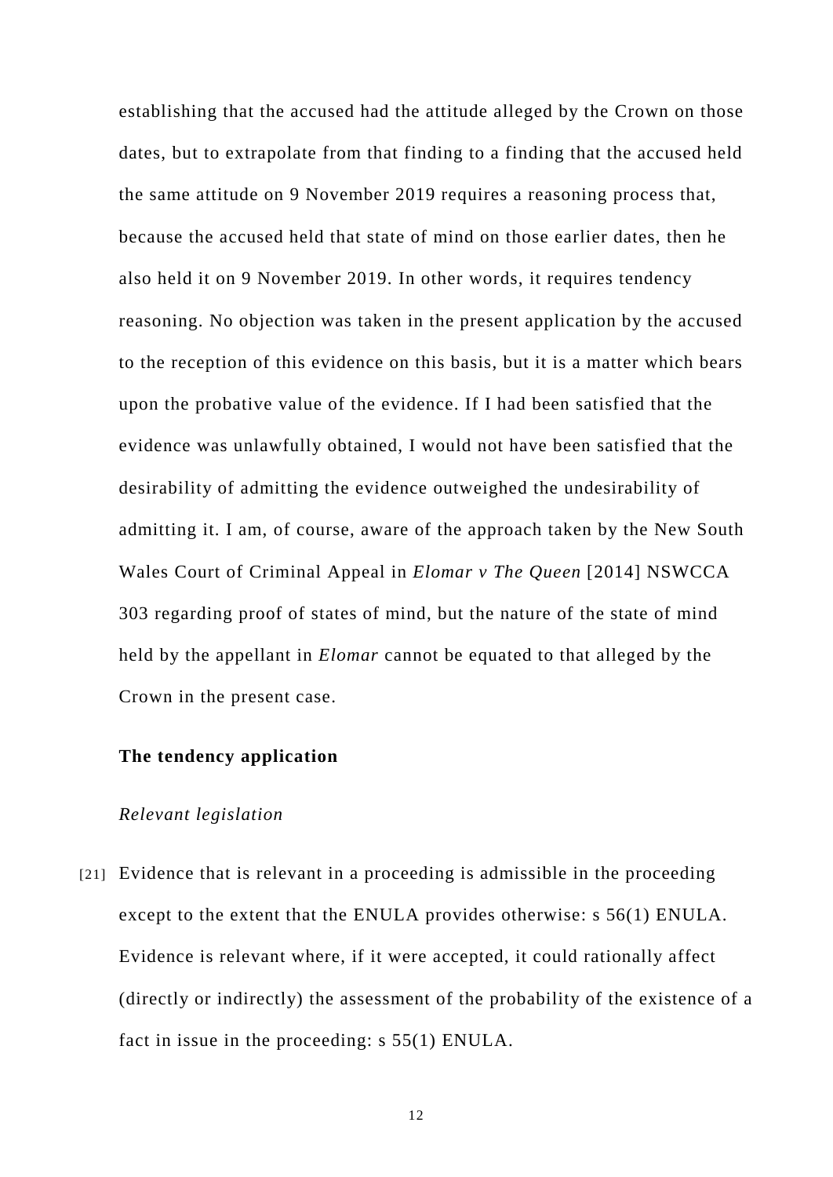establishing that the accused had the attitude alleged by the Crown on those dates, but to extrapolate from that finding to a finding that the accused held the same attitude on 9 November 2019 requires a reasoning process that, because the accused held that state of mind on those earlier dates, then he also held it on 9 November 2019. In other words, it requires tendency reasoning. No objection was taken in the present application by the accused to the reception of this evidence on this basis, but it is a matter which bears upon the probative value of the evidence. If I had been satisfied that the evidence was unlawfully obtained, I would not have been satisfied that the desirability of admitting the evidence outweighed the undesirability of admitting it. I am, of course, aware of the approach taken by the New South Wales Court of Criminal Appeal in *Elomar v The Queen* [2014] NSWCCA 303 regarding proof of states of mind, but the nature of the state of mind held by the appellant in *Elomar* cannot be equated to that alleged by the Crown in the present case.

**The tendency application**

*Relevant legislation*

[21] Evidence that is relevant in a proceeding is admissible in the proceeding except to the extent that the ENULA provides otherwise: s 56(1) ENULA. Evidence is relevant where, if it were accepted, it could rationally affect (directly or indirectly) the assessment of the probability of the existence of a fact in issue in the proceeding: s 55(1) ENULA.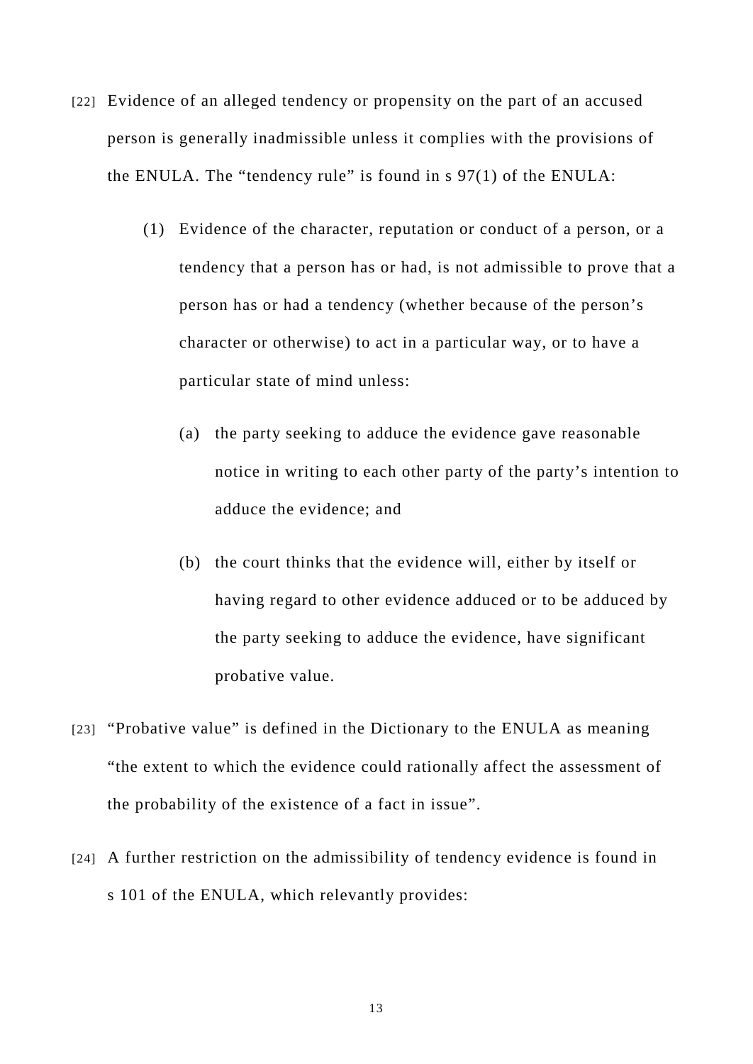[22] Evidence of an alleged tendency or propensity on the part of an accused person is generally inadmissible unless it complies with the provisions of the ENULA. The "tendency rule" is found in s 97(1) of the ENULA:

> (1) Evidence of the character, reputation or conduct of a person, or a tendency that a person has or had, is not admissible to prove that a person has or had a tendency (whether because of the person's character or otherwise) to act in a particular way, or to have a particular state of mind unless:
>
> > (a) the party seeking to adduce the evidence gave reasonable notice in writing to each other party of the party's intention to adduce the evidence; and
> >
> > (b) the court thinks that the evidence will, either by itself or having regard to other evidence adduced or to be adduced by the party seeking to adduce the evidence, have significant probative value.

[23] "Probative value" is defined in the Dictionary to the ENULA as meaning "the extent to which the evidence could rationally affect the assessment of the probability of the existence of a fact in issue".

[24] A further restriction on the admissibility of tendency evidence is found in s 101 of the ENULA, which relevantly provides: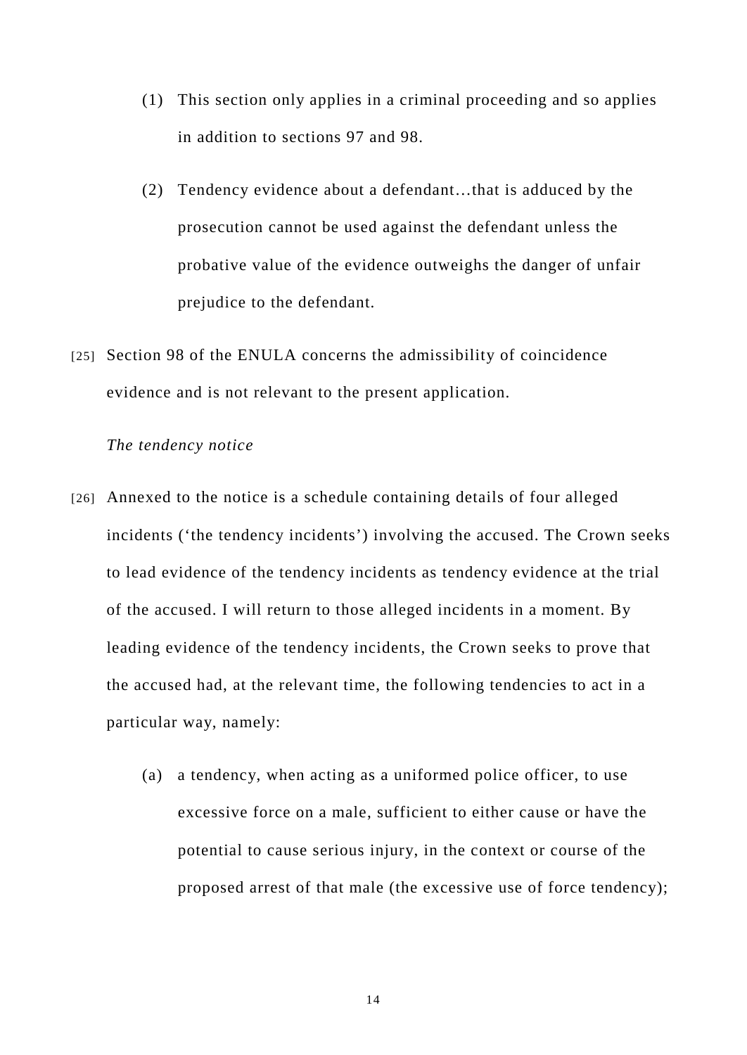(1) This section only applies in a criminal proceeding and so applies in addition to sections 97 and 98.

(2) Tendency evidence about a defendant…that is adduced by the prosecution cannot be used against the defendant unless the probative value of the evidence outweighs the danger of unfair prejudice to the defendant.

[25] Section 98 of the ENULA concerns the admissibility of coincidence evidence and is not relevant to the present application.

*The tendency notice*

[26] Annexed to the notice is a schedule containing details of four alleged incidents ('the tendency incidents') involving the accused. The Crown seeks to lead evidence of the tendency incidents as tendency evidence at the trial of the accused. I will return to those alleged incidents in a moment. By leading evidence of the tendency incidents, the Crown seeks to prove that the accused had, at the relevant time, the following tendencies to act in a particular way, namely:

(a) a tendency, when acting as a uniformed police officer, to use excessive force on a male, sufficient to either cause or have the potential to cause serious injury, in the context or course of the proposed arrest of that male (the excessive use of force tendency);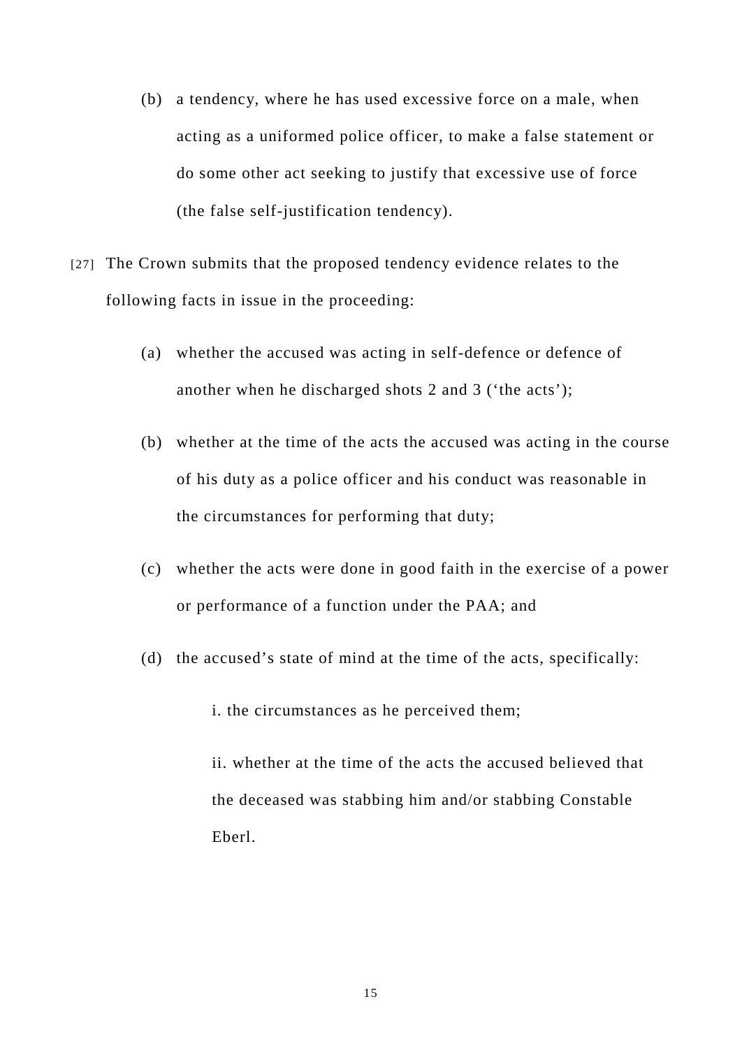(b) a tendency, where he has used excessive force on a male, when acting as a uniformed police officer, to make a false statement or do some other act seeking to justify that excessive use of force (the false self-justification tendency).

[27] The Crown submits that the proposed tendency evidence relates to the following facts in issue in the proceeding:

(a) whether the accused was acting in self-defence or defence of another when he discharged shots 2 and 3 ('the acts');

(b) whether at the time of the acts the accused was acting in the course of his duty as a police officer and his conduct was reasonable in the circumstances for performing that duty;

(c) whether the acts were done in good faith in the exercise of a power or performance of a function under the PAA; and

(d) the accused's state of mind at the time of the acts, specifically:

i. the circumstances as he perceived them;

ii. whether at the time of the acts the accused believed that the deceased was stabbing him and/or stabbing Constable Eberl.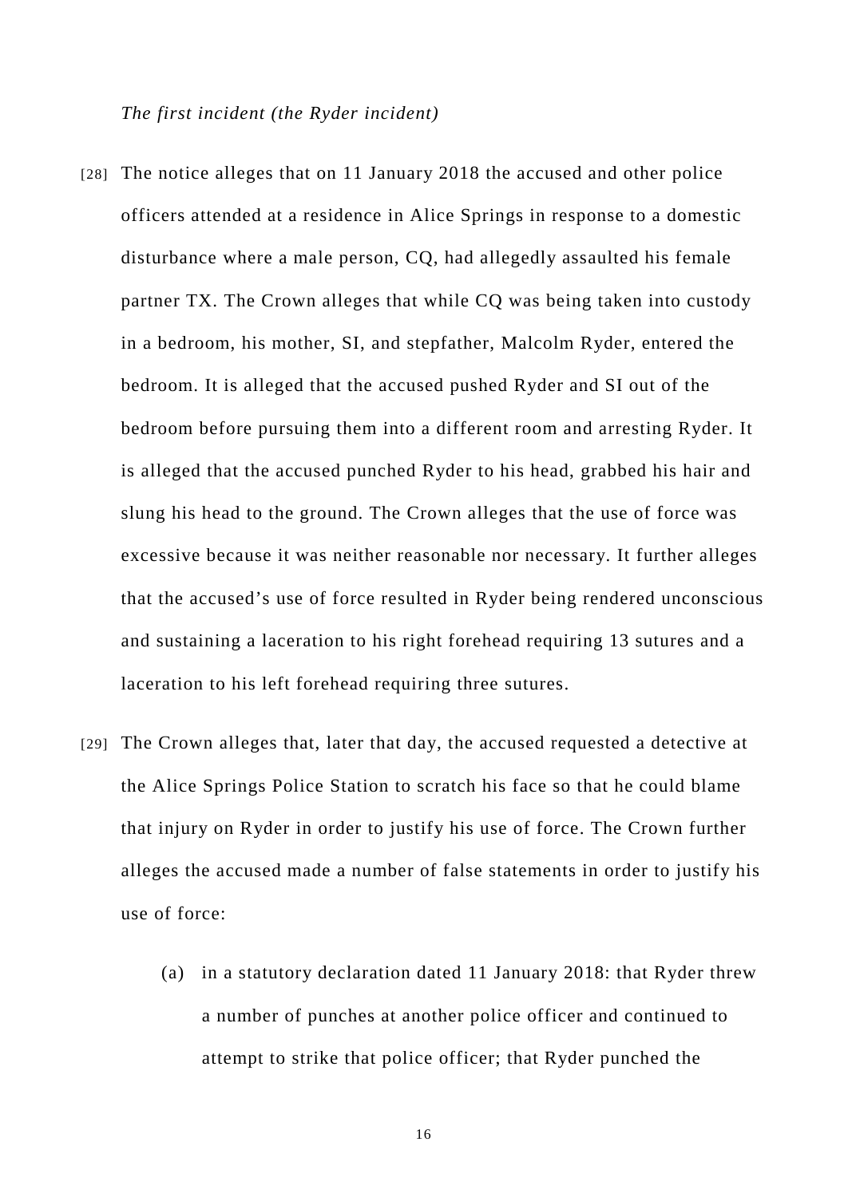*The first incident (the Ryder incident)*

[28] The notice alleges that on 11 January 2018 the accused and other police officers attended at a residence in Alice Springs in response to a domestic disturbance where a male person, CQ, had allegedly assaulted his female partner TX. The Crown alleges that while CQ was being taken into custody in a bedroom, his mother, SI, and stepfather, Malcolm Ryder, entered the bedroom. It is alleged that the accused pushed Ryder and SI out of the bedroom before pursuing them into a different room and arresting Ryder. It is alleged that the accused punched Ryder to his head, grabbed his hair and slung his head to the ground. The Crown alleges that the use of force was excessive because it was neither reasonable nor necessary. It further alleges that the accused's use of force resulted in Ryder being rendered unconscious and sustaining a laceration to his right forehead requiring 13 sutures and a laceration to his left forehead requiring three sutures.

[29] The Crown alleges that, later that day, the accused requested a detective at the Alice Springs Police Station to scratch his face so that he could blame that injury on Ryder in order to justify his use of force. The Crown further alleges the accused made a number of false statements in order to justify his use of force:

(a) in a statutory declaration dated 11 January 2018: that Ryder threw a number of punches at another police officer and continued to attempt to strike that police officer; that Ryder punched the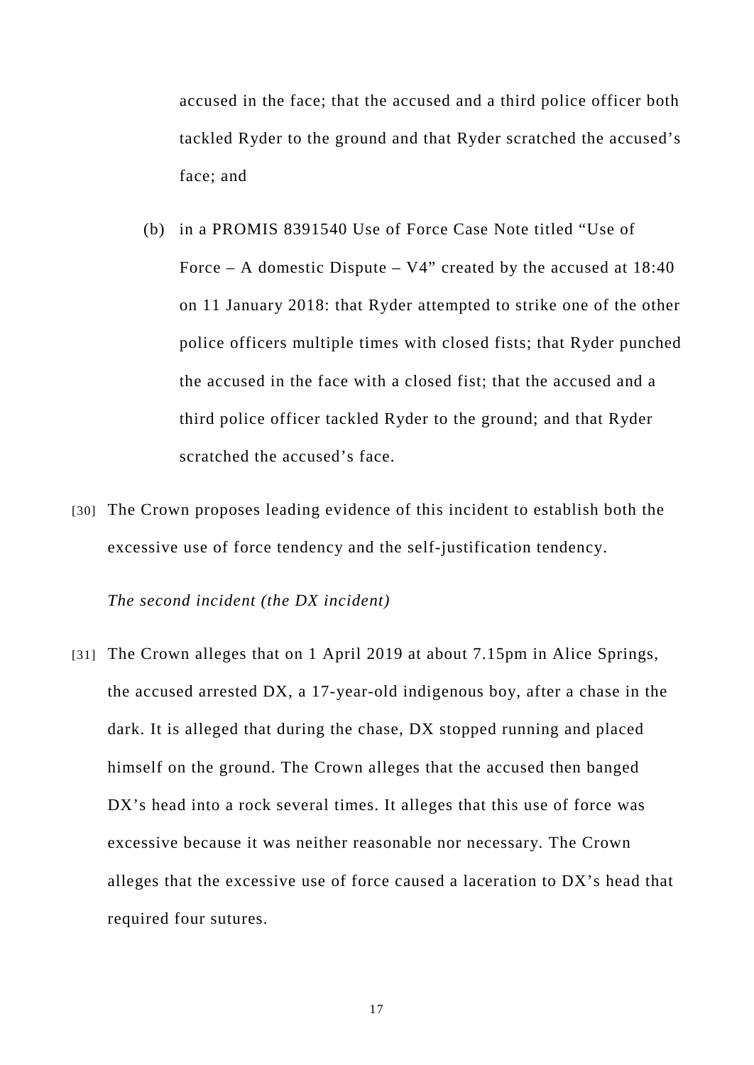accused in the face; that the accused and a third police officer both tackled Ryder to the ground and that Ryder scratched the accused's face; and

(b) in a PROMIS 8391540 Use of Force Case Note titled "Use of Force – A domestic Dispute – V4" created by the accused at 18:40 on 11 January 2018: that Ryder attempted to strike one of the other police officers multiple times with closed fists; that Ryder punched the accused in the face with a closed fist; that the accused and a third police officer tackled Ryder to the ground; and that Ryder scratched the accused's face.

[30] The Crown proposes leading evidence of this incident to establish both the excessive use of force tendency and the self-justification tendency.

*The second incident (the DX incident)*

[31] The Crown alleges that on 1 April 2019 at about 7.15pm in Alice Springs, the accused arrested DX, a 17-year-old indigenous boy, after a chase in the dark. It is alleged that during the chase, DX stopped running and placed himself on the ground. The Crown alleges that the accused then banged DX's head into a rock several times. It alleges that this use of force was excessive because it was neither reasonable nor necessary. The Crown alleges that the excessive use of force caused a laceration to DX's head that required four sutures.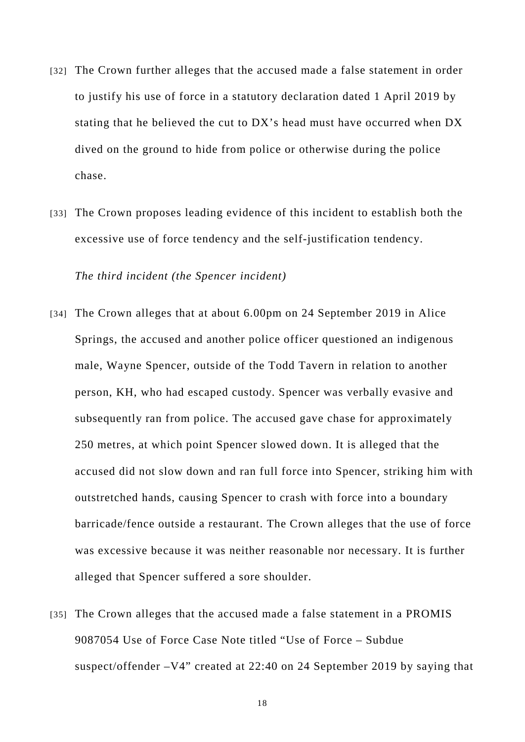[32] The Crown further alleges that the accused made a false statement in order to justify his use of force in a statutory declaration dated 1 April 2019 by stating that he believed the cut to DX's head must have occurred when DX dived on the ground to hide from police or otherwise during the police chase.

[33] The Crown proposes leading evidence of this incident to establish both the excessive use of force tendency and the self-justification tendency.

*The third incident (the Spencer incident)*

[34] The Crown alleges that at about 6.00pm on 24 September 2019 in Alice Springs, the accused and another police officer questioned an indigenous male, Wayne Spencer, outside of the Todd Tavern in relation to another person, KH, who had escaped custody. Spencer was verbally evasive and subsequently ran from police. The accused gave chase for approximately 250 metres, at which point Spencer slowed down. It is alleged that the accused did not slow down and ran full force into Spencer, striking him with outstretched hands, causing Spencer to crash with force into a boundary barricade/fence outside a restaurant. The Crown alleges that the use of force was excessive because it was neither reasonable nor necessary. It is further alleged that Spencer suffered a sore shoulder.

[35] The Crown alleges that the accused made a false statement in a PROMIS 9087054 Use of Force Case Note titled "Use of Force – Subdue suspect/offender –V4" created at 22:40 on 24 September 2019 by saying that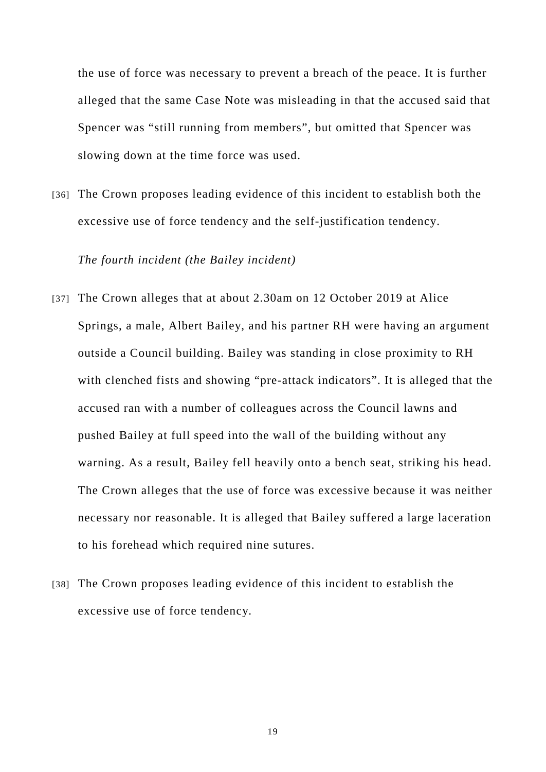the use of force was necessary to prevent a breach of the peace. It is further alleged that the same Case Note was misleading in that the accused said that Spencer was "still running from members", but omitted that Spencer was slowing down at the time force was used.

[36] The Crown proposes leading evidence of this incident to establish both the excessive use of force tendency and the self-justification tendency.

*The fourth incident (the Bailey incident)*

[37] The Crown alleges that at about 2.30am on 12 October 2019 at Alice Springs, a male, Albert Bailey, and his partner RH were having an argument outside a Council building. Bailey was standing in close proximity to RH with clenched fists and showing "pre-attack indicators". It is alleged that the accused ran with a number of colleagues across the Council lawns and pushed Bailey at full speed into the wall of the building without any warning. As a result, Bailey fell heavily onto a bench seat, striking his head. The Crown alleges that the use of force was excessive because it was neither necessary nor reasonable. It is alleged that Bailey suffered a large laceration to his forehead which required nine sutures.

[38] The Crown proposes leading evidence of this incident to establish the excessive use of force tendency.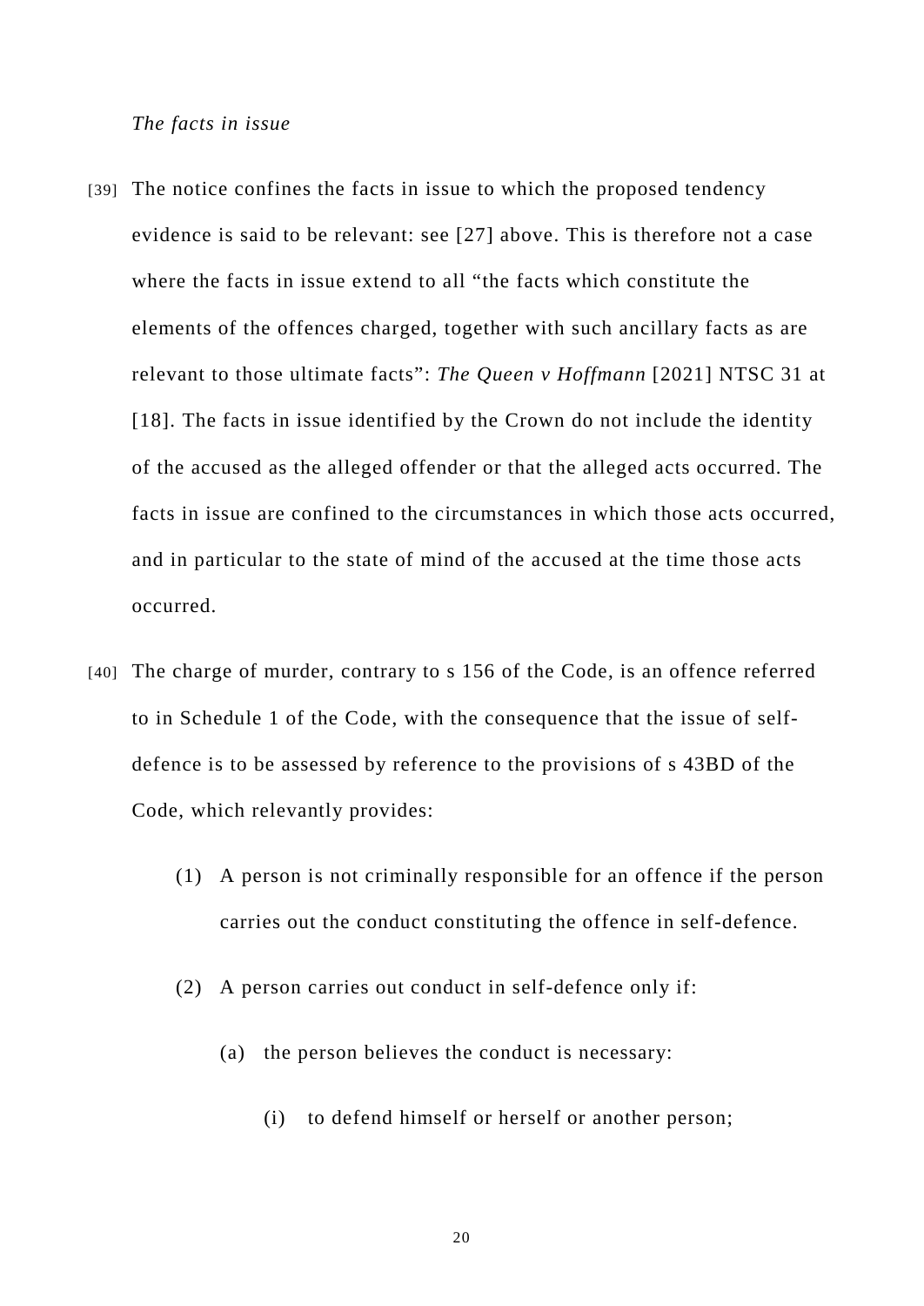*The facts in issue*

[39] The notice confines the facts in issue to which the proposed tendency evidence is said to be relevant: see [27] above. This is therefore not a case where the facts in issue extend to all "the facts which constitute the elements of the offences charged, together with such ancillary facts as are relevant to those ultimate facts": *The Queen v Hoffmann* [2021] NTSC 31 at [18]. The facts in issue identified by the Crown do not include the identity of the accused as the alleged offender or that the alleged acts occurred. The facts in issue are confined to the circumstances in which those acts occurred, and in particular to the state of mind of the accused at the time those acts occurred.

[40] The charge of murder, contrary to s 156 of the Code, is an offence referred to in Schedule 1 of the Code, with the consequence that the issue of self-defence is to be assessed by reference to the provisions of s 43BD of the Code, which relevantly provides:

> (1) A person is not criminally responsible for an offence if the person carries out the conduct constituting the offence in self-defence.
>
> (2) A person carries out conduct in self-defence only if:
>
> (a) the person believes the conduct is necessary:
>
> (i) to defend himself or herself or another person;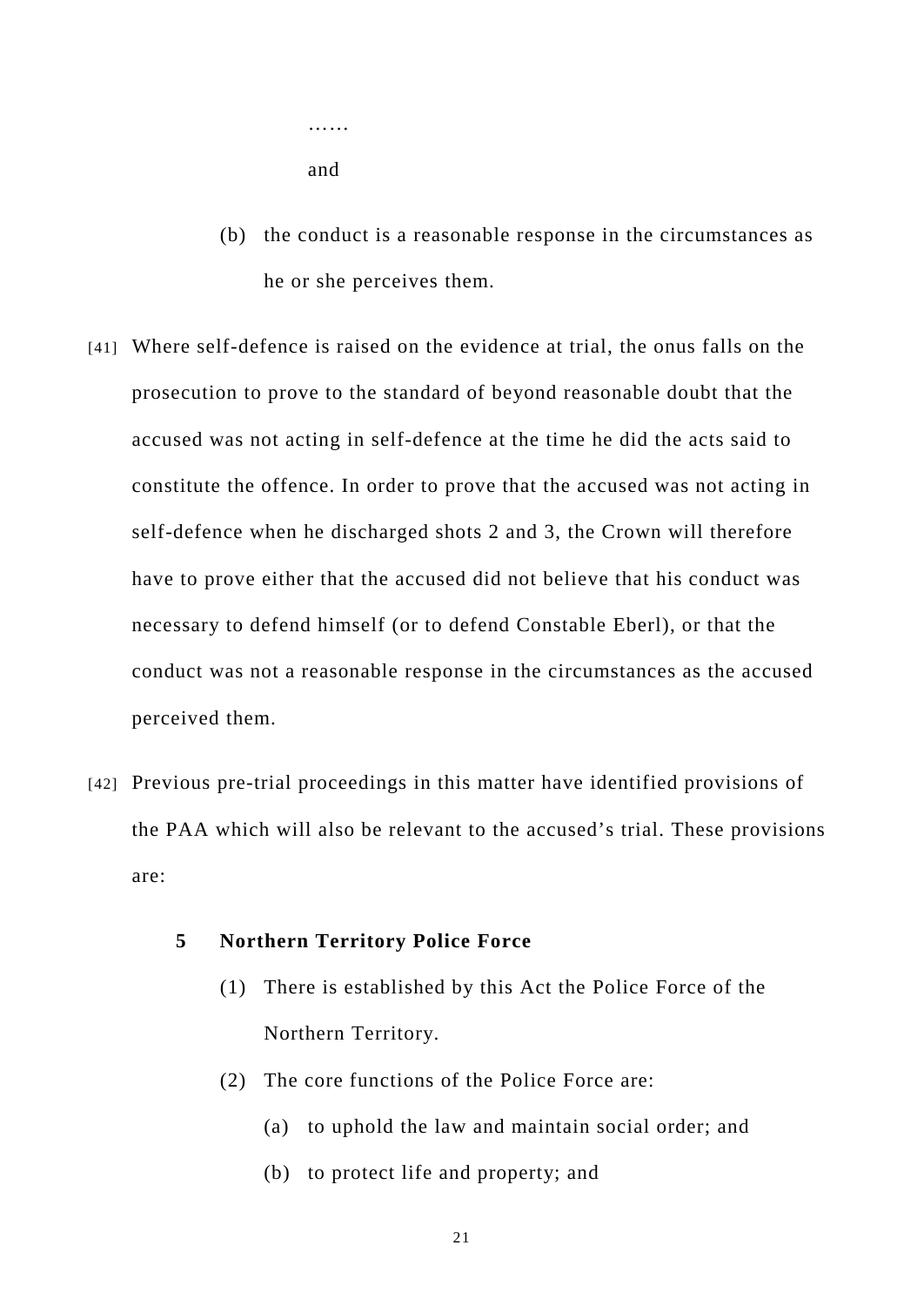……

and

(b) the conduct is a reasonable response in the circumstances as he or she perceives them.

[41] Where self-defence is raised on the evidence at trial, the onus falls on the prosecution to prove to the standard of beyond reasonable doubt that the accused was not acting in self-defence at the time he did the acts said to constitute the offence. In order to prove that the accused was not acting in self-defence when he discharged shots 2 and 3, the Crown will therefore have to prove either that the accused did not believe that his conduct was necessary to defend himself (or to defend Constable Eberl), or that the conduct was not a reasonable response in the circumstances as the accused perceived them.

[42] Previous pre-trial proceedings in this matter have identified provisions of the PAA which will also be relevant to the accused's trial. These provisions are:

**5 Northern Territory Police Force**

(1) There is established by this Act the Police Force of the Northern Territory.

(2) The core functions of the Police Force are:

(a) to uphold the law and maintain social order; and

(b) to protect life and property; and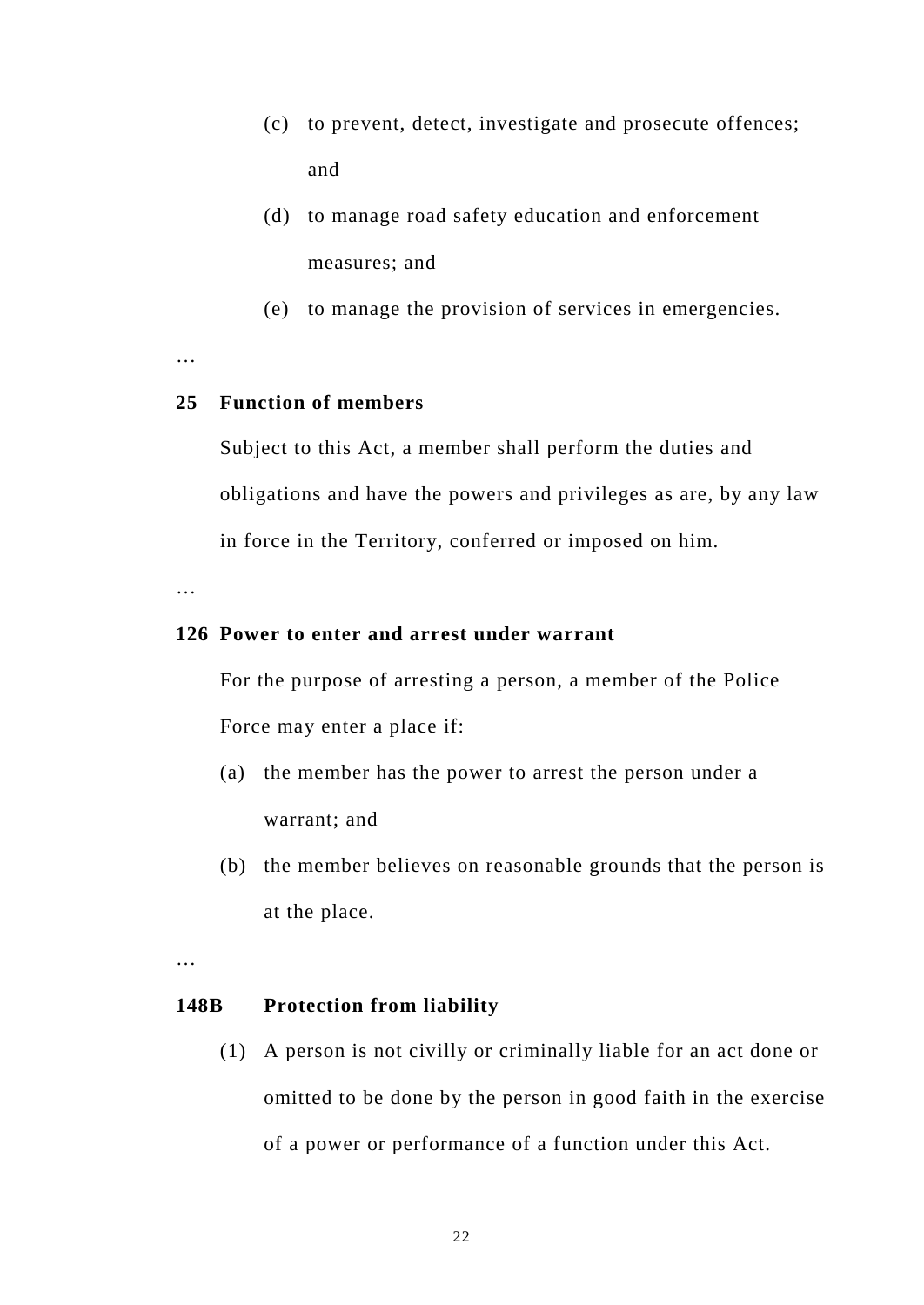(c) to prevent, detect, investigate and prosecute offences; and

(d) to manage road safety education and enforcement measures; and

(e) to manage the provision of services in emergencies.

…

**25 Function of members**

Subject to this Act, a member shall perform the duties and obligations and have the powers and privileges as are, by any law in force in the Territory, conferred or imposed on him.

…

**126 Power to enter and arrest under warrant**

For the purpose of arresting a person, a member of the Police Force may enter a place if:

(a) the member has the power to arrest the person under a warrant; and

(b) the member believes on reasonable grounds that the person is at the place.

…

**148B Protection from liability**

(1) A person is not civilly or criminally liable for an act done or omitted to be done by the person in good faith in the exercise of a power or performance of a function under this Act.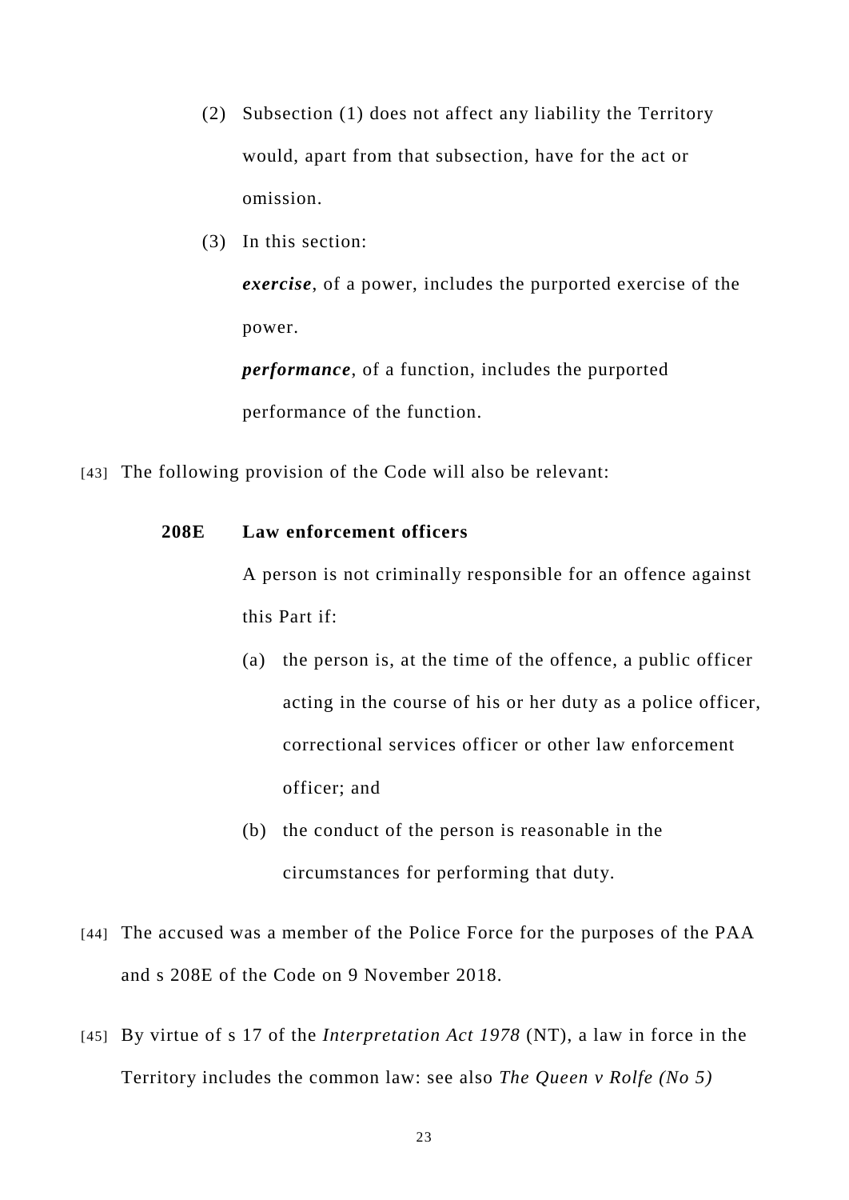(2) Subsection (1) does not affect any liability the Territory would, apart from that subsection, have for the act or omission.

(3) In this section:

***exercise***, of a power, includes the purported exercise of the power.

***performance***, of a function, includes the purported performance of the function.

[43] The following provision of the Code will also be relevant:

**208E Law enforcement officers**

A person is not criminally responsible for an offence against this Part if:

(a) the person is, at the time of the offence, a public officer acting in the course of his or her duty as a police officer, correctional services officer or other law enforcement officer; and

(b) the conduct of the person is reasonable in the circumstances for performing that duty.

[44] The accused was a member of the Police Force for the purposes of the PAA and s 208E of the Code on 9 November 2018.

[45] By virtue of s 17 of the *Interpretation Act 1978* (NT), a law in force in the Territory includes the common law: see also *The Queen v Rolfe (No 5)*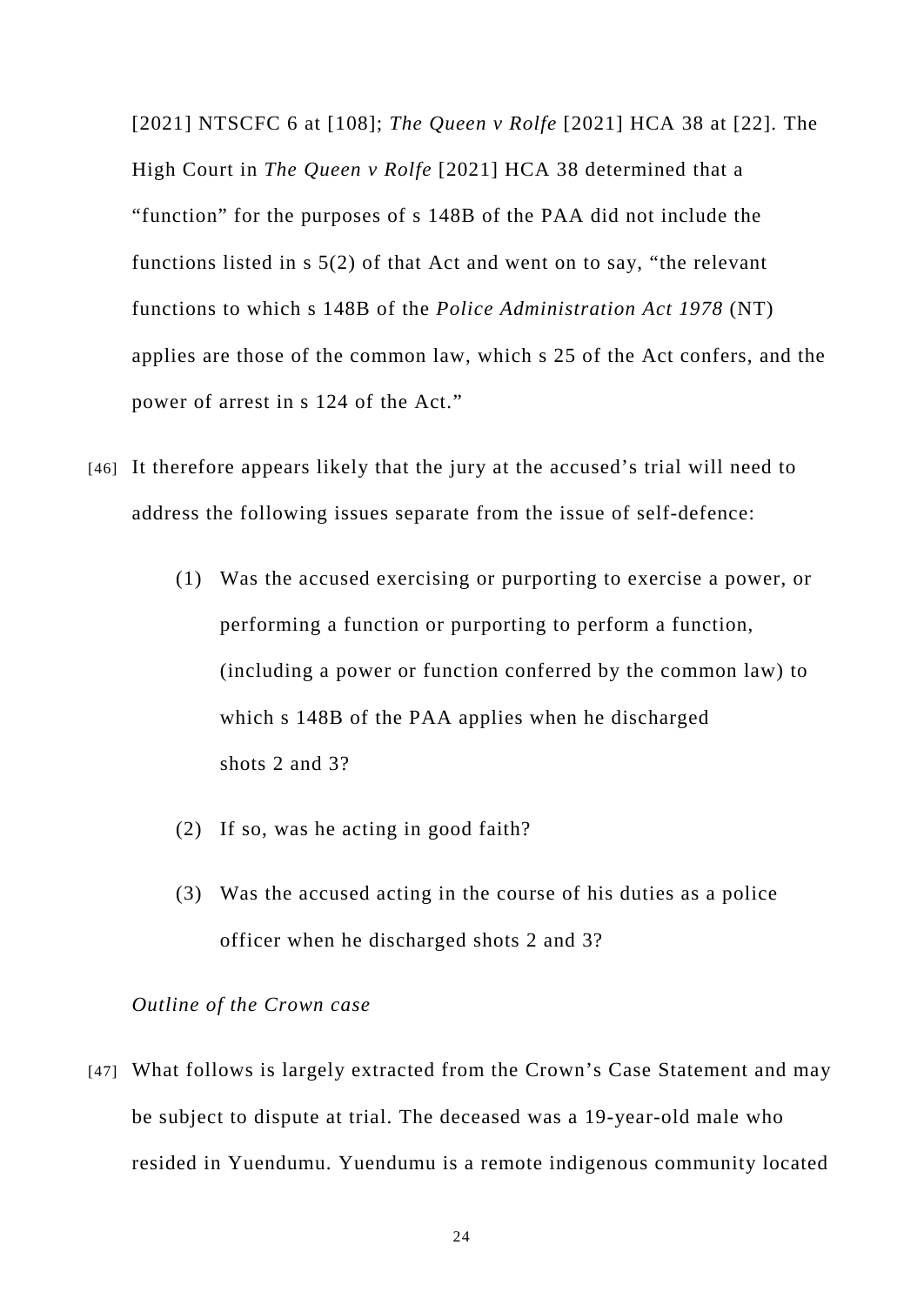[2021] NTSCFC 6 at [108]; *The Queen v Rolfe* [2021] HCA 38 at [22]. The High Court in *The Queen v Rolfe* [2021] HCA 38 determined that a "function" for the purposes of s 148B of the PAA did not include the functions listed in s 5(2) of that Act and went on to say, "the relevant functions to which s 148B of the *Police Administration Act 1978* (NT) applies are those of the common law, which s 25 of the Act confers, and the power of arrest in s 124 of the Act."

[46] It therefore appears likely that the jury at the accused's trial will need to address the following issues separate from the issue of self-defence:

(1) Was the accused exercising or purporting to exercise a power, or performing a function or purporting to perform a function, (including a power or function conferred by the common law) to which s 148B of the PAA applies when he discharged shots 2 and 3?

(2) If so, was he acting in good faith?

(3) Was the accused acting in the course of his duties as a police officer when he discharged shots 2 and 3?

*Outline of the Crown case*

[47] What follows is largely extracted from the Crown's Case Statement and may be subject to dispute at trial. The deceased was a 19-year-old male who resided in Yuendumu. Yuendumu is a remote indigenous community located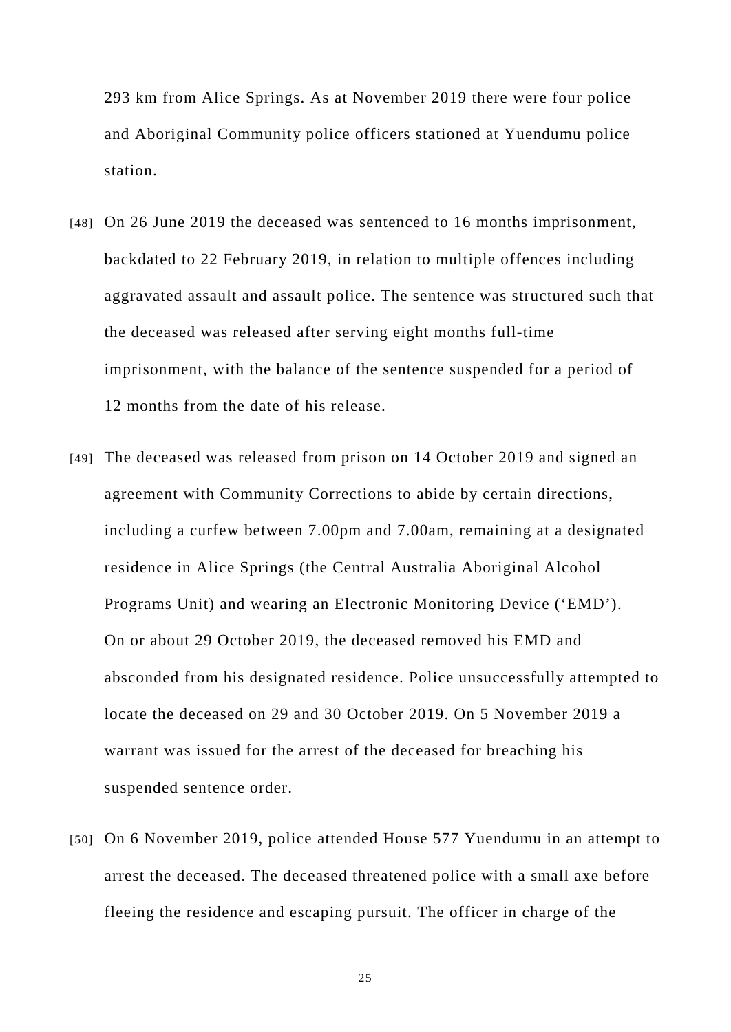293 km from Alice Springs. As at November 2019 there were four police and Aboriginal Community police officers stationed at Yuendumu police station.

[48] On 26 June 2019 the deceased was sentenced to 16 months imprisonment, backdated to 22 February 2019, in relation to multiple offences including aggravated assault and assault police. The sentence was structured such that the deceased was released after serving eight months full-time imprisonment, with the balance of the sentence suspended for a period of 12 months from the date of his release.

[49] The deceased was released from prison on 14 October 2019 and signed an agreement with Community Corrections to abide by certain directions, including a curfew between 7.00pm and 7.00am, remaining at a designated residence in Alice Springs (the Central Australia Aboriginal Alcohol Programs Unit) and wearing an Electronic Monitoring Device ('EMD'). On or about 29 October 2019, the deceased removed his EMD and absconded from his designated residence. Police unsuccessfully attempted to locate the deceased on 29 and 30 October 2019. On 5 November 2019 a warrant was issued for the arrest of the deceased for breaching his suspended sentence order.

[50] On 6 November 2019, police attended House 577 Yuendumu in an attempt to arrest the deceased. The deceased threatened police with a small axe before fleeing the residence and escaping pursuit. The officer in charge of the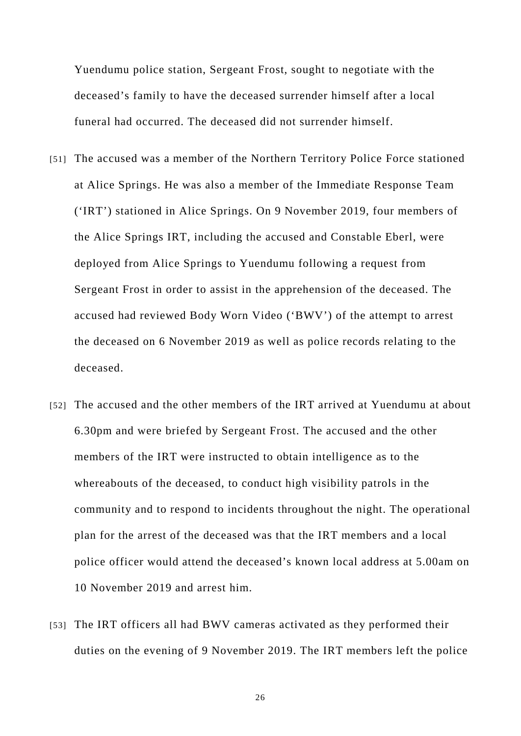Yuendumu police station, Sergeant Frost, sought to negotiate with the deceased's family to have the deceased surrender himself after a local funeral had occurred. The deceased did not surrender himself.

[51] The accused was a member of the Northern Territory Police Force stationed at Alice Springs. He was also a member of the Immediate Response Team ('IRT') stationed in Alice Springs. On 9 November 2019, four members of the Alice Springs IRT, including the accused and Constable Eberl, were deployed from Alice Springs to Yuendumu following a request from Sergeant Frost in order to assist in the apprehension of the deceased. The accused had reviewed Body Worn Video ('BWV') of the attempt to arrest the deceased on 6 November 2019 as well as police records relating to the deceased.

[52] The accused and the other members of the IRT arrived at Yuendumu at about 6.30pm and were briefed by Sergeant Frost. The accused and the other members of the IRT were instructed to obtain intelligence as to the whereabouts of the deceased, to conduct high visibility patrols in the community and to respond to incidents throughout the night. The operational plan for the arrest of the deceased was that the IRT members and a local police officer would attend the deceased's known local address at 5.00am on 10 November 2019 and arrest him.

[53] The IRT officers all had BWV cameras activated as they performed their duties on the evening of 9 November 2019. The IRT members left the police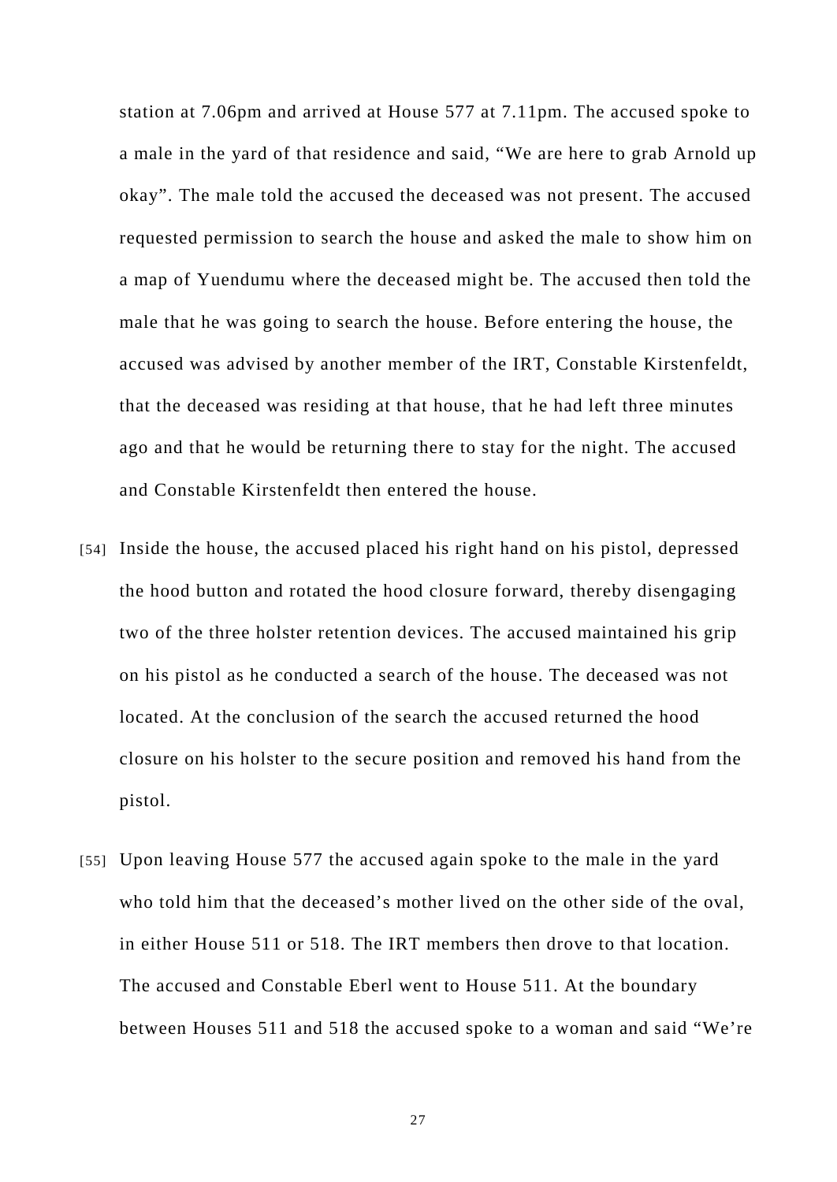station at 7.06pm and arrived at House 577 at 7.11pm. The accused spoke to a male in the yard of that residence and said, “We are here to grab Arnold up okay”. The male told the accused the deceased was not present. The accused requested permission to search the house and asked the male to show him on a map of Yuendumu where the deceased might be. The accused then told the male that he was going to search the house. Before entering the house, the accused was advised by another member of the IRT, Constable Kirstenfeldt, that the deceased was residing at that house, that he had left three minutes ago and that he would be returning there to stay for the night. The accused and Constable Kirstenfeldt then entered the house.

[54] Inside the house, the accused placed his right hand on his pistol, depressed the hood button and rotated the hood closure forward, thereby disengaging two of the three holster retention devices. The accused maintained his grip on his pistol as he conducted a search of the house. The deceased was not located. At the conclusion of the search the accused returned the hood closure on his holster to the secure position and removed his hand from the pistol.

[55] Upon leaving House 577 the accused again spoke to the male in the yard who told him that the deceased’s mother lived on the other side of the oval, in either House 511 or 518. The IRT members then drove to that location. The accused and Constable Eberl went to House 511. At the boundary between Houses 511 and 518 the accused spoke to a woman and said “We’re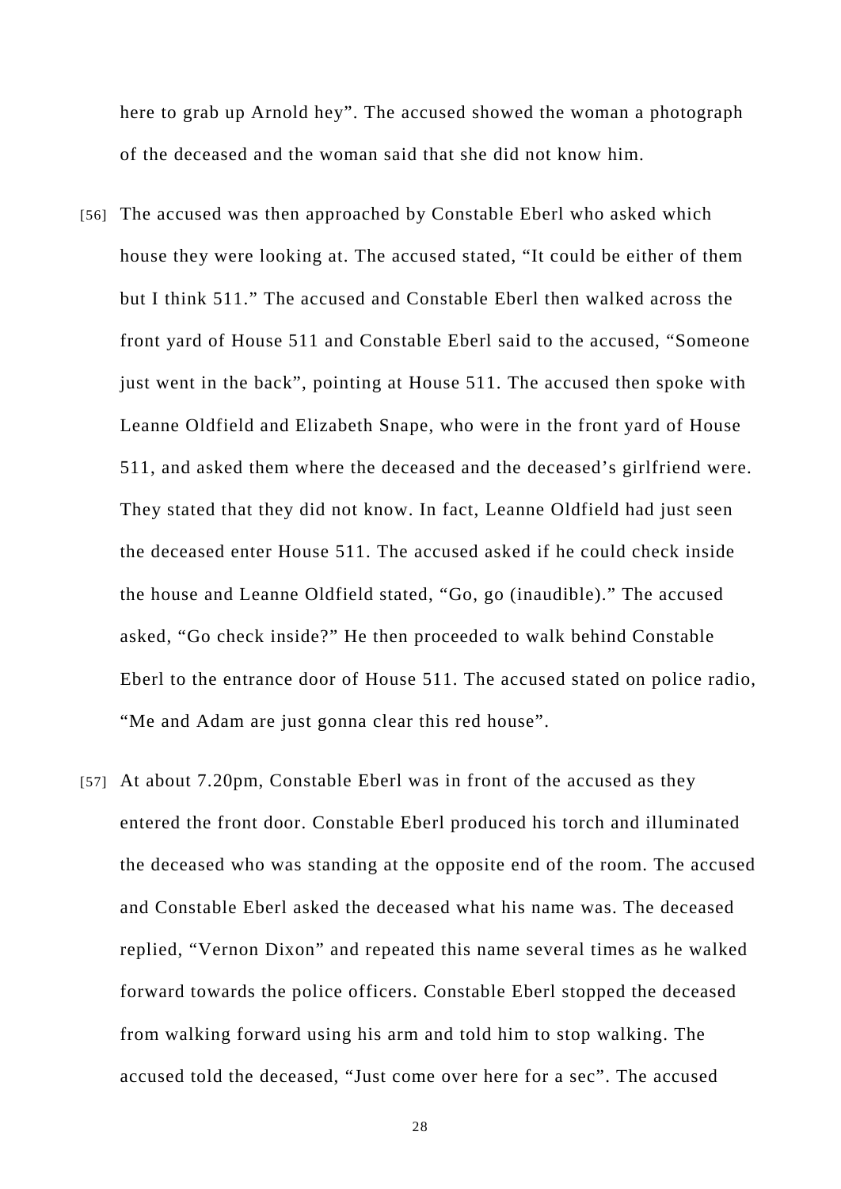here to grab up Arnold hey". The accused showed the woman a photograph of the deceased and the woman said that she did not know him.

[56] The accused was then approached by Constable Eberl who asked which house they were looking at. The accused stated, "It could be either of them but I think 511." The accused and Constable Eberl then walked across the front yard of House 511 and Constable Eberl said to the accused, "Someone just went in the back", pointing at House 511. The accused then spoke with Leanne Oldfield and Elizabeth Snape, who were in the front yard of House 511, and asked them where the deceased and the deceased's girlfriend were. They stated that they did not know. In fact, Leanne Oldfield had just seen the deceased enter House 511. The accused asked if he could check inside the house and Leanne Oldfield stated, "Go, go (inaudible)." The accused asked, "Go check inside?" He then proceeded to walk behind Constable Eberl to the entrance door of House 511. The accused stated on police radio, "Me and Adam are just gonna clear this red house".

[57] At about 7.20pm, Constable Eberl was in front of the accused as they entered the front door. Constable Eberl produced his torch and illuminated the deceased who was standing at the opposite end of the room. The accused and Constable Eberl asked the deceased what his name was. The deceased replied, "Vernon Dixon" and repeated this name several times as he walked forward towards the police officers. Constable Eberl stopped the deceased from walking forward using his arm and told him to stop walking. The accused told the deceased, "Just come over here for a sec". The accused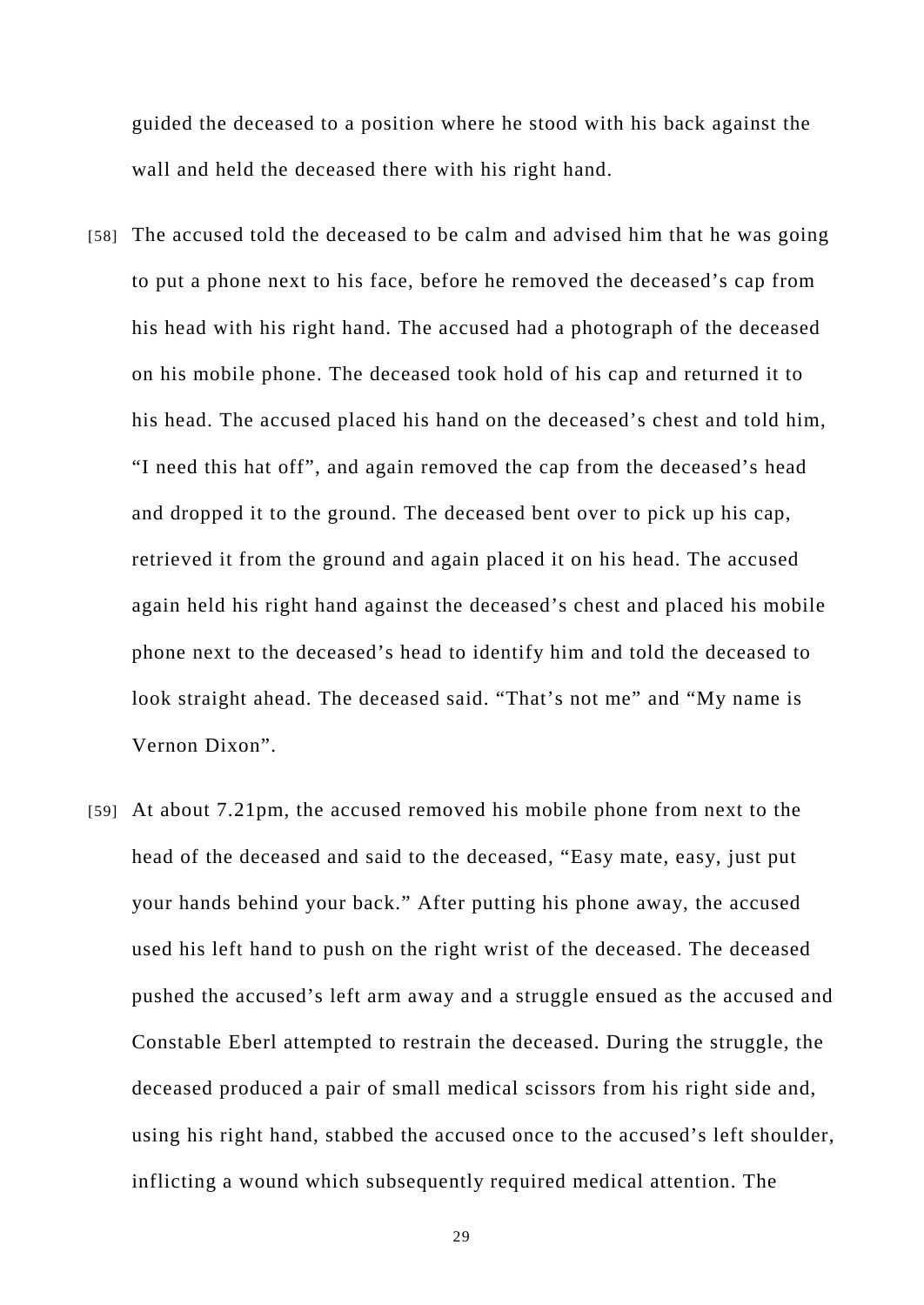guided the deceased to a position where he stood with his back against the wall and held the deceased there with his right hand.

[58] The accused told the deceased to be calm and advised him that he was going to put a phone next to his face, before he removed the deceased's cap from his head with his right hand. The accused had a photograph of the deceased on his mobile phone. The deceased took hold of his cap and returned it to his head. The accused placed his hand on the deceased's chest and told him, "I need this hat off", and again removed the cap from the deceased's head and dropped it to the ground. The deceased bent over to pick up his cap, retrieved it from the ground and again placed it on his head. The accused again held his right hand against the deceased's chest and placed his mobile phone next to the deceased's head to identify him and told the deceased to look straight ahead. The deceased said. "That's not me" and "My name is Vernon Dixon".

[59] At about 7.21pm, the accused removed his mobile phone from next to the head of the deceased and said to the deceased, "Easy mate, easy, just put your hands behind your back." After putting his phone away, the accused used his left hand to push on the right wrist of the deceased. The deceased pushed the accused's left arm away and a struggle ensued as the accused and Constable Eberl attempted to restrain the deceased. During the struggle, the deceased produced a pair of small medical scissors from his right side and, using his right hand, stabbed the accused once to the accused's left shoulder, inflicting a wound which subsequently required medical attention. The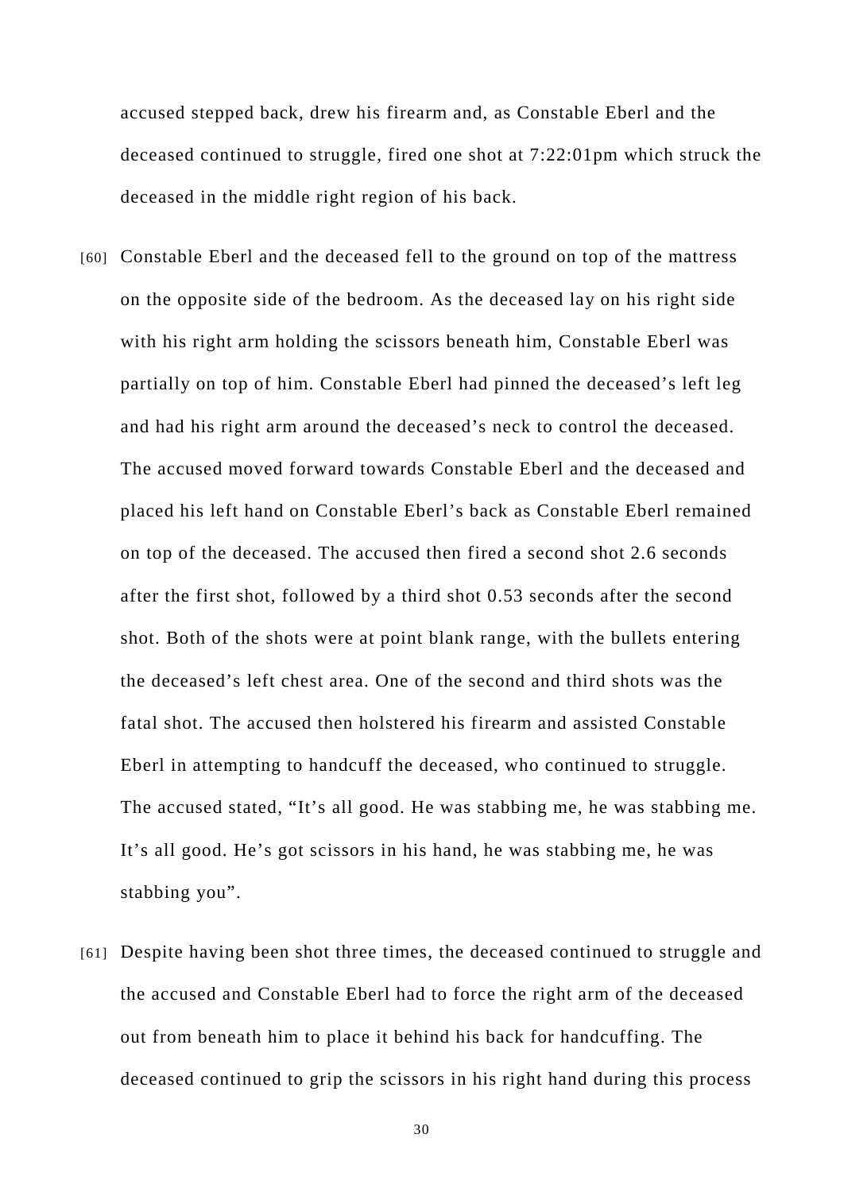accused stepped back, drew his firearm and, as Constable Eberl and the deceased continued to struggle, fired one shot at 7:22:01pm which struck the deceased in the middle right region of his back.

[60] Constable Eberl and the deceased fell to the ground on top of the mattress on the opposite side of the bedroom. As the deceased lay on his right side with his right arm holding the scissors beneath him, Constable Eberl was partially on top of him. Constable Eberl had pinned the deceased's left leg and had his right arm around the deceased's neck to control the deceased. The accused moved forward towards Constable Eberl and the deceased and placed his left hand on Constable Eberl's back as Constable Eberl remained on top of the deceased. The accused then fired a second shot 2.6 seconds after the first shot, followed by a third shot 0.53 seconds after the second shot. Both of the shots were at point blank range, with the bullets entering the deceased's left chest area. One of the second and third shots was the fatal shot. The accused then holstered his firearm and assisted Constable Eberl in attempting to handcuff the deceased, who continued to struggle. The accused stated, "It's all good. He was stabbing me, he was stabbing me. It's all good. He's got scissors in his hand, he was stabbing me, he was stabbing you".

[61] Despite having been shot three times, the deceased continued to struggle and the accused and Constable Eberl had to force the right arm of the deceased out from beneath him to place it behind his back for handcuffing. The deceased continued to grip the scissors in his right hand during this process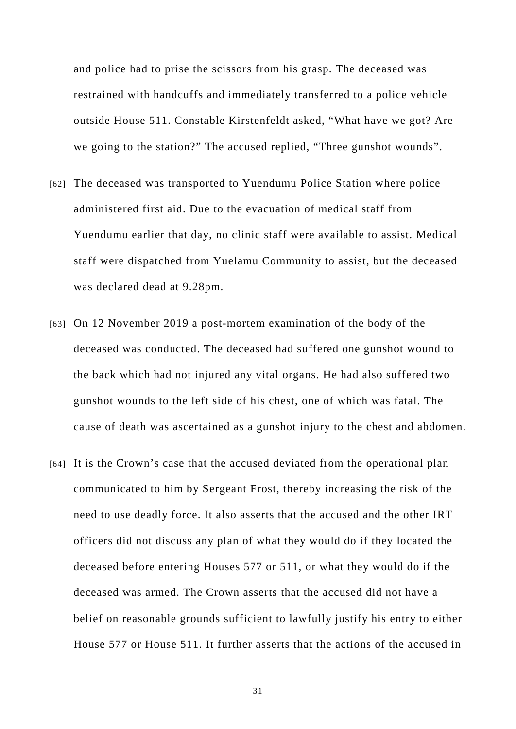and police had to prise the scissors from his grasp. The deceased was restrained with handcuffs and immediately transferred to a police vehicle outside House 511. Constable Kirstenfeldt asked, “What have we got? Are we going to the station?” The accused replied, “Three gunshot wounds”.

[62] The deceased was transported to Yuendumu Police Station where police administered first aid. Due to the evacuation of medical staff from Yuendumu earlier that day, no clinic staff were available to assist. Medical staff were dispatched from Yuelamu Community to assist, but the deceased was declared dead at 9.28pm.

[63] On 12 November 2019 a post-mortem examination of the body of the deceased was conducted. The deceased had suffered one gunshot wound to the back which had not injured any vital organs. He had also suffered two gunshot wounds to the left side of his chest, one of which was fatal. The cause of death was ascertained as a gunshot injury to the chest and abdomen.

[64] It is the Crown’s case that the accused deviated from the operational plan communicated to him by Sergeant Frost, thereby increasing the risk of the need to use deadly force. It also asserts that the accused and the other IRT officers did not discuss any plan of what they would do if they located the deceased before entering Houses 577 or 511, or what they would do if the deceased was armed. The Crown asserts that the accused did not have a belief on reasonable grounds sufficient to lawfully justify his entry to either House 577 or House 511. It further asserts that the actions of the accused in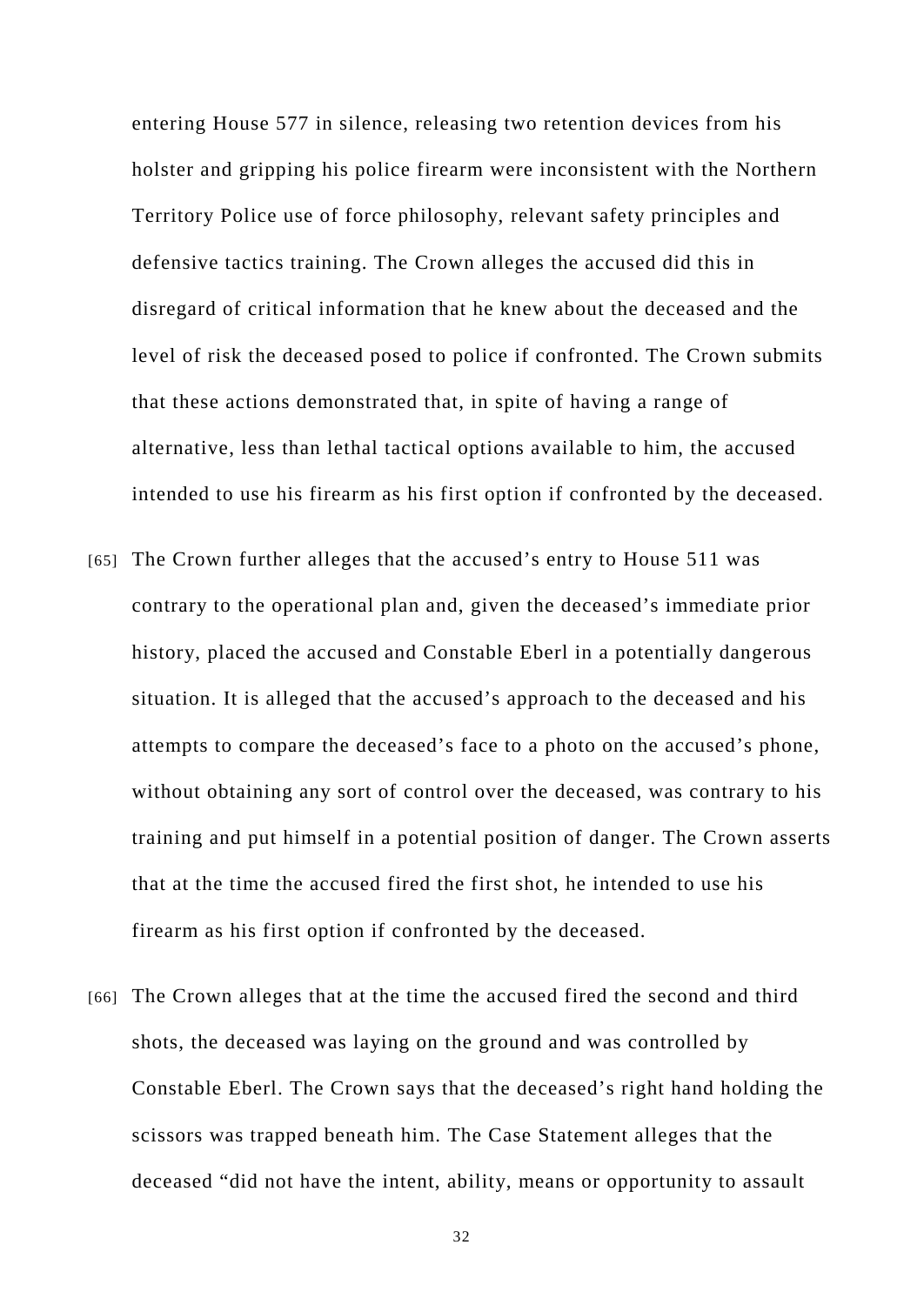entering House 577 in silence, releasing two retention devices from his holster and gripping his police firearm were inconsistent with the Northern Territory Police use of force philosophy, relevant safety principles and defensive tactics training. The Crown alleges the accused did this in disregard of critical information that he knew about the deceased and the level of risk the deceased posed to police if confronted. The Crown submits that these actions demonstrated that, in spite of having a range of alternative, less than lethal tactical options available to him, the accused intended to use his firearm as his first option if confronted by the deceased.

[65] The Crown further alleges that the accused's entry to House 511 was contrary to the operational plan and, given the deceased's immediate prior history, placed the accused and Constable Eberl in a potentially dangerous situation. It is alleged that the accused's approach to the deceased and his attempts to compare the deceased's face to a photo on the accused's phone, without obtaining any sort of control over the deceased, was contrary to his training and put himself in a potential position of danger. The Crown asserts that at the time the accused fired the first shot, he intended to use his firearm as his first option if confronted by the deceased.

[66] The Crown alleges that at the time the accused fired the second and third shots, the deceased was laying on the ground and was controlled by Constable Eberl. The Crown says that the deceased's right hand holding the scissors was trapped beneath him. The Case Statement alleges that the deceased "did not have the intent, ability, means or opportunity to assault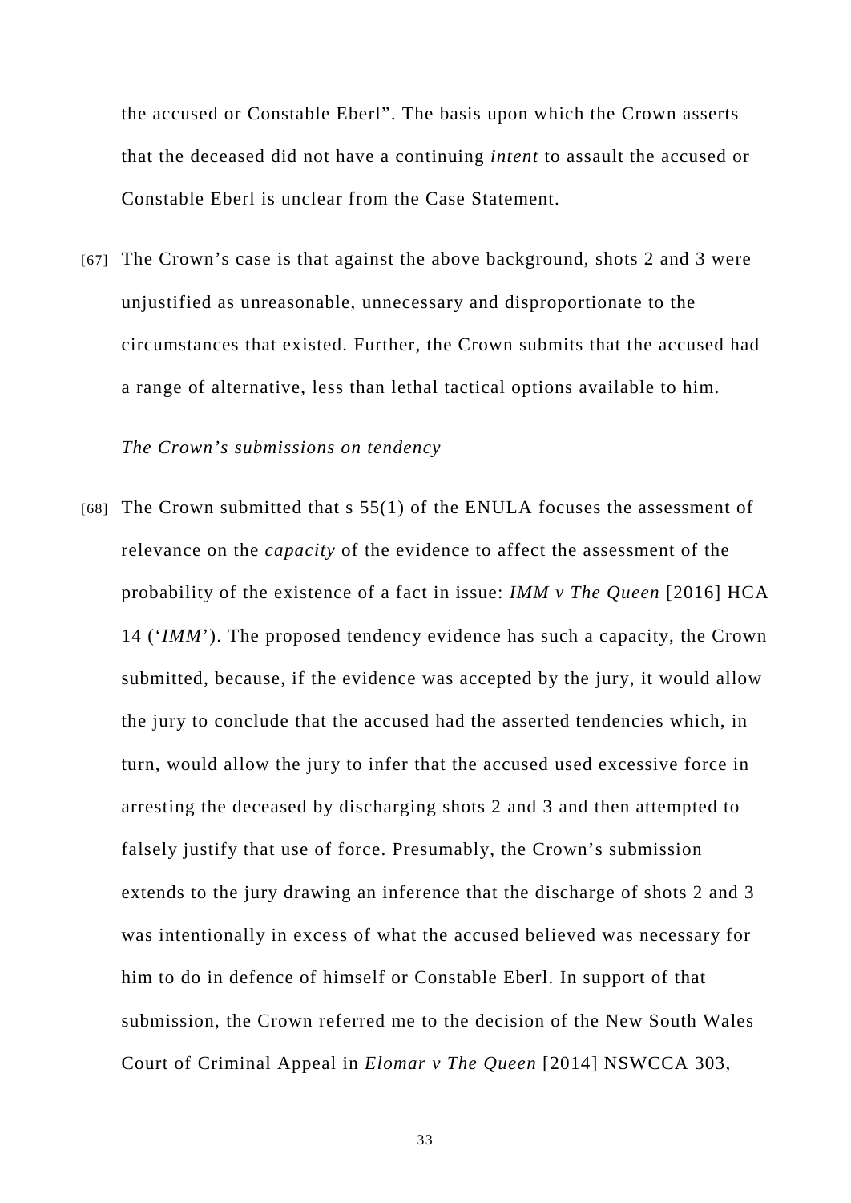the accused or Constable Eberl". The basis upon which the Crown asserts that the deceased did not have a continuing *intent* to assault the accused or Constable Eberl is unclear from the Case Statement.

[67] The Crown's case is that against the above background, shots 2 and 3 were unjustified as unreasonable, unnecessary and disproportionate to the circumstances that existed. Further, the Crown submits that the accused had a range of alternative, less than lethal tactical options available to him.

*The Crown's submissions on tendency*

[68] The Crown submitted that s 55(1) of the ENULA focuses the assessment of relevance on the *capacity* of the evidence to affect the assessment of the probability of the existence of a fact in issue: *IMM v The Queen* [2016] HCA 14 ('*IMM*'). The proposed tendency evidence has such a capacity, the Crown submitted, because, if the evidence was accepted by the jury, it would allow the jury to conclude that the accused had the asserted tendencies which, in turn, would allow the jury to infer that the accused used excessive force in arresting the deceased by discharging shots 2 and 3 and then attempted to falsely justify that use of force. Presumably, the Crown's submission extends to the jury drawing an inference that the discharge of shots 2 and 3 was intentionally in excess of what the accused believed was necessary for him to do in defence of himself or Constable Eberl. In support of that submission, the Crown referred me to the decision of the New South Wales Court of Criminal Appeal in *Elomar v The Queen* [2014] NSWCCA 303,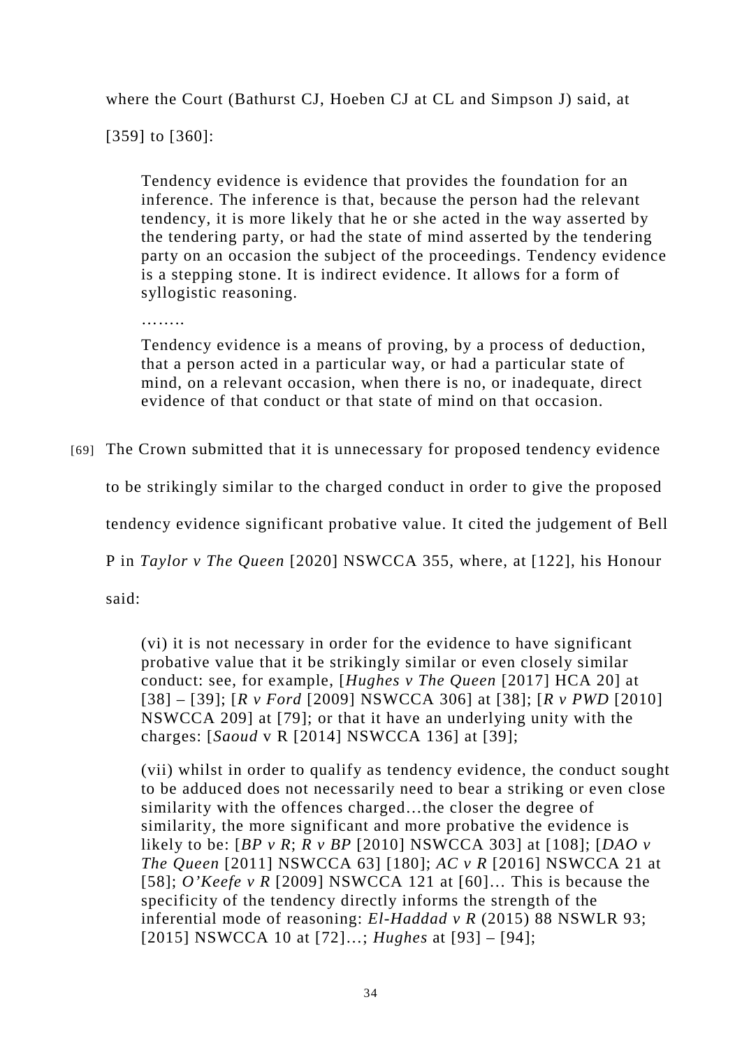where the Court (Bathurst CJ, Hoeben CJ at CL and Simpson J) said, at [359] to [360]:

> Tendency evidence is evidence that provides the foundation for an inference. The inference is that, because the person had the relevant tendency, it is more likely that he or she acted in the way asserted by the tendering party, or had the state of mind asserted by the tendering party on an occasion the subject of the proceedings. Tendency evidence is a stepping stone. It is indirect evidence. It allows for a form of syllogistic reasoning.
>
> ……..
>
> Tendency evidence is a means of proving, by a process of deduction, that a person acted in a particular way, or had a particular state of mind, on a relevant occasion, when there is no, or inadequate, direct evidence of that conduct or that state of mind on that occasion.

[69] The Crown submitted that it is unnecessary for proposed tendency evidence to be strikingly similar to the charged conduct in order to give the proposed tendency evidence significant probative value. It cited the judgement of Bell P in *Taylor v The Queen* [2020] NSWCCA 355, where, at [122], his Honour said:

> (vi) it is not necessary in order for the evidence to have significant probative value that it be strikingly similar or even closely similar conduct: see, for example, [*Hughes v The Queen* [2017] HCA 20] at [38] – [39]; [*R v Ford* [2009] NSWCCA 306] at [38]; [*R v PWD* [2010] NSWCCA 209] at [79]; or that it have an underlying unity with the charges: [*Saoud* v R [2014] NSWCCA 136] at [39];
>
> (vii) whilst in order to qualify as tendency evidence, the conduct sought to be adduced does not necessarily need to bear a striking or even close similarity with the offences charged…the closer the degree of similarity, the more significant and more probative the evidence is likely to be: [*BP v R*; *R v BP* [2010] NSWCCA 303] at [108]; [*DAO v The Queen* [2011] NSWCCA 63] [180]; *AC v R* [2016] NSWCCA 21 at [58]; *O'Keefe v R* [2009] NSWCCA 121 at [60]… This is because the specificity of the tendency directly informs the strength of the inferential mode of reasoning: *El-Haddad v R* (2015) 88 NSWLR 93; [2015] NSWCCA 10 at [72]…; *Hughes* at [93] – [94];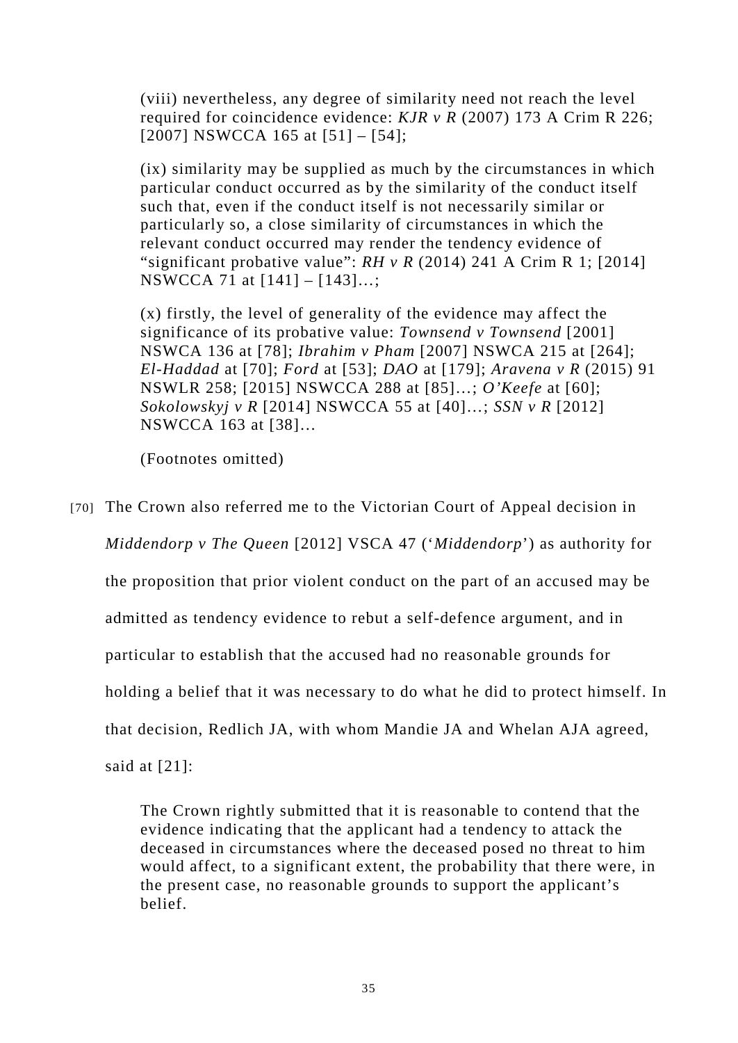> (viii) nevertheless, any degree of similarity need not reach the level required for coincidence evidence: *KJR v R* (2007) 173 A Crim R 226; [2007] NSWCCA 165 at [51] – [54];
>
> (ix) similarity may be supplied as much by the circumstances in which particular conduct occurred as by the similarity of the conduct itself such that, even if the conduct itself is not necessarily similar or particularly so, a close similarity of circumstances in which the relevant conduct occurred may render the tendency evidence of "significant probative value": *RH v R* (2014) 241 A Crim R 1; [2014] NSWCCA 71 at [141] – [143]…;
>
> (x) firstly, the level of generality of the evidence may affect the significance of its probative value: *Townsend v Townsend* [2001] NSWCA 136 at [78]; *Ibrahim v Pham* [2007] NSWCA 215 at [264]; *El-Haddad* at [70]; *Ford* at [53]; *DAO* at [179]; *Aravena v R* (2015) 91 NSWLR 258; [2015] NSWCCA 288 at [85]…; *O'Keefe* at [60]; *Sokolowskyj v R* [2014] NSWCCA 55 at [40]…; *SSN v R* [2012] NSWCCA 163 at [38]…
>
> (Footnotes omitted)

[70] The Crown also referred me to the Victorian Court of Appeal decision in *Middendorp v The Queen* [2012] VSCA 47 ('*Middendorp*') as authority for the proposition that prior violent conduct on the part of an accused may be admitted as tendency evidence to rebut a self-defence argument, and in particular to establish that the accused had no reasonable grounds for holding a belief that it was necessary to do what he did to protect himself. In that decision, Redlich JA, with whom Mandie JA and Whelan AJA agreed, said at [21]:

> The Crown rightly submitted that it is reasonable to contend that the evidence indicating that the applicant had a tendency to attack the deceased in circumstances where the deceased posed no threat to him would affect, to a significant extent, the probability that there were, in the present case, no reasonable grounds to support the applicant's belief.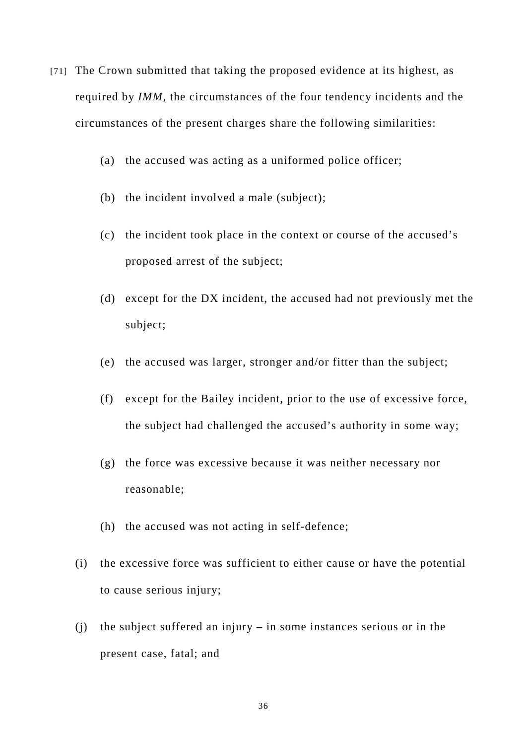[71] The Crown submitted that taking the proposed evidence at its highest, as required by *IMM*, the circumstances of the four tendency incidents and the circumstances of the present charges share the following similarities:

(a) the accused was acting as a uniformed police officer;

(b) the incident involved a male (subject);

(c) the incident took place in the context or course of the accused's proposed arrest of the subject;

(d) except for the DX incident, the accused had not previously met the subject;

(e) the accused was larger, stronger and/or fitter than the subject;

(f) except for the Bailey incident, prior to the use of excessive force, the subject had challenged the accused's authority in some way;

(g) the force was excessive because it was neither necessary nor reasonable;

(h) the accused was not acting in self-defence;

(i) the excessive force was sufficient to either cause or have the potential to cause serious injury;

(j) the subject suffered an injury – in some instances serious or in the present case, fatal; and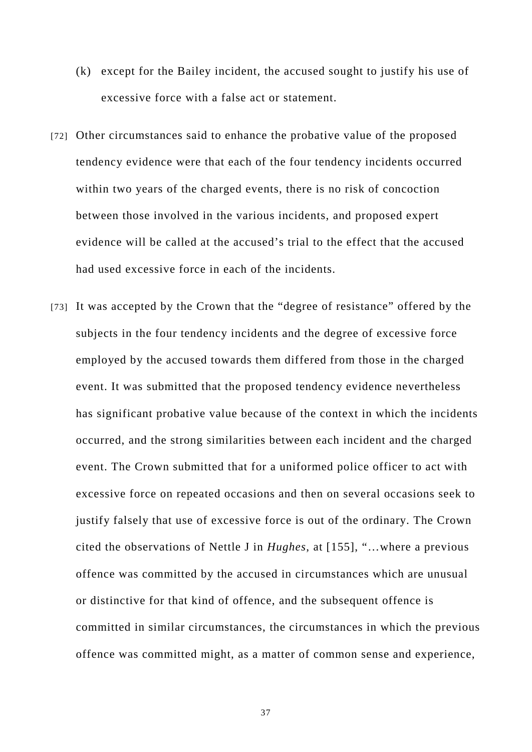(k) except for the Bailey incident, the accused sought to justify his use of excessive force with a false act or statement.

[72] Other circumstances said to enhance the probative value of the proposed tendency evidence were that each of the four tendency incidents occurred within two years of the charged events, there is no risk of concoction between those involved in the various incidents, and proposed expert evidence will be called at the accused's trial to the effect that the accused had used excessive force in each of the incidents.

[73] It was accepted by the Crown that the "degree of resistance" offered by the subjects in the four tendency incidents and the degree of excessive force employed by the accused towards them differed from those in the charged event. It was submitted that the proposed tendency evidence nevertheless has significant probative value because of the context in which the incidents occurred, and the strong similarities between each incident and the charged event. The Crown submitted that for a uniformed police officer to act with excessive force on repeated occasions and then on several occasions seek to justify falsely that use of excessive force is out of the ordinary. The Crown cited the observations of Nettle J in *Hughes*, at [155], "…where a previous offence was committed by the accused in circumstances which are unusual or distinctive for that kind of offence, and the subsequent offence is committed in similar circumstances, the circumstances in which the previous offence was committed might, as a matter of common sense and experience,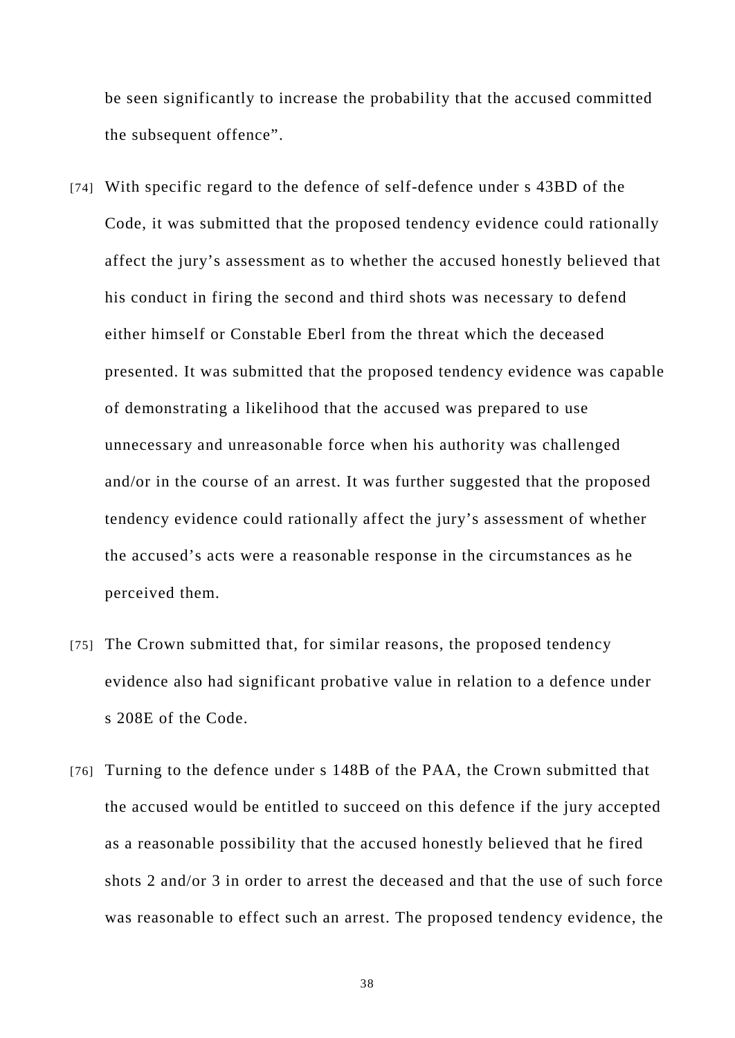be seen significantly to increase the probability that the accused committed the subsequent offence".

[74] With specific regard to the defence of self-defence under s 43BD of the Code, it was submitted that the proposed tendency evidence could rationally affect the jury's assessment as to whether the accused honestly believed that his conduct in firing the second and third shots was necessary to defend either himself or Constable Eberl from the threat which the deceased presented. It was submitted that the proposed tendency evidence was capable of demonstrating a likelihood that the accused was prepared to use unnecessary and unreasonable force when his authority was challenged and/or in the course of an arrest. It was further suggested that the proposed tendency evidence could rationally affect the jury's assessment of whether the accused's acts were a reasonable response in the circumstances as he perceived them.

[75] The Crown submitted that, for similar reasons, the proposed tendency evidence also had significant probative value in relation to a defence under s 208E of the Code.

[76] Turning to the defence under s 148B of the PAA, the Crown submitted that the accused would be entitled to succeed on this defence if the jury accepted as a reasonable possibility that the accused honestly believed that he fired shots 2 and/or 3 in order to arrest the deceased and that the use of such force was reasonable to effect such an arrest. The proposed tendency evidence, the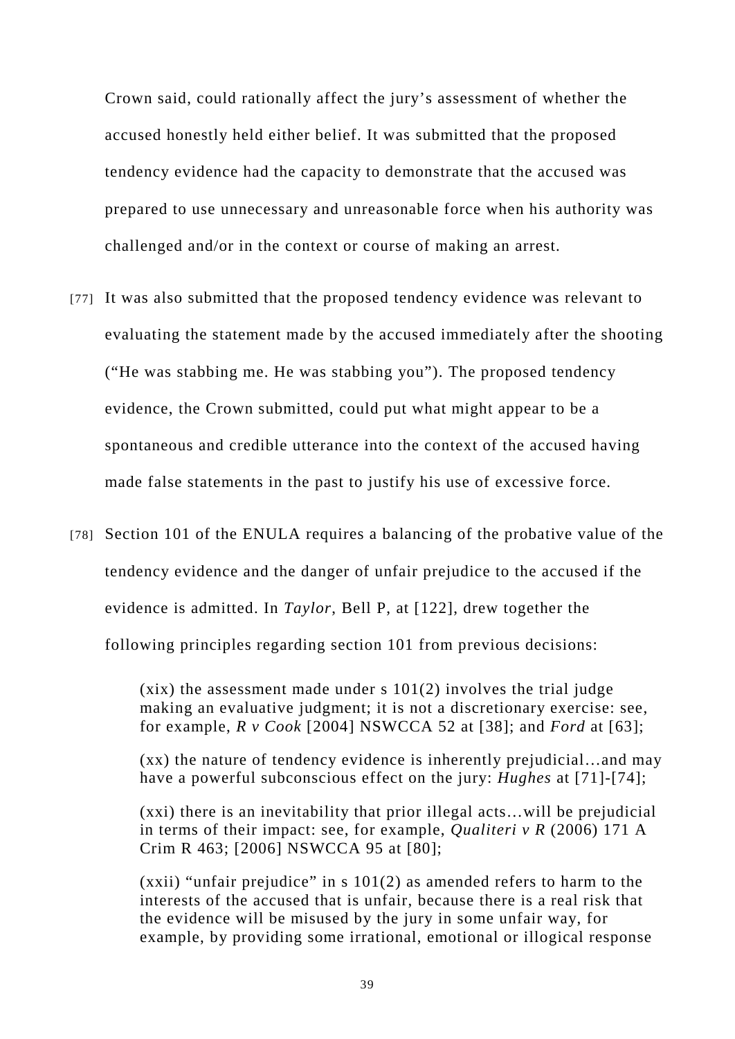Crown said, could rationally affect the jury's assessment of whether the accused honestly held either belief. It was submitted that the proposed tendency evidence had the capacity to demonstrate that the accused was prepared to use unnecessary and unreasonable force when his authority was challenged and/or in the context or course of making an arrest.

[77] It was also submitted that the proposed tendency evidence was relevant to evaluating the statement made by the accused immediately after the shooting ("He was stabbing me. He was stabbing you"). The proposed tendency evidence, the Crown submitted, could put what might appear to be a spontaneous and credible utterance into the context of the accused having made false statements in the past to justify his use of excessive force.

[78] Section 101 of the ENULA requires a balancing of the probative value of the tendency evidence and the danger of unfair prejudice to the accused if the evidence is admitted. In *Taylor*, Bell P, at [122], drew together the following principles regarding section 101 from previous decisions:

> (xix) the assessment made under s 101(2) involves the trial judge making an evaluative judgment; it is not a discretionary exercise: see, for example, *R v Cook* [2004] NSWCCA 52 at [38]; and *Ford* at [63];
>
> (xx) the nature of tendency evidence is inherently prejudicial…and may have a powerful subconscious effect on the jury: *Hughes* at [71]-[74];
>
> (xxi) there is an inevitability that prior illegal acts…will be prejudicial in terms of their impact: see, for example, *Qualiteri v R* (2006) 171 A Crim R 463; [2006] NSWCCA 95 at [80];
>
> (xxii) "unfair prejudice" in s 101(2) as amended refers to harm to the interests of the accused that is unfair, because there is a real risk that the evidence will be misused by the jury in some unfair way, for example, by providing some irrational, emotional or illogical response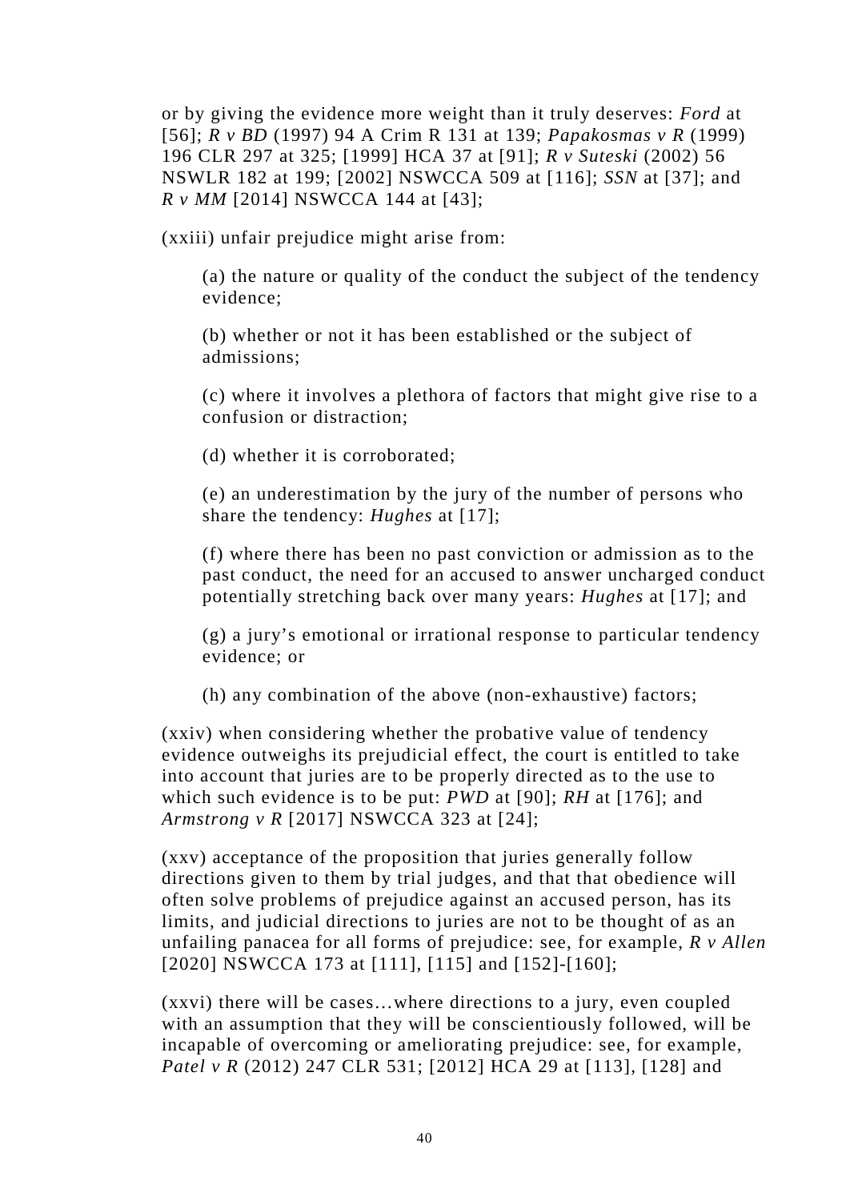or by giving the evidence more weight than it truly deserves: *Ford* at [56]; *R v BD* (1997) 94 A Crim R 131 at 139; *Papakosmas v R* (1999) 196 CLR 297 at 325; [1999] HCA 37 at [91]; *R v Suteski* (2002) 56 NSWLR 182 at 199; [2002] NSWCCA 509 at [116]; *SSN* at [37]; and *R v MM* [2014] NSWCCA 144 at [43];

(xxiii) unfair prejudice might arise from:

> (a) the nature or quality of the conduct the subject of the tendency evidence;
>
> (b) whether or not it has been established or the subject of admissions;
>
> (c) where it involves a plethora of factors that might give rise to a confusion or distraction;
>
> (d) whether it is corroborated;
>
> (e) an underestimation by the jury of the number of persons who share the tendency: *Hughes* at [17];
>
> (f) where there has been no past conviction or admission as to the past conduct, the need for an accused to answer uncharged conduct potentially stretching back over many years: *Hughes* at [17]; and
>
> (g) a jury's emotional or irrational response to particular tendency evidence; or
>
> (h) any combination of the above (non-exhaustive) factors;

(xxiv) when considering whether the probative value of tendency evidence outweighs its prejudicial effect, the court is entitled to take into account that juries are to be properly directed as to the use to which such evidence is to be put: *PWD* at [90]; *RH* at [176]; and *Armstrong v R* [2017] NSWCCA 323 at [24];

(xxv) acceptance of the proposition that juries generally follow directions given to them by trial judges, and that that obedience will often solve problems of prejudice against an accused person, has its limits, and judicial directions to juries are not to be thought of as an unfailing panacea for all forms of prejudice: see, for example, *R v Allen* [2020] NSWCCA 173 at [111], [115] and [152]-[160];

(xxvi) there will be cases…where directions to a jury, even coupled with an assumption that they will be conscientiously followed, will be incapable of overcoming or ameliorating prejudice: see, for example, *Patel v R* (2012) 247 CLR 531; [2012] HCA 29 at [113], [128] and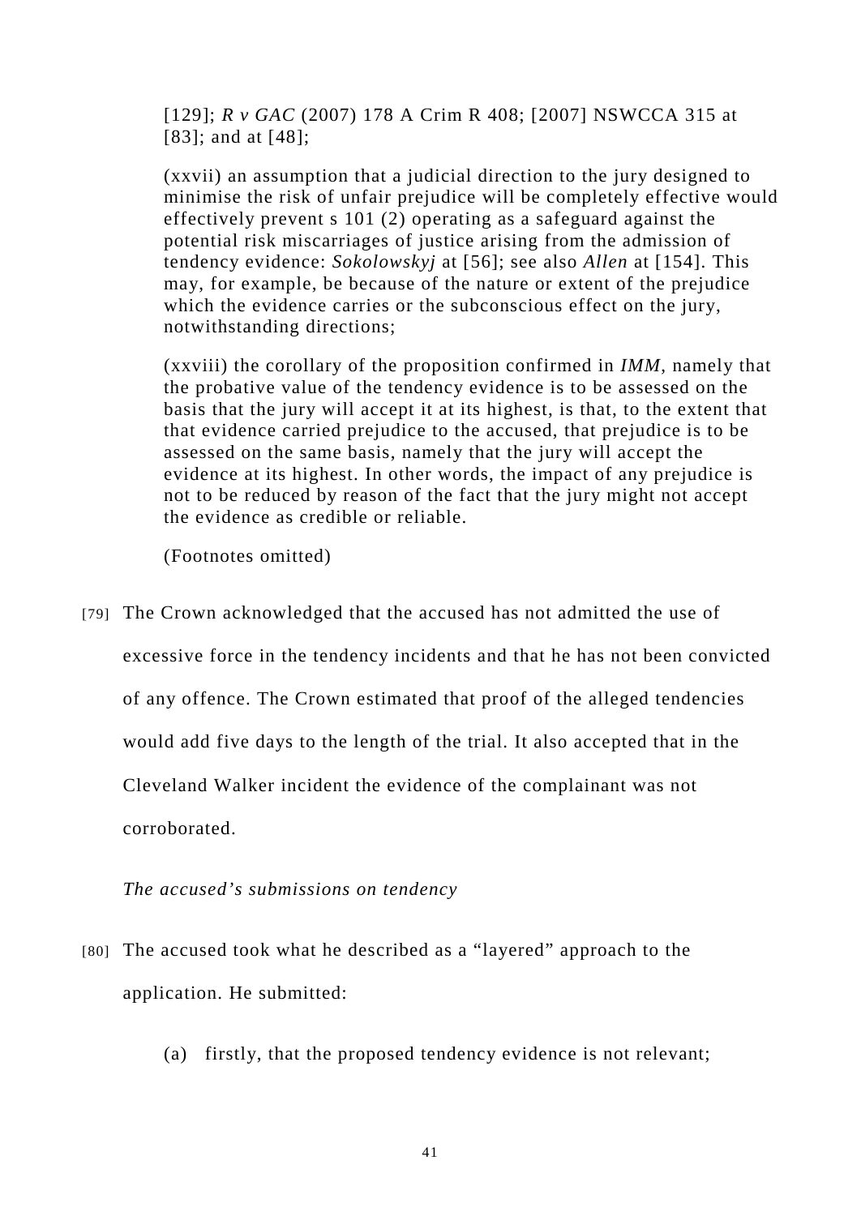[129]; *R v GAC* (2007) 178 A Crim R 408; [2007] NSWCCA 315 at [83]; and at [48];

(xxvii) an assumption that a judicial direction to the jury designed to minimise the risk of unfair prejudice will be completely effective would effectively prevent s 101 (2) operating as a safeguard against the potential risk miscarriages of justice arising from the admission of tendency evidence: *Sokolowskyj* at [56]; see also *Allen* at [154]. This may, for example, be because of the nature or extent of the prejudice which the evidence carries or the subconscious effect on the jury, notwithstanding directions;

(xxviii) the corollary of the proposition confirmed in *IMM*, namely that the probative value of the tendency evidence is to be assessed on the basis that the jury will accept it at its highest, is that, to the extent that that evidence carried prejudice to the accused, that prejudice is to be assessed on the same basis, namely that the jury will accept the evidence at its highest. In other words, the impact of any prejudice is not to be reduced by reason of the fact that the jury might not accept the evidence as credible or reliable.

(Footnotes omitted)

[79] The Crown acknowledged that the accused has not admitted the use of excessive force in the tendency incidents and that he has not been convicted of any offence. The Crown estimated that proof of the alleged tendencies would add five days to the length of the trial. It also accepted that in the Cleveland Walker incident the evidence of the complainant was not corroborated.

*The accused's submissions on tendency*

[80] The accused took what he described as a "layered" approach to the application. He submitted:

(a) firstly, that the proposed tendency evidence is not relevant;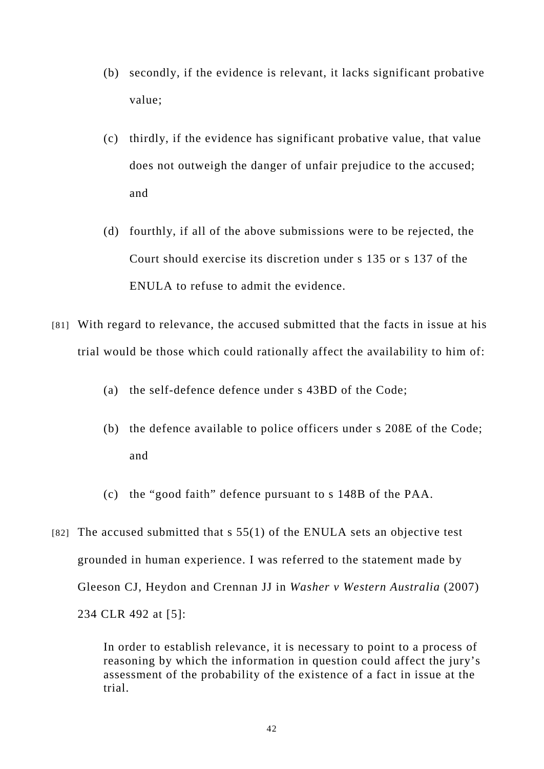(b) secondly, if the evidence is relevant, it lacks significant probative value;

(c) thirdly, if the evidence has significant probative value, that value does not outweigh the danger of unfair prejudice to the accused; and

(d) fourthly, if all of the above submissions were to be rejected, the Court should exercise its discretion under s 135 or s 137 of the ENULA to refuse to admit the evidence.

[81] With regard to relevance, the accused submitted that the facts in issue at his trial would be those which could rationally affect the availability to him of:

(a) the self-defence defence under s 43BD of the Code;

(b) the defence available to police officers under s 208E of the Code; and

(c) the "good faith" defence pursuant to s 148B of the PAA.

[82] The accused submitted that s 55(1) of the ENULA sets an objective test grounded in human experience. I was referred to the statement made by Gleeson CJ, Heydon and Crennan JJ in *Washer v Western Australia* (2007) 234 CLR 492 at [5]:

> In order to establish relevance, it is necessary to point to a process of reasoning by which the information in question could affect the jury's assessment of the probability of the existence of a fact in issue at the trial.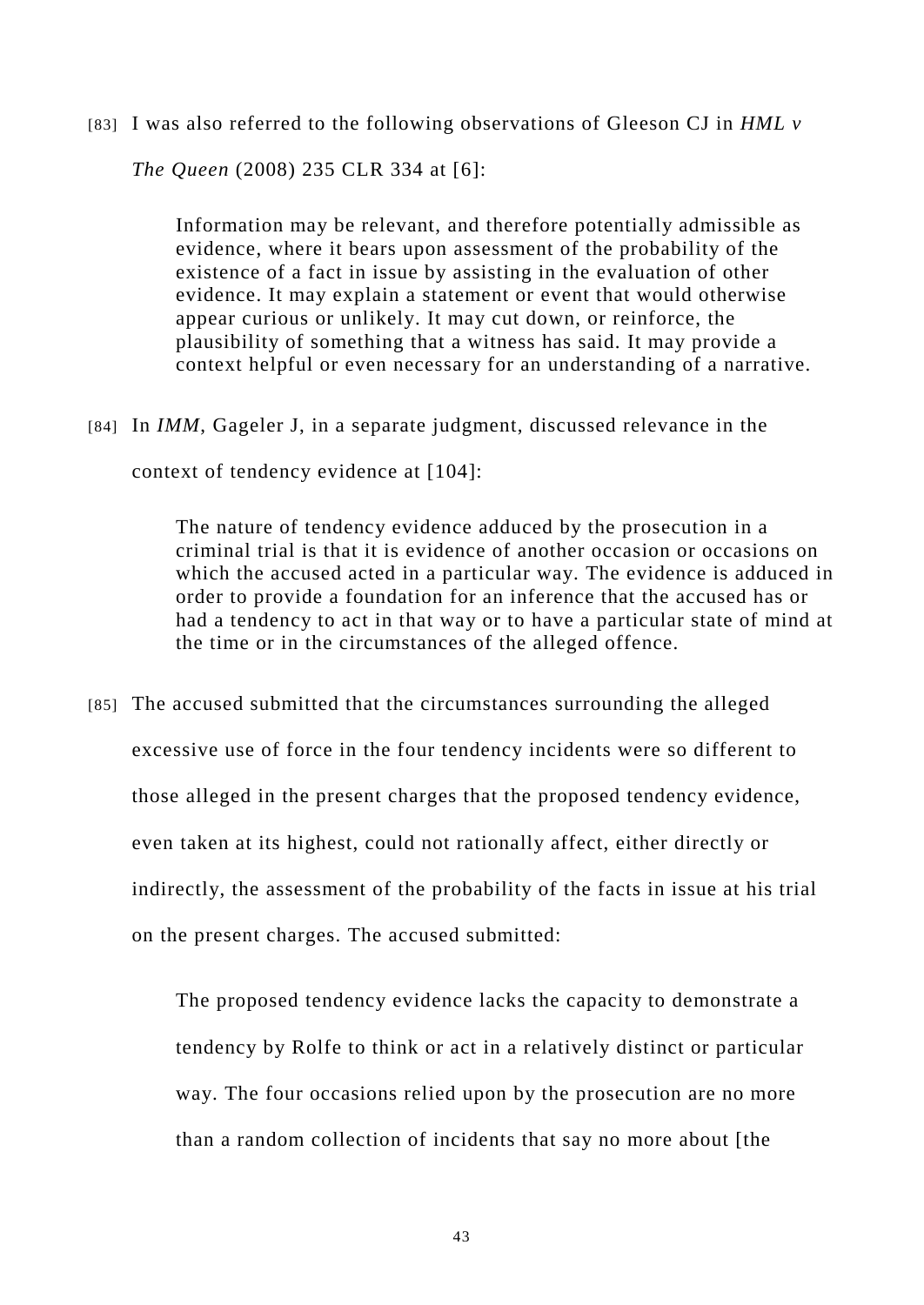[83] I was also referred to the following observations of Gleeson CJ in *HML v The Queen* (2008) 235 CLR 334 at [6]:

> Information may be relevant, and therefore potentially admissible as evidence, where it bears upon assessment of the probability of the existence of a fact in issue by assisting in the evaluation of other evidence. It may explain a statement or event that would otherwise appear curious or unlikely. It may cut down, or reinforce, the plausibility of something that a witness has said. It may provide a context helpful or even necessary for an understanding of a narrative.

[84] In *IMM*, Gageler J, in a separate judgment, discussed relevance in the context of tendency evidence at [104]:

> The nature of tendency evidence adduced by the prosecution in a criminal trial is that it is evidence of another occasion or occasions on which the accused acted in a particular way. The evidence is adduced in order to provide a foundation for an inference that the accused has or had a tendency to act in that way or to have a particular state of mind at the time or in the circumstances of the alleged offence.

[85] The accused submitted that the circumstances surrounding the alleged excessive use of force in the four tendency incidents were so different to those alleged in the present charges that the proposed tendency evidence, even taken at its highest, could not rationally affect, either directly or indirectly, the assessment of the probability of the facts in issue at his trial on the present charges. The accused submitted:

> The proposed tendency evidence lacks the capacity to demonstrate a tendency by Rolfe to think or act in a relatively distinct or particular way. The four occasions relied upon by the prosecution are no more than a random collection of incidents that say no more about [the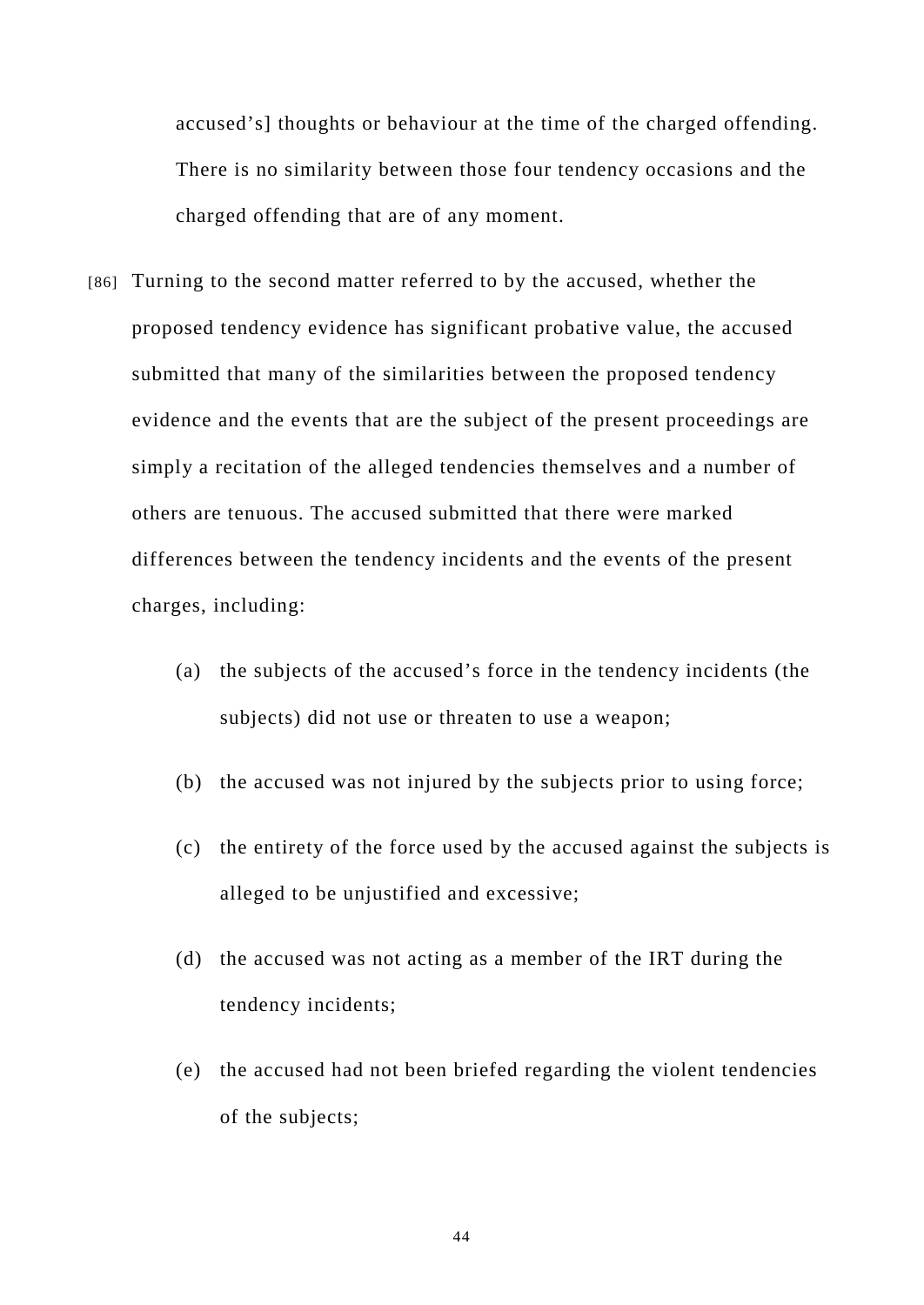accused's] thoughts or behaviour at the time of the charged offending. There is no similarity between those four tendency occasions and the charged offending that are of any moment.

[86] Turning to the second matter referred to by the accused, whether the proposed tendency evidence has significant probative value, the accused submitted that many of the similarities between the proposed tendency evidence and the events that are the subject of the present proceedings are simply a recitation of the alleged tendencies themselves and a number of others are tenuous. The accused submitted that there were marked differences between the tendency incidents and the events of the present charges, including:

   (a) the subjects of the accused's force in the tendency incidents (the subjects) did not use or threaten to use a weapon;

   (b) the accused was not injured by the subjects prior to using force;

   (c) the entirety of the force used by the accused against the subjects is alleged to be unjustified and excessive;

   (d) the accused was not acting as a member of the IRT during the tendency incidents;

   (e) the accused had not been briefed regarding the violent tendencies of the subjects;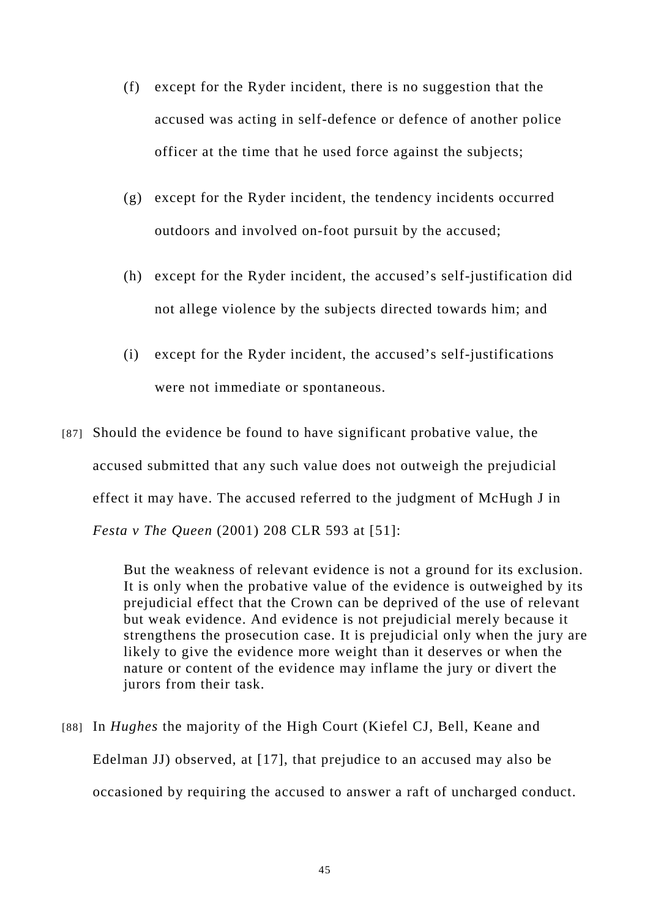(f) except for the Ryder incident, there is no suggestion that the accused was acting in self-defence or defence of another police officer at the time that he used force against the subjects;

(g) except for the Ryder incident, the tendency incidents occurred outdoors and involved on-foot pursuit by the accused;

(h) except for the Ryder incident, the accused's self-justification did not allege violence by the subjects directed towards him; and

(i) except for the Ryder incident, the accused's self-justifications were not immediate or spontaneous.

[87] Should the evidence be found to have significant probative value, the accused submitted that any such value does not outweigh the prejudicial effect it may have. The accused referred to the judgment of McHugh J in *Festa v The Queen* (2001) 208 CLR 593 at [51]:

> But the weakness of relevant evidence is not a ground for its exclusion. It is only when the probative value of the evidence is outweighed by its prejudicial effect that the Crown can be deprived of the use of relevant but weak evidence. And evidence is not prejudicial merely because it strengthens the prosecution case. It is prejudicial only when the jury are likely to give the evidence more weight than it deserves or when the nature or content of the evidence may inflame the jury or divert the jurors from their task.

[88] In *Hughes* the majority of the High Court (Kiefel CJ, Bell, Keane and Edelman JJ) observed, at [17], that prejudice to an accused may also be occasioned by requiring the accused to answer a raft of uncharged conduct.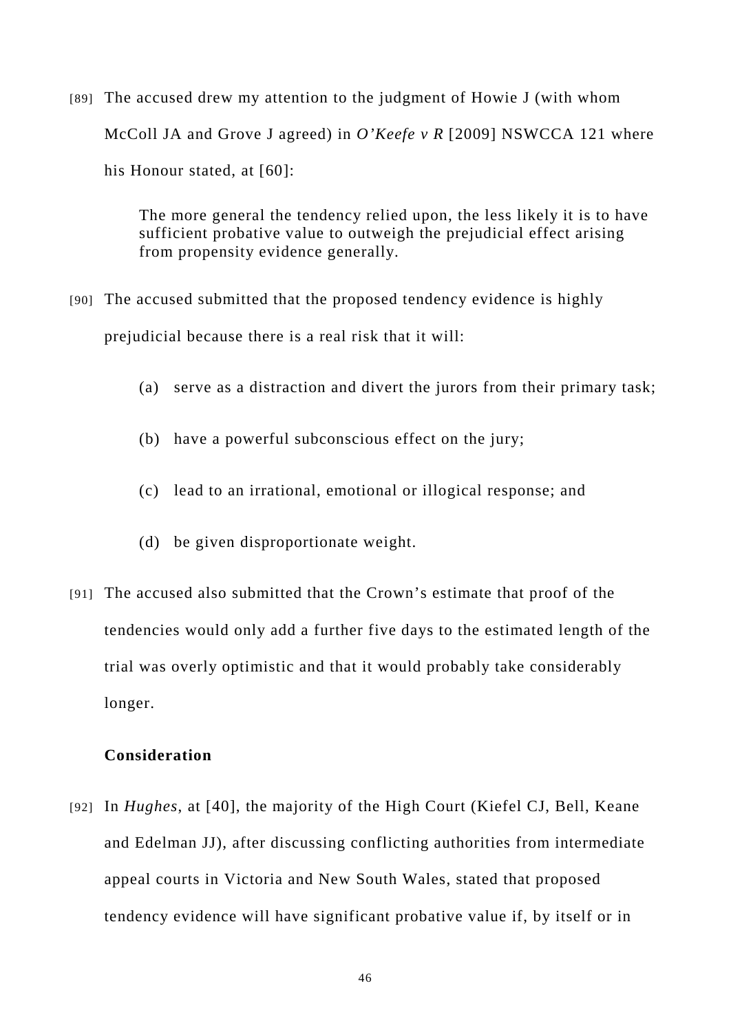[89] The accused drew my attention to the judgment of Howie J (with whom McColl JA and Grove J agreed) in *O'Keefe v R* [2009] NSWCCA 121 where his Honour stated, at [60]:

> The more general the tendency relied upon, the less likely it is to have sufficient probative value to outweigh the prejudicial effect arising from propensity evidence generally.

[90] The accused submitted that the proposed tendency evidence is highly prejudicial because there is a real risk that it will:

(a) serve as a distraction and divert the jurors from their primary task;

(b) have a powerful subconscious effect on the jury;

(c) lead to an irrational, emotional or illogical response; and

(d) be given disproportionate weight.

[91] The accused also submitted that the Crown's estimate that proof of the tendencies would only add a further five days to the estimated length of the trial was overly optimistic and that it would probably take considerably longer.

**Consideration**

[92] In *Hughes*, at [40], the majority of the High Court (Kiefel CJ, Bell, Keane and Edelman JJ), after discussing conflicting authorities from intermediate appeal courts in Victoria and New South Wales, stated that proposed tendency evidence will have significant probative value if, by itself or in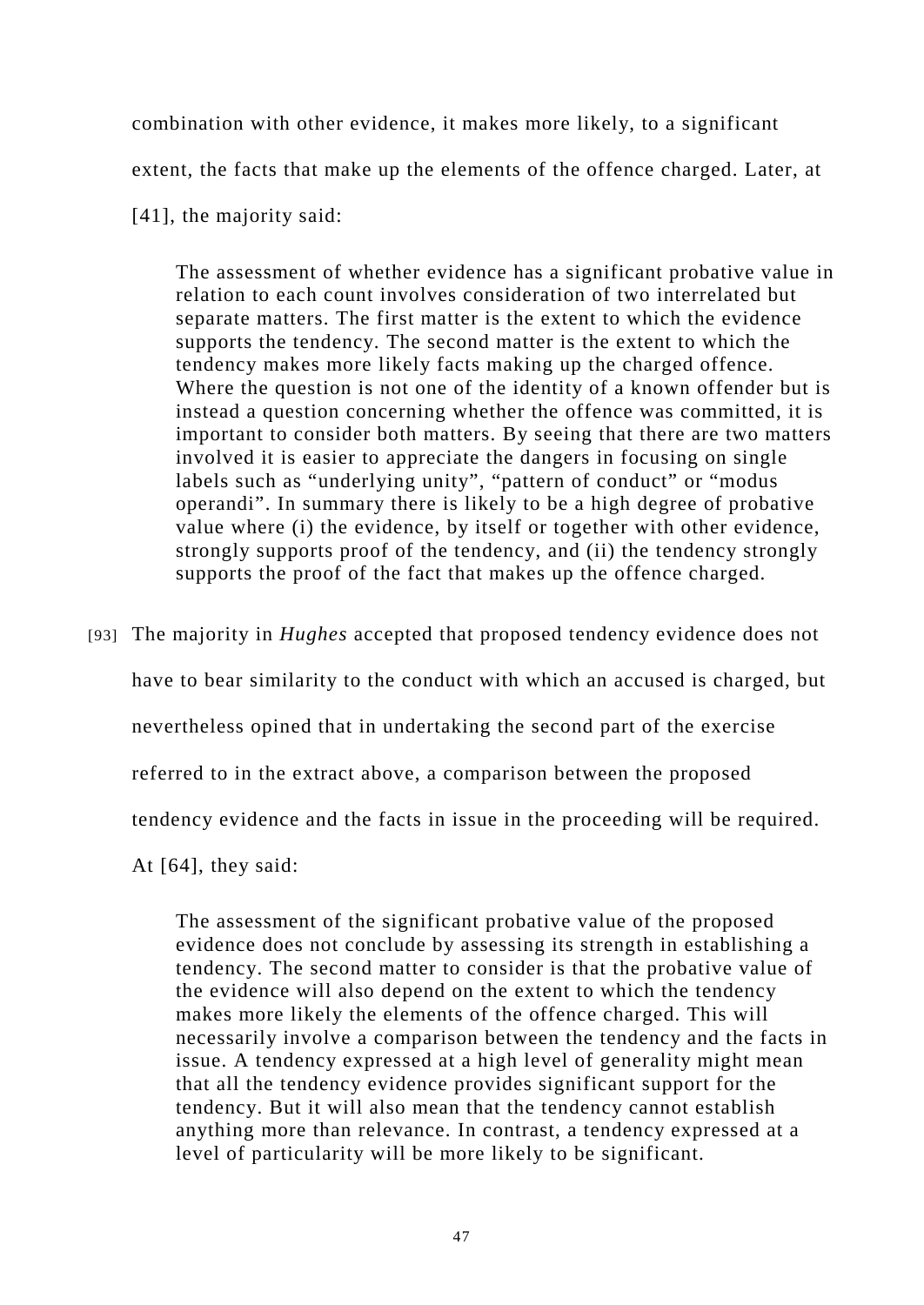combination with other evidence, it makes more likely, to a significant extent, the facts that make up the elements of the offence charged. Later, at [41], the majority said:

> The assessment of whether evidence has a significant probative value in relation to each count involves consideration of two interrelated but separate matters. The first matter is the extent to which the evidence supports the tendency. The second matter is the extent to which the tendency makes more likely facts making up the charged offence. Where the question is not one of the identity of a known offender but is instead a question concerning whether the offence was committed, it is important to consider both matters. By seeing that there are two matters involved it is easier to appreciate the dangers in focusing on single labels such as "underlying unity", "pattern of conduct" or "modus operandi". In summary there is likely to be a high degree of probative value where (i) the evidence, by itself or together with other evidence, strongly supports proof of the tendency, and (ii) the tendency strongly supports the proof of the fact that makes up the offence charged.

[93] The majority in *Hughes* accepted that proposed tendency evidence does not have to bear similarity to the conduct with which an accused is charged, but nevertheless opined that in undertaking the second part of the exercise referred to in the extract above, a comparison between the proposed tendency evidence and the facts in issue in the proceeding will be required. At [64], they said:

> The assessment of the significant probative value of the proposed evidence does not conclude by assessing its strength in establishing a tendency. The second matter to consider is that the probative value of the evidence will also depend on the extent to which the tendency makes more likely the elements of the offence charged. This will necessarily involve a comparison between the tendency and the facts in issue. A tendency expressed at a high level of generality might mean that all the tendency evidence provides significant support for the tendency. But it will also mean that the tendency cannot establish anything more than relevance. In contrast, a tendency expressed at a level of particularity will be more likely to be significant.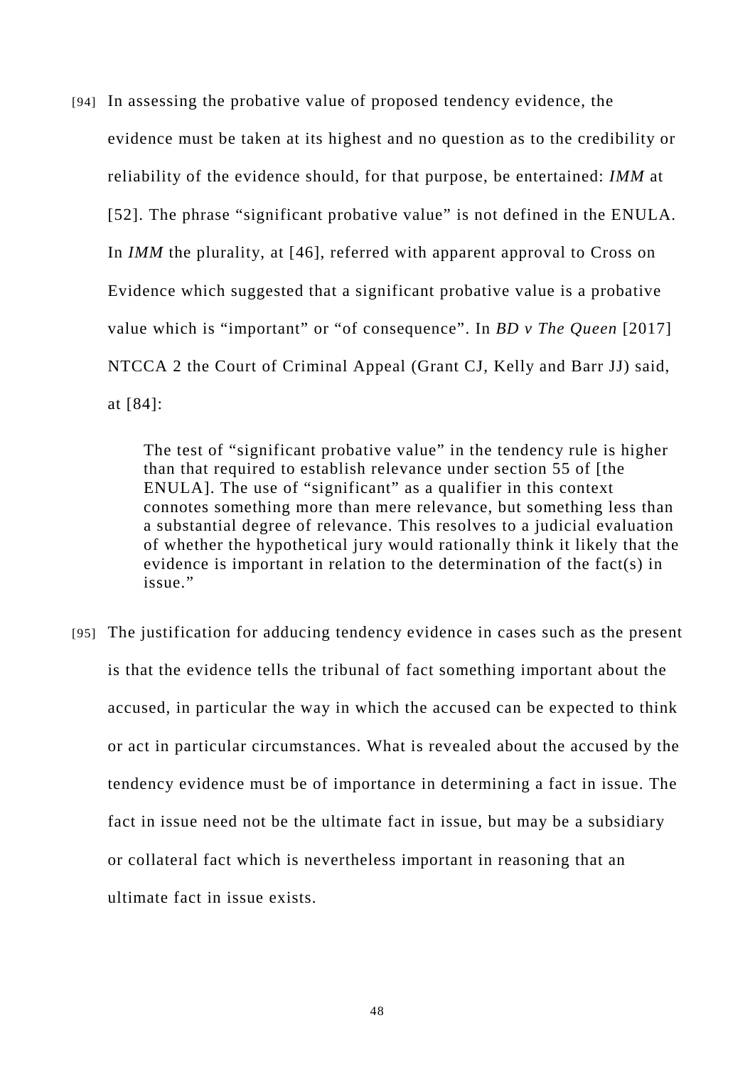[94] In assessing the probative value of proposed tendency evidence, the evidence must be taken at its highest and no question as to the credibility or reliability of the evidence should, for that purpose, be entertained: *IMM* at [52]. The phrase "significant probative value" is not defined in the ENULA. In *IMM* the plurality, at [46], referred with apparent approval to Cross on Evidence which suggested that a significant probative value is a probative value which is "important" or "of consequence". In *BD v The Queen* [2017] NTCCA 2 the Court of Criminal Appeal (Grant CJ, Kelly and Barr JJ) said, at [84]:

> The test of "significant probative value" in the tendency rule is higher than that required to establish relevance under section 55 of [the ENULA]. The use of "significant" as a qualifier in this context connotes something more than mere relevance, but something less than a substantial degree of relevance. This resolves to a judicial evaluation of whether the hypothetical jury would rationally think it likely that the evidence is important in relation to the determination of the fact(s) in issue."

[95] The justification for adducing tendency evidence in cases such as the present is that the evidence tells the tribunal of fact something important about the accused, in particular the way in which the accused can be expected to think or act in particular circumstances. What is revealed about the accused by the tendency evidence must be of importance in determining a fact in issue. The fact in issue need not be the ultimate fact in issue, but may be a subsidiary or collateral fact which is nevertheless important in reasoning that an ultimate fact in issue exists.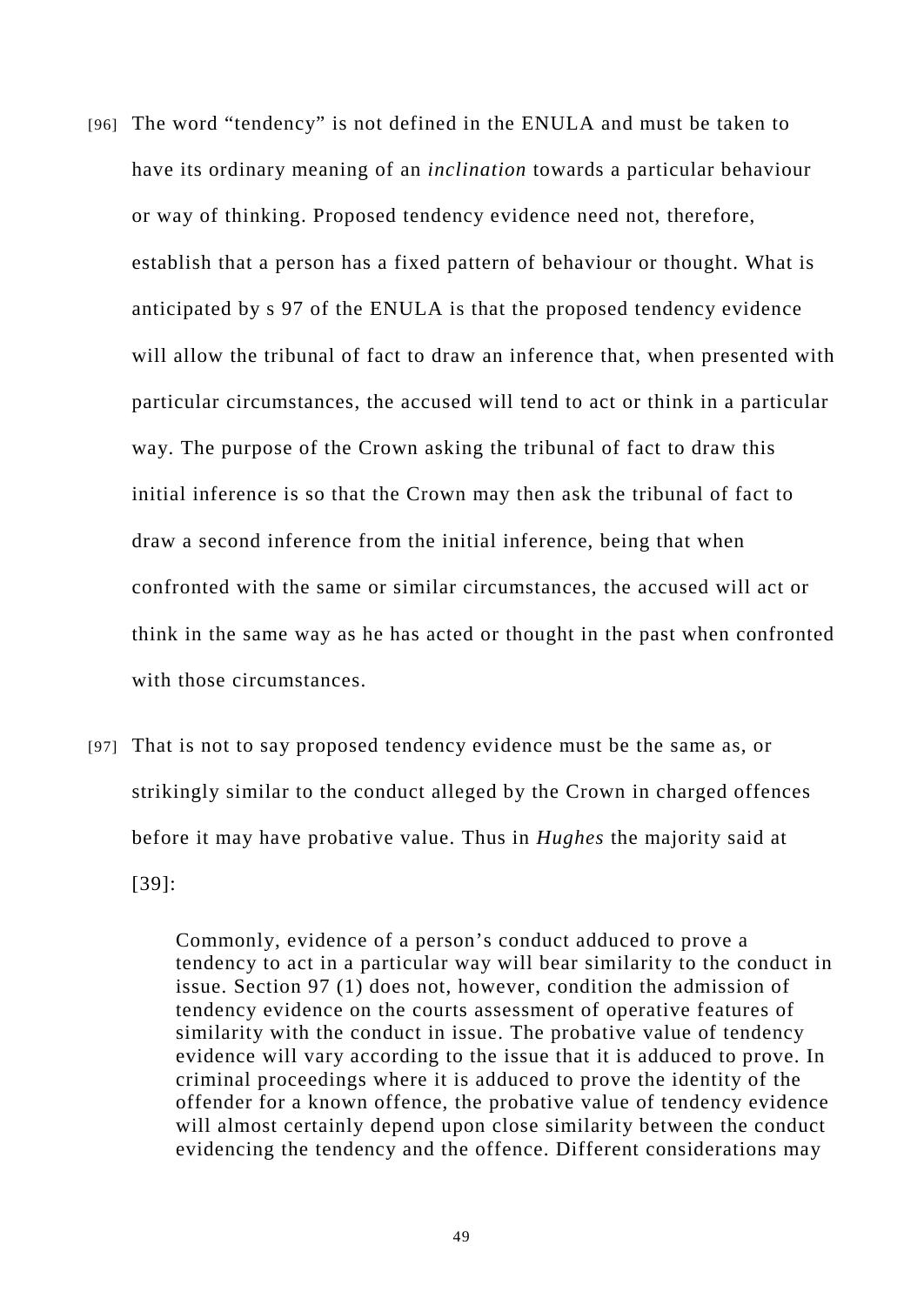[96] The word "tendency" is not defined in the ENULA and must be taken to have its ordinary meaning of an *inclination* towards a particular behaviour or way of thinking. Proposed tendency evidence need not, therefore, establish that a person has a fixed pattern of behaviour or thought. What is anticipated by s 97 of the ENULA is that the proposed tendency evidence will allow the tribunal of fact to draw an inference that, when presented with particular circumstances, the accused will tend to act or think in a particular way. The purpose of the Crown asking the tribunal of fact to draw this initial inference is so that the Crown may then ask the tribunal of fact to draw a second inference from the initial inference, being that when confronted with the same or similar circumstances, the accused will act or think in the same way as he has acted or thought in the past when confronted with those circumstances.

[97] That is not to say proposed tendency evidence must be the same as, or strikingly similar to the conduct alleged by the Crown in charged offences before it may have probative value. Thus in *Hughes* the majority said at [39]:

> Commonly, evidence of a person's conduct adduced to prove a tendency to act in a particular way will bear similarity to the conduct in issue. Section 97 (1) does not, however, condition the admission of tendency evidence on the courts assessment of operative features of similarity with the conduct in issue. The probative value of tendency evidence will vary according to the issue that it is adduced to prove. In criminal proceedings where it is adduced to prove the identity of the offender for a known offence, the probative value of tendency evidence will almost certainly depend upon close similarity between the conduct evidencing the tendency and the offence. Different considerations may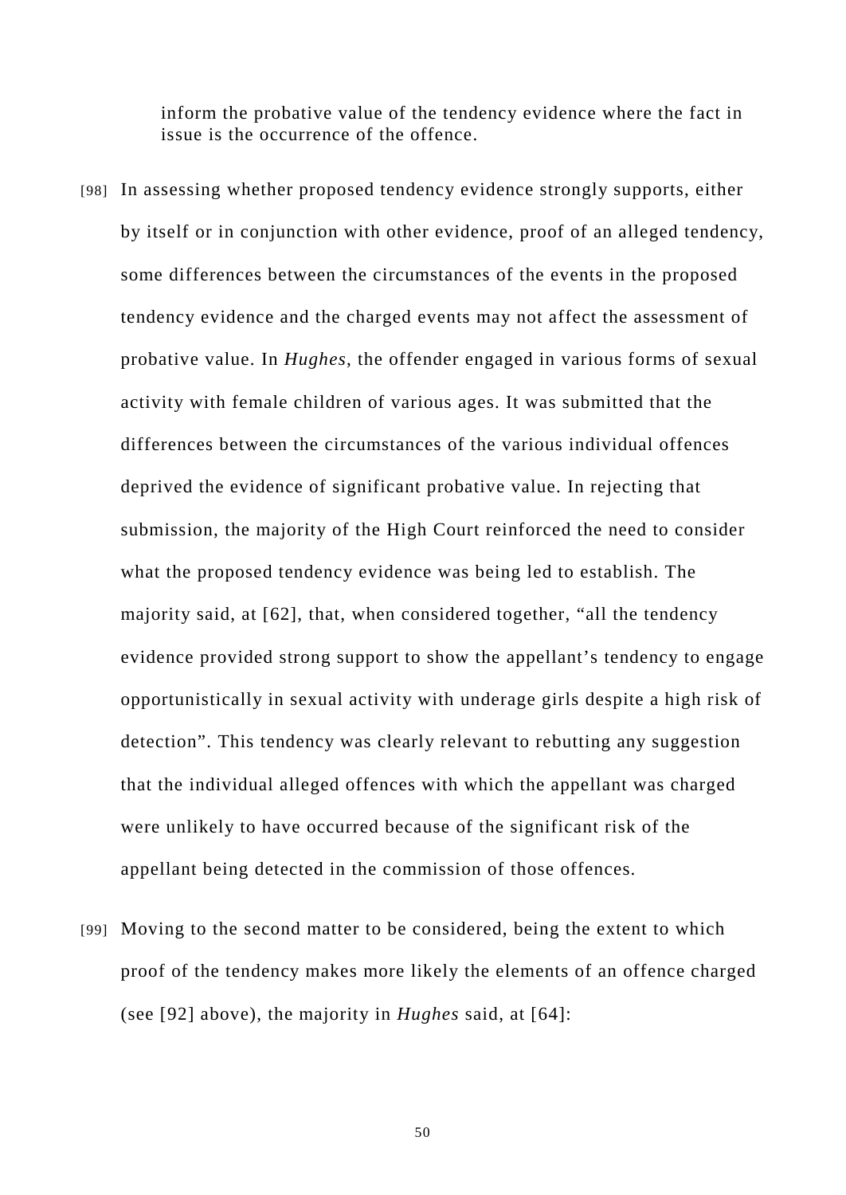inform the probative value of the tendency evidence where the fact in issue is the occurrence of the offence.

[98] In assessing whether proposed tendency evidence strongly supports, either by itself or in conjunction with other evidence, proof of an alleged tendency, some differences between the circumstances of the events in the proposed tendency evidence and the charged events may not affect the assessment of probative value. In *Hughes*, the offender engaged in various forms of sexual activity with female children of various ages. It was submitted that the differences between the circumstances of the various individual offences deprived the evidence of significant probative value. In rejecting that submission, the majority of the High Court reinforced the need to consider what the proposed tendency evidence was being led to establish. The majority said, at [62], that, when considered together, "all the tendency evidence provided strong support to show the appellant's tendency to engage opportunistically in sexual activity with underage girls despite a high risk of detection". This tendency was clearly relevant to rebutting any suggestion that the individual alleged offences with which the appellant was charged were unlikely to have occurred because of the significant risk of the appellant being detected in the commission of those offences.

[99] Moving to the second matter to be considered, being the extent to which proof of the tendency makes more likely the elements of an offence charged (see [92] above), the majority in *Hughes* said, at [64]: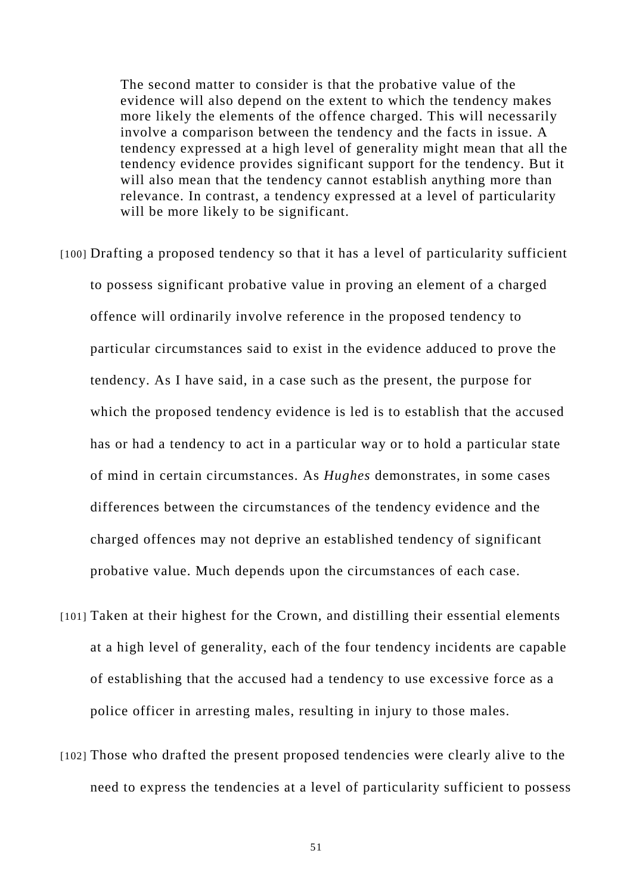> The second matter to consider is that the probative value of the evidence will also depend on the extent to which the tendency makes more likely the elements of the offence charged. This will necessarily involve a comparison between the tendency and the facts in issue. A tendency expressed at a high level of generality might mean that all the tendency evidence provides significant support for the tendency. But it will also mean that the tendency cannot establish anything more than relevance. In contrast, a tendency expressed at a level of particularity will be more likely to be significant.

[100] Drafting a proposed tendency so that it has a level of particularity sufficient to possess significant probative value in proving an element of a charged offence will ordinarily involve reference in the proposed tendency to particular circumstances said to exist in the evidence adduced to prove the tendency. As I have said, in a case such as the present, the purpose for which the proposed tendency evidence is led is to establish that the accused has or had a tendency to act in a particular way or to hold a particular state of mind in certain circumstances. As *Hughes* demonstrates, in some cases differences between the circumstances of the tendency evidence and the charged offences may not deprive an established tendency of significant probative value. Much depends upon the circumstances of each case.

[101] Taken at their highest for the Crown, and distilling their essential elements at a high level of generality, each of the four tendency incidents are capable of establishing that the accused had a tendency to use excessive force as a police officer in arresting males, resulting in injury to those males.

[102] Those who drafted the present proposed tendencies were clearly alive to the need to express the tendencies at a level of particularity sufficient to possess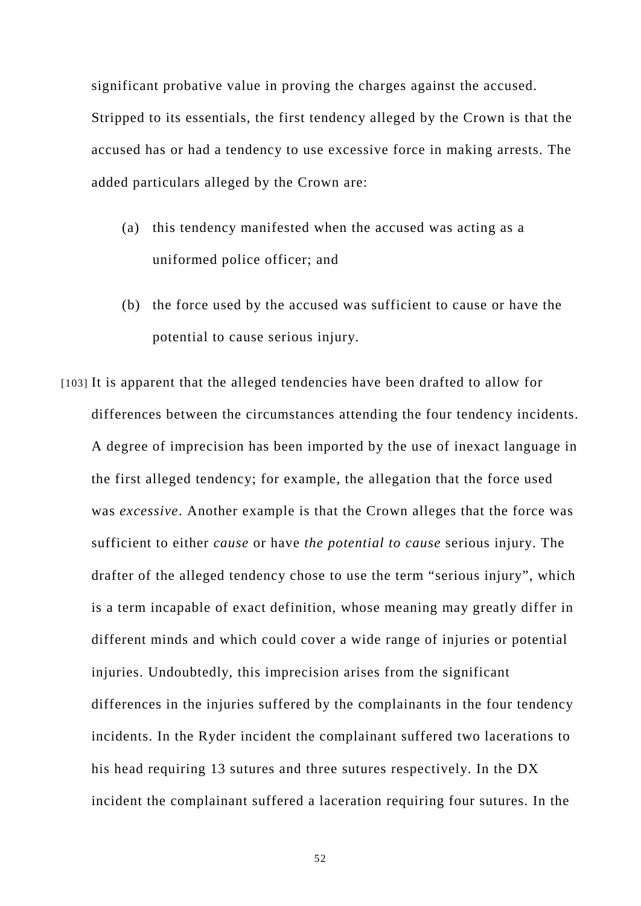significant probative value in proving the charges against the accused. Stripped to its essentials, the first tendency alleged by the Crown is that the accused has or had a tendency to use excessive force in making arrests. The added particulars alleged by the Crown are:

(a) this tendency manifested when the accused was acting as a uniformed police officer; and

(b) the force used by the accused was sufficient to cause or have the potential to cause serious injury.

[103] It is apparent that the alleged tendencies have been drafted to allow for differences between the circumstances attending the four tendency incidents. A degree of imprecision has been imported by the use of inexact language in the first alleged tendency; for example, the allegation that the force used was *excessive*. Another example is that the Crown alleges that the force was sufficient to either *cause* or have *the potential to cause* serious injury. The drafter of the alleged tendency chose to use the term "serious injury", which is a term incapable of exact definition, whose meaning may greatly differ in different minds and which could cover a wide range of injuries or potential injuries. Undoubtedly, this imprecision arises from the significant differences in the injuries suffered by the complainants in the four tendency incidents. In the Ryder incident the complainant suffered two lacerations to his head requiring 13 sutures and three sutures respectively. In the DX incident the complainant suffered a laceration requiring four sutures. In the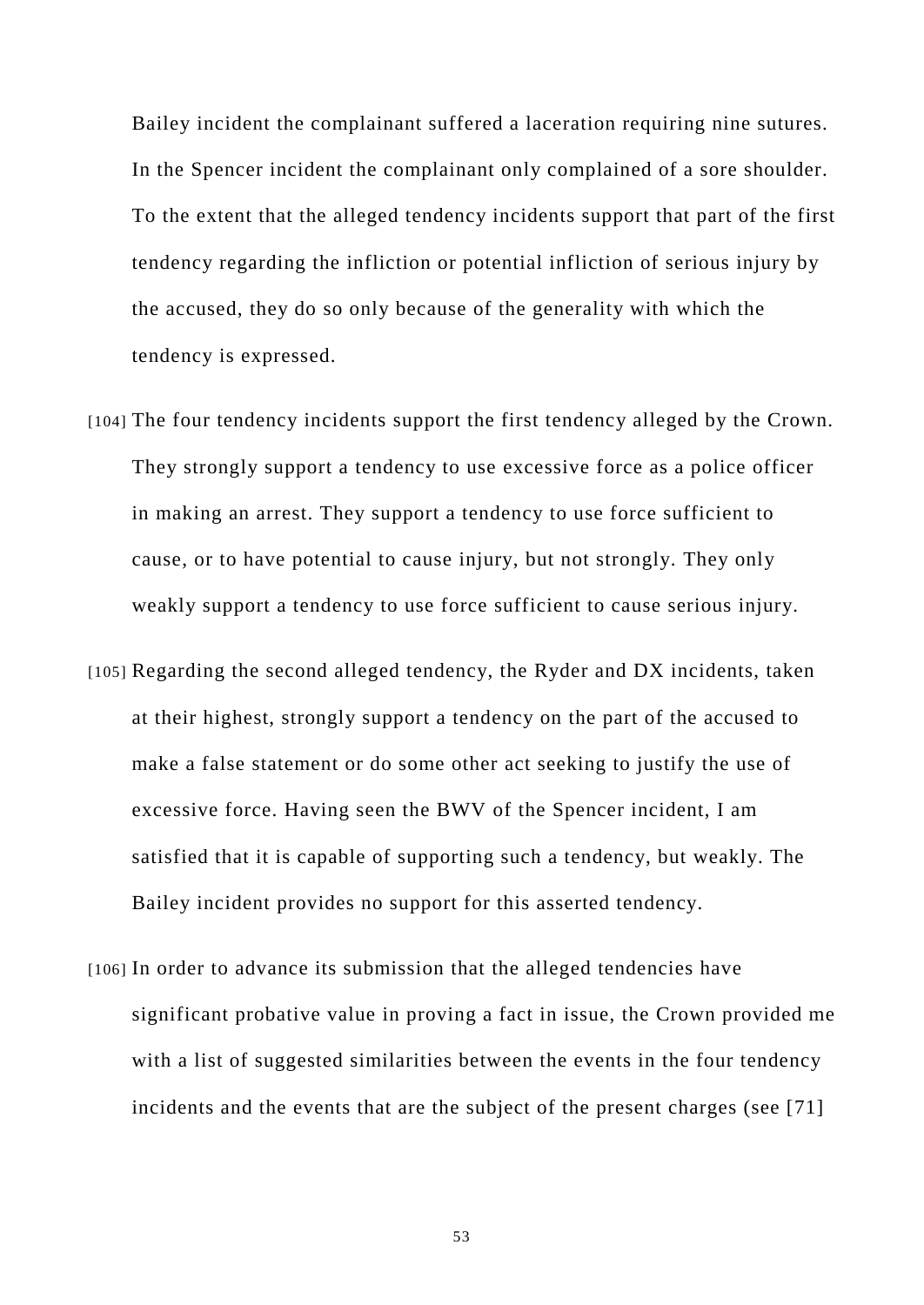Bailey incident the complainant suffered a laceration requiring nine sutures. In the Spencer incident the complainant only complained of a sore shoulder. To the extent that the alleged tendency incidents support that part of the first tendency regarding the infliction or potential infliction of serious injury by the accused, they do so only because of the generality with which the tendency is expressed.

[104] The four tendency incidents support the first tendency alleged by the Crown. They strongly support a tendency to use excessive force as a police officer in making an arrest. They support a tendency to use force sufficient to cause, or to have potential to cause injury, but not strongly. They only weakly support a tendency to use force sufficient to cause serious injury.

[105] Regarding the second alleged tendency, the Ryder and DX incidents, taken at their highest, strongly support a tendency on the part of the accused to make a false statement or do some other act seeking to justify the use of excessive force. Having seen the BWV of the Spencer incident, I am satisfied that it is capable of supporting such a tendency, but weakly. The Bailey incident provides no support for this asserted tendency.

[106] In order to advance its submission that the alleged tendencies have significant probative value in proving a fact in issue, the Crown provided me with a list of suggested similarities between the events in the four tendency incidents and the events that are the subject of the present charges (see [71]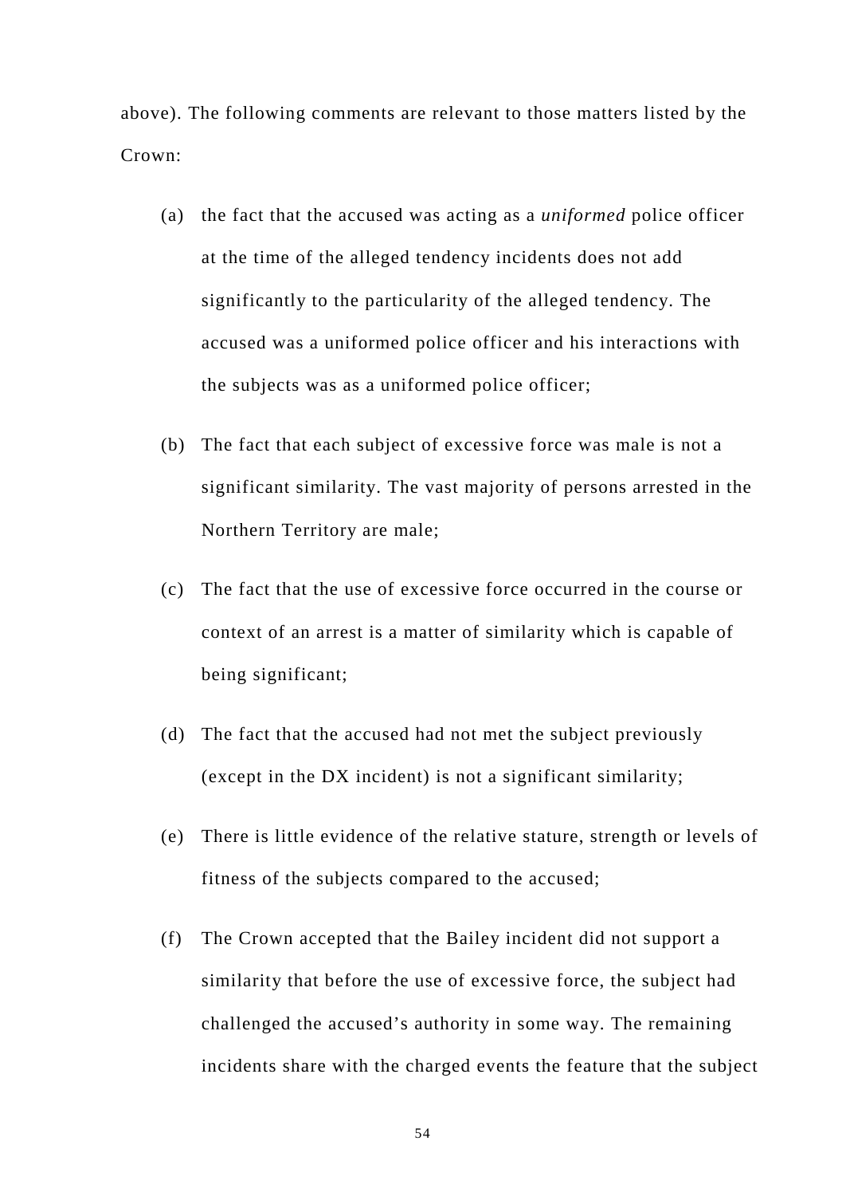above). The following comments are relevant to those matters listed by the Crown:

(a) the fact that the accused was acting as a *uniformed* police officer at the time of the alleged tendency incidents does not add significantly to the particularity of the alleged tendency. The accused was a uniformed police officer and his interactions with the subjects was as a uniformed police officer;

(b) The fact that each subject of excessive force was male is not a significant similarity. The vast majority of persons arrested in the Northern Territory are male;

(c) The fact that the use of excessive force occurred in the course or context of an arrest is a matter of similarity which is capable of being significant;

(d) The fact that the accused had not met the subject previously (except in the DX incident) is not a significant similarity;

(e) There is little evidence of the relative stature, strength or levels of fitness of the subjects compared to the accused;

(f) The Crown accepted that the Bailey incident did not support a similarity that before the use of excessive force, the subject had challenged the accused's authority in some way. The remaining incidents share with the charged events the feature that the subject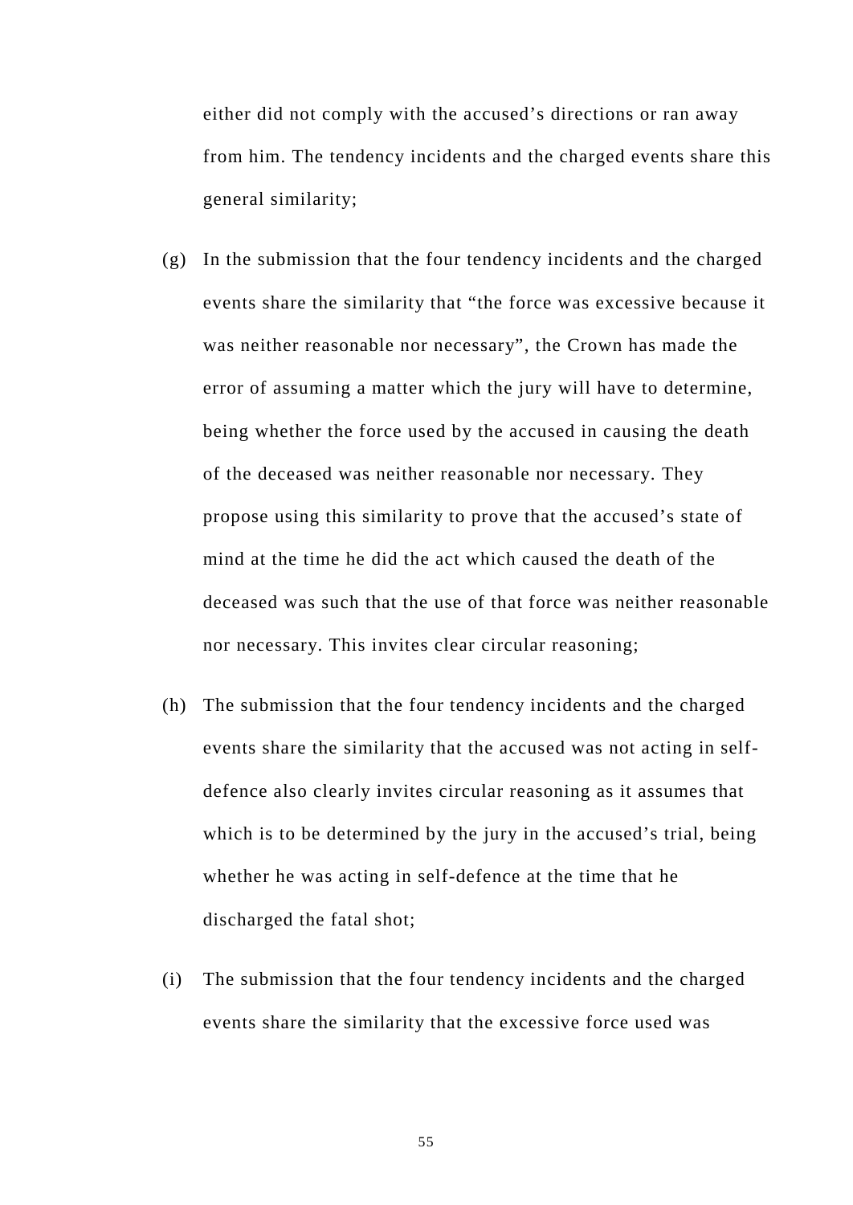either did not comply with the accused's directions or ran away from him. The tendency incidents and the charged events share this general similarity;

(g) In the submission that the four tendency incidents and the charged events share the similarity that "the force was excessive because it was neither reasonable nor necessary", the Crown has made the error of assuming a matter which the jury will have to determine, being whether the force used by the accused in causing the death of the deceased was neither reasonable nor necessary. They propose using this similarity to prove that the accused's state of mind at the time he did the act which caused the death of the deceased was such that the use of that force was neither reasonable nor necessary. This invites clear circular reasoning;

(h) The submission that the four tendency incidents and the charged events share the similarity that the accused was not acting in self-defence also clearly invites circular reasoning as it assumes that which is to be determined by the jury in the accused's trial, being whether he was acting in self-defence at the time that he discharged the fatal shot;

(i) The submission that the four tendency incidents and the charged events share the similarity that the excessive force used was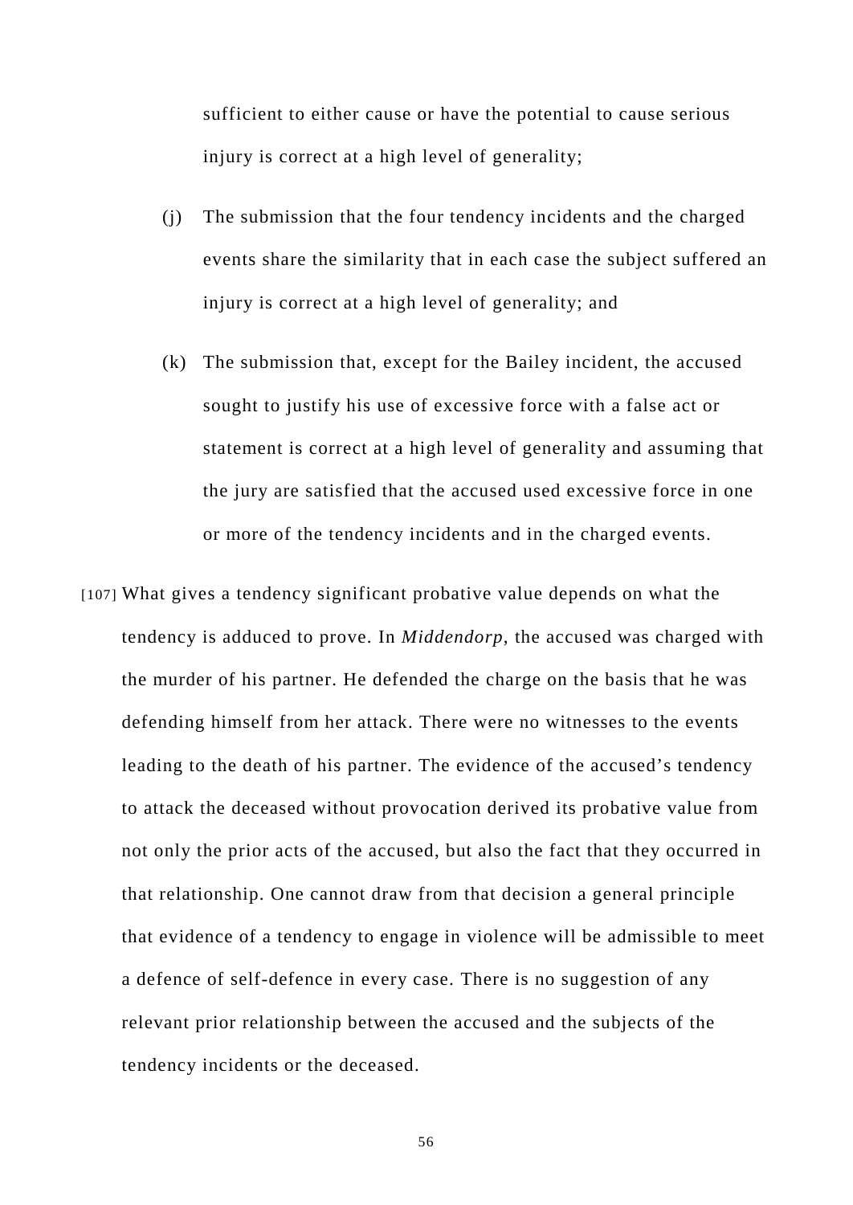sufficient to either cause or have the potential to cause serious injury is correct at a high level of generality;

(j) The submission that the four tendency incidents and the charged events share the similarity that in each case the subject suffered an injury is correct at a high level of generality; and

(k) The submission that, except for the Bailey incident, the accused sought to justify his use of excessive force with a false act or statement is correct at a high level of generality and assuming that the jury are satisfied that the accused used excessive force in one or more of the tendency incidents and in the charged events.

[107] What gives a tendency significant probative value depends on what the tendency is adduced to prove. In *Middendorp*, the accused was charged with the murder of his partner. He defended the charge on the basis that he was defending himself from her attack. There were no witnesses to the events leading to the death of his partner. The evidence of the accused's tendency to attack the deceased without provocation derived its probative value from not only the prior acts of the accused, but also the fact that they occurred in that relationship. One cannot draw from that decision a general principle that evidence of a tendency to engage in violence will be admissible to meet a defence of self-defence in every case. There is no suggestion of any relevant prior relationship between the accused and the subjects of the tendency incidents or the deceased.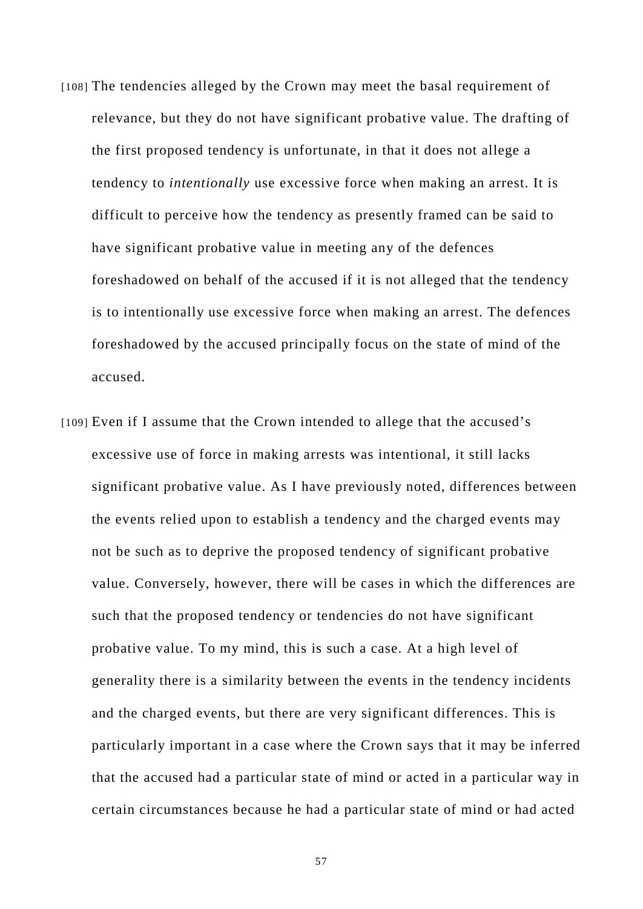[108] The tendencies alleged by the Crown may meet the basal requirement of relevance, but they do not have significant probative value. The drafting of the first proposed tendency is unfortunate, in that it does not allege a tendency to *intentionally* use excessive force when making an arrest. It is difficult to perceive how the tendency as presently framed can be said to have significant probative value in meeting any of the defences foreshadowed on behalf of the accused if it is not alleged that the tendency is to intentionally use excessive force when making an arrest. The defences foreshadowed by the accused principally focus on the state of mind of the accused.

[109] Even if I assume that the Crown intended to allege that the accused's excessive use of force in making arrests was intentional, it still lacks significant probative value. As I have previously noted, differences between the events relied upon to establish a tendency and the charged events may not be such as to deprive the proposed tendency of significant probative value. Conversely, however, there will be cases in which the differences are such that the proposed tendency or tendencies do not have significant probative value. To my mind, this is such a case. At a high level of generality there is a similarity between the events in the tendency incidents and the charged events, but there are very significant differences. This is particularly important in a case where the Crown says that it may be inferred that the accused had a particular state of mind or acted in a particular way in certain circumstances because he had a particular state of mind or had acted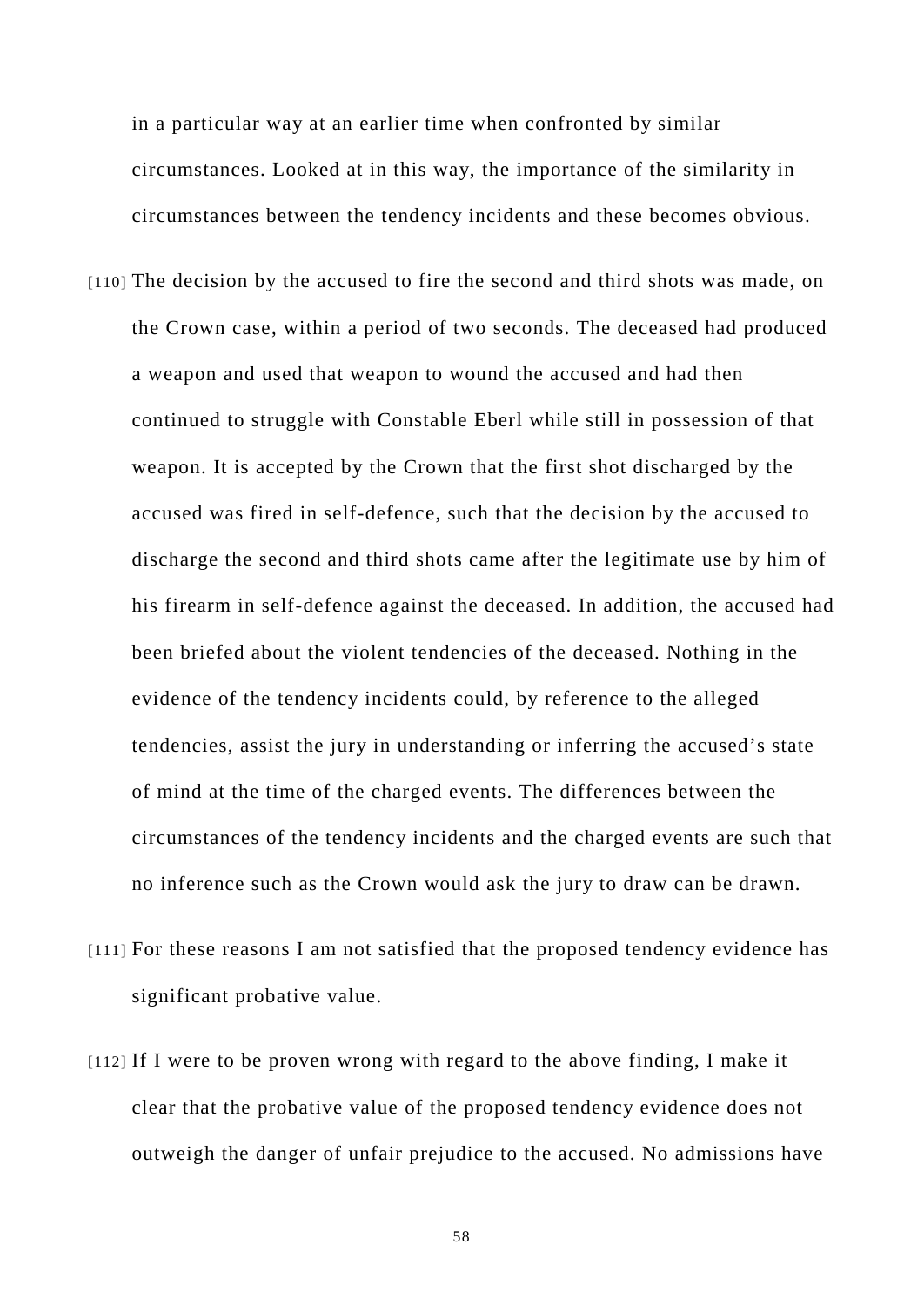in a particular way at an earlier time when confronted by similar circumstances. Looked at in this way, the importance of the similarity in circumstances between the tendency incidents and these becomes obvious.

[110] The decision by the accused to fire the second and third shots was made, on the Crown case, within a period of two seconds. The deceased had produced a weapon and used that weapon to wound the accused and had then continued to struggle with Constable Eberl while still in possession of that weapon. It is accepted by the Crown that the first shot discharged by the accused was fired in self-defence, such that the decision by the accused to discharge the second and third shots came after the legitimate use by him of his firearm in self-defence against the deceased. In addition, the accused had been briefed about the violent tendencies of the deceased. Nothing in the evidence of the tendency incidents could, by reference to the alleged tendencies, assist the jury in understanding or inferring the accused's state of mind at the time of the charged events. The differences between the circumstances of the tendency incidents and the charged events are such that no inference such as the Crown would ask the jury to draw can be drawn.

[111] For these reasons I am not satisfied that the proposed tendency evidence has significant probative value.

[112] If I were to be proven wrong with regard to the above finding, I make it clear that the probative value of the proposed tendency evidence does not outweigh the danger of unfair prejudice to the accused. No admissions have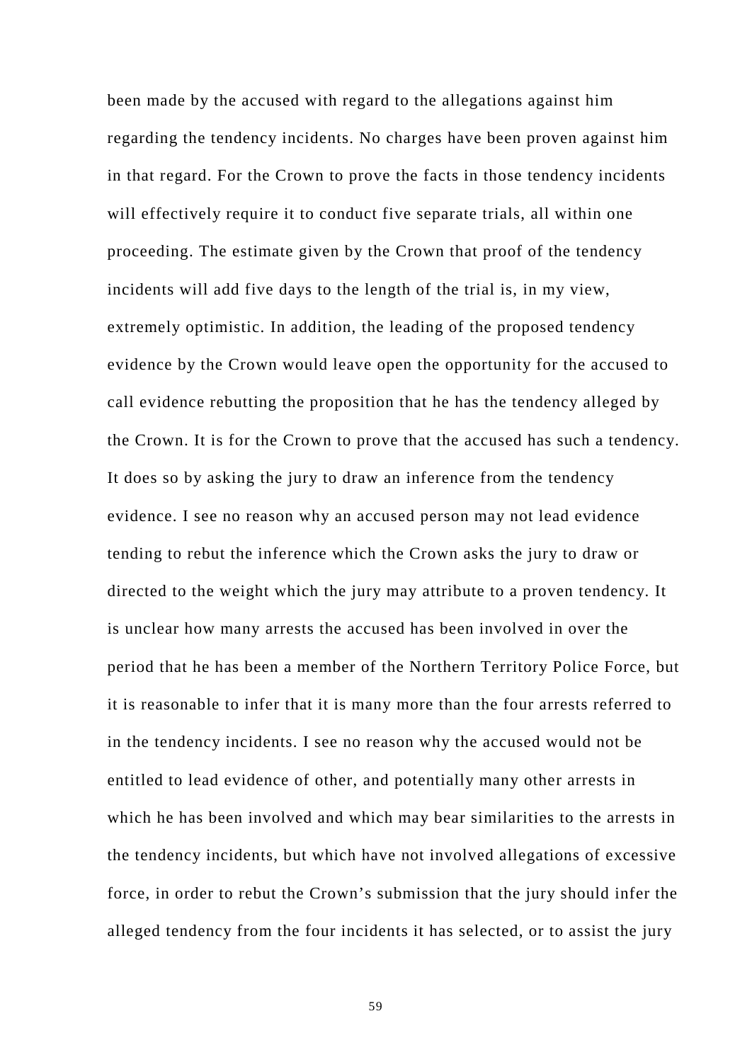been made by the accused with regard to the allegations against him regarding the tendency incidents. No charges have been proven against him in that regard. For the Crown to prove the facts in those tendency incidents will effectively require it to conduct five separate trials, all within one proceeding. The estimate given by the Crown that proof of the tendency incidents will add five days to the length of the trial is, in my view, extremely optimistic. In addition, the leading of the proposed tendency evidence by the Crown would leave open the opportunity for the accused to call evidence rebutting the proposition that he has the tendency alleged by the Crown. It is for the Crown to prove that the accused has such a tendency. It does so by asking the jury to draw an inference from the tendency evidence. I see no reason why an accused person may not lead evidence tending to rebut the inference which the Crown asks the jury to draw or directed to the weight which the jury may attribute to a proven tendency. It is unclear how many arrests the accused has been involved in over the period that he has been a member of the Northern Territory Police Force, but it is reasonable to infer that it is many more than the four arrests referred to in the tendency incidents. I see no reason why the accused would not be entitled to lead evidence of other, and potentially many other arrests in which he has been involved and which may bear similarities to the arrests in the tendency incidents, but which have not involved allegations of excessive force, in order to rebut the Crown's submission that the jury should infer the alleged tendency from the four incidents it has selected, or to assist the jury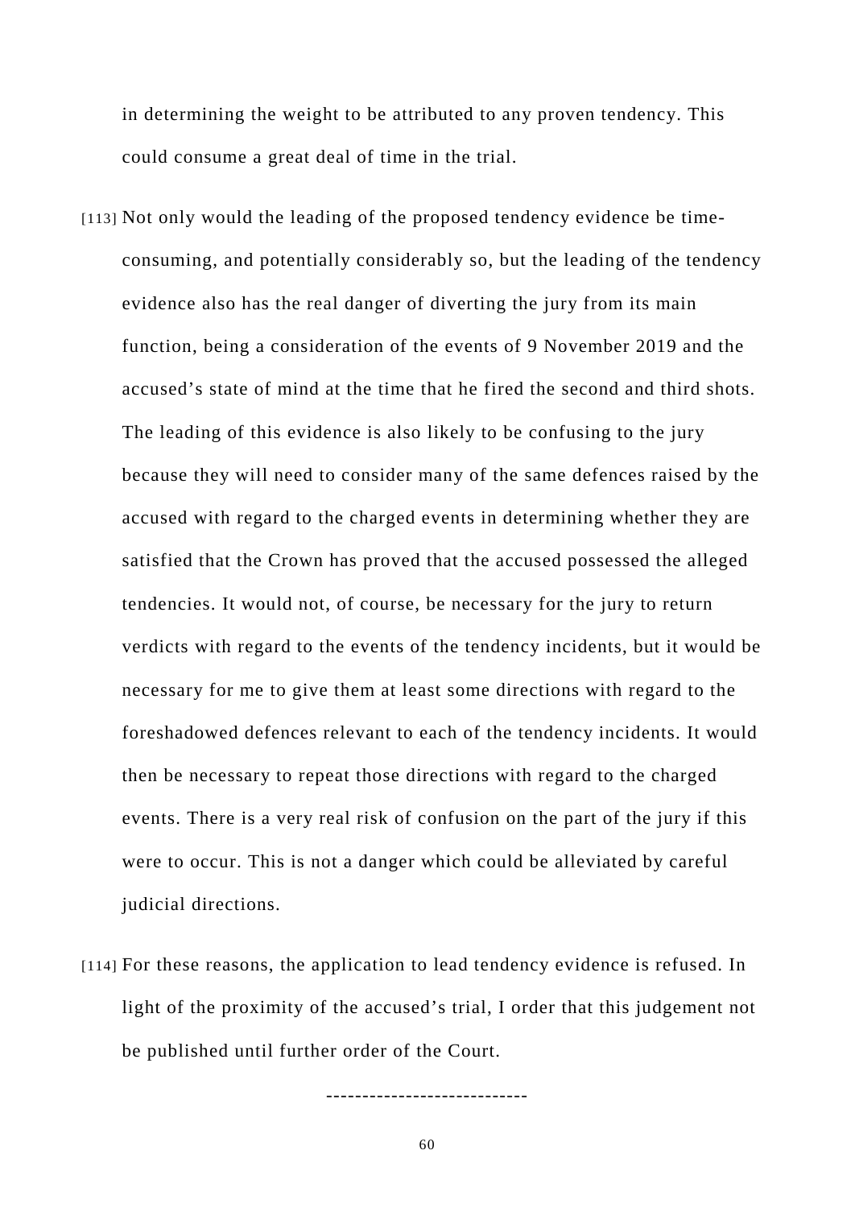in determining the weight to be attributed to any proven tendency. This could consume a great deal of time in the trial.

[113] Not only would the leading of the proposed tendency evidence be time-consuming, and potentially considerably so, but the leading of the tendency evidence also has the real danger of diverting the jury from its main function, being a consideration of the events of 9 November 2019 and the accused's state of mind at the time that he fired the second and third shots. The leading of this evidence is also likely to be confusing to the jury because they will need to consider many of the same defences raised by the accused with regard to the charged events in determining whether they are satisfied that the Crown has proved that the accused possessed the alleged tendencies. It would not, of course, be necessary for the jury to return verdicts with regard to the events of the tendency incidents, but it would be necessary for me to give them at least some directions with regard to the foreshadowed defences relevant to each of the tendency incidents. It would then be necessary to repeat those directions with regard to the charged events. There is a very real risk of confusion on the part of the jury if this were to occur. This is not a danger which could be alleviated by careful judicial directions.

[114] For these reasons, the application to lead tendency evidence is refused. In light of the proximity of the accused's trial, I order that this judgement not be published until further order of the Court.

----------------------------